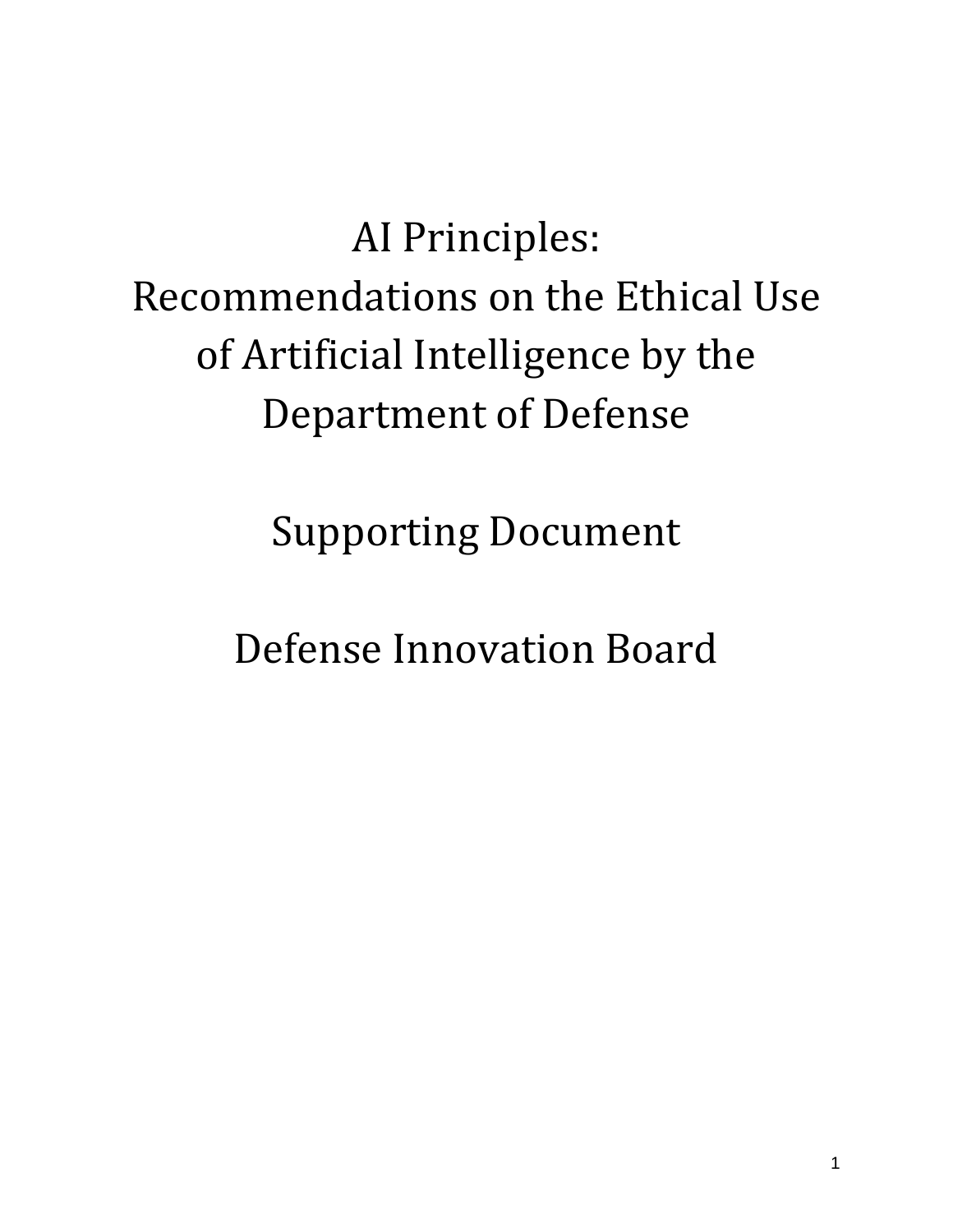# AI Principles: Recommendations on the Ethical Use of Artificial Intelligence by the Department of Defense

## Supporting Document

## Defense Innovation Board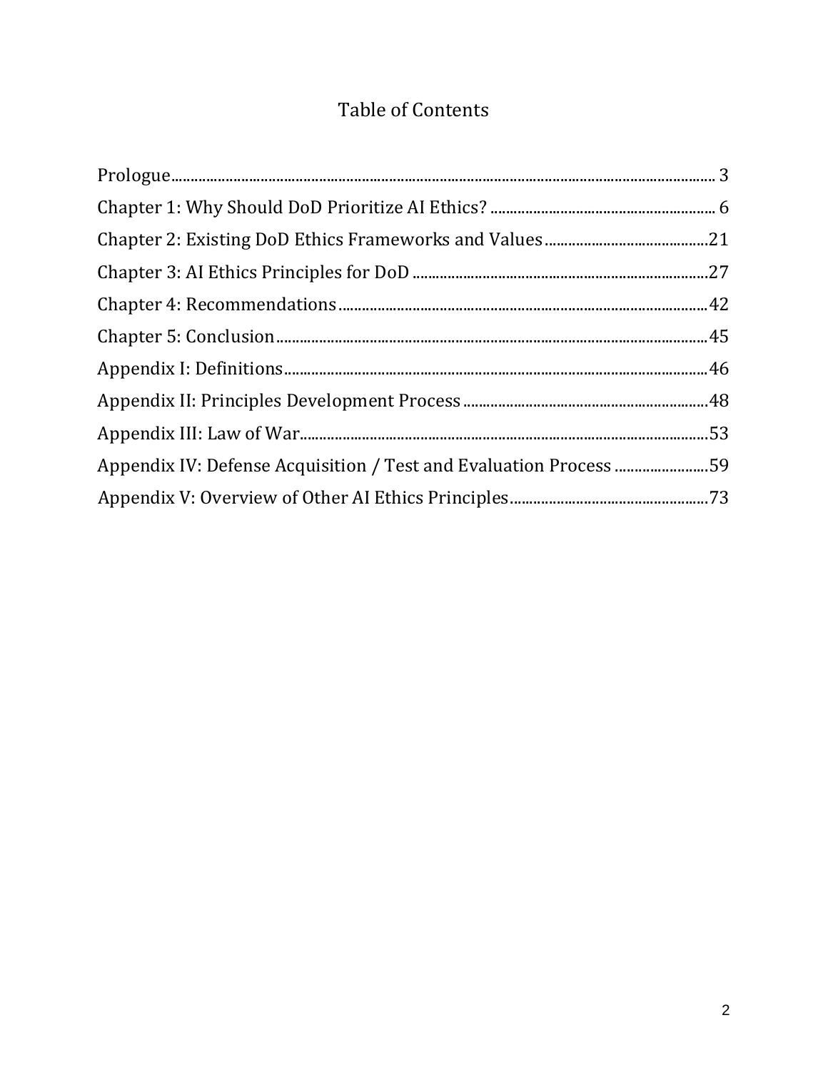# Table of Contents

- Prologue ........ 3
- Chapter 1: Why Should DoD Prioritize AI Ethics? ........ 6
- Chapter 2: Existing DoD Ethics Frameworks and Values ........ 21
- Chapter 3: AI Ethics Principles for DoD ........ 27
- Chapter 4: Recommendations ........ 42
- Chapter 5: Conclusion ........ 45
- Appendix I: Definitions ........ 46
- Appendix II: Principles Development Process ........ 48
- Appendix III: Law of War ........ 53
- Appendix IV: Defense Acquisition / Test and Evaluation Process ........ 59
- Appendix V: Overview of Other AI Ethics Principles ........ 73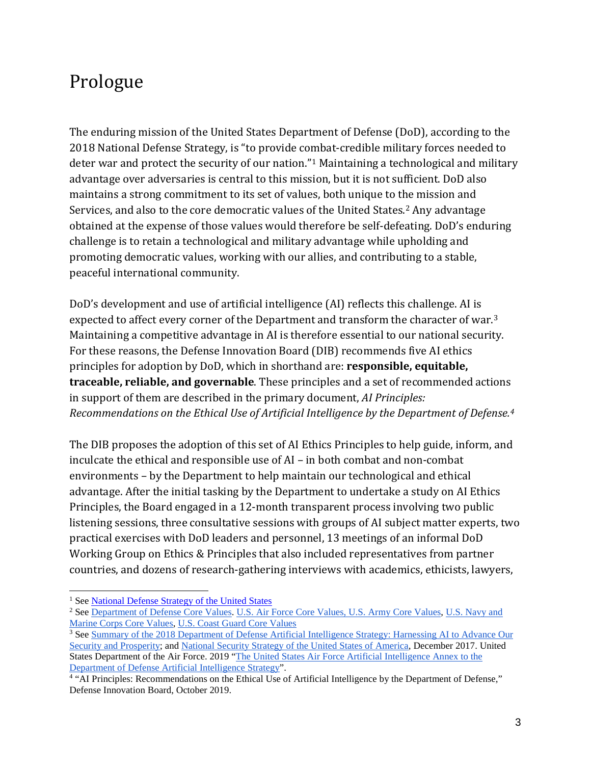# Prologue

The enduring mission of the United States Department of Defense (DoD), according to the 2018 National Defense Strategy, is "to provide combat-credible military forces needed to deter war and protect the security of our nation."[1] Maintaining a technological and military advantage over adversaries is central to this mission, but it is not sufficient. DoD also maintains a strong commitment to its set of values, both unique to the mission and Services, and also to the core democratic values of the United States.[2] Any advantage obtained at the expense of those values would therefore be self-defeating. DoD's enduring challenge is to retain a technological and military advantage while upholding and promoting democratic values, working with our allies, and contributing to a stable, peaceful international community.

DoD's development and use of artificial intelligence (AI) reflects this challenge. AI is expected to affect every corner of the Department and transform the character of war.[3] Maintaining a competitive advantage in AI is therefore essential to our national security. For these reasons, the Defense Innovation Board (DIB) recommends five AI ethics principles for adoption by DoD, which in shorthand are: **responsible, equitable, traceable, reliable, and governable**. These principles and a set of recommended actions in support of them are described in the primary document, *AI Principles: Recommendations on the Ethical Use of Artificial Intelligence by the Department of Defense.*[4]

The DIB proposes the adoption of this set of AI Ethics Principles to help guide, inform, and inculcate the ethical and responsible use of AI – in both combat and non-combat environments – by the Department to help maintain our technological and ethical advantage. After the initial tasking by the Department to undertake a study on AI Ethics Principles, the Board engaged in a 12-month transparent process involving two public listening sessions, three consultative sessions with groups of AI subject matter experts, two practical exercises with DoD leaders and personnel, 13 meetings of an informal DoD Working Group on Ethics & Principles that also included representatives from partner countries, and dozens of research-gathering interviews with academics, ethicists, lawyers,

---

[1] See National Defense Strategy of the United States

[2] See Department of Defense Core Values. U.S. Air Force Core Values, U.S. Army Core Values, U.S. Navy and Marine Corps Core Values, U.S. Coast Guard Core Values

[3] See Summary of the 2018 Department of Defense Artificial Intelligence Strategy: Harnessing AI to Advance Our Security and Prosperity; and National Security Strategy of the United States of America, December 2017. United States Department of the Air Force. 2019 "The United States Air Force Artificial Intelligence Annex to the Department of Defense Artificial Intelligence Strategy".

[4] "AI Principles: Recommendations on the Ethical Use of Artificial Intelligence by the Department of Defense," Defense Innovation Board, October 2019.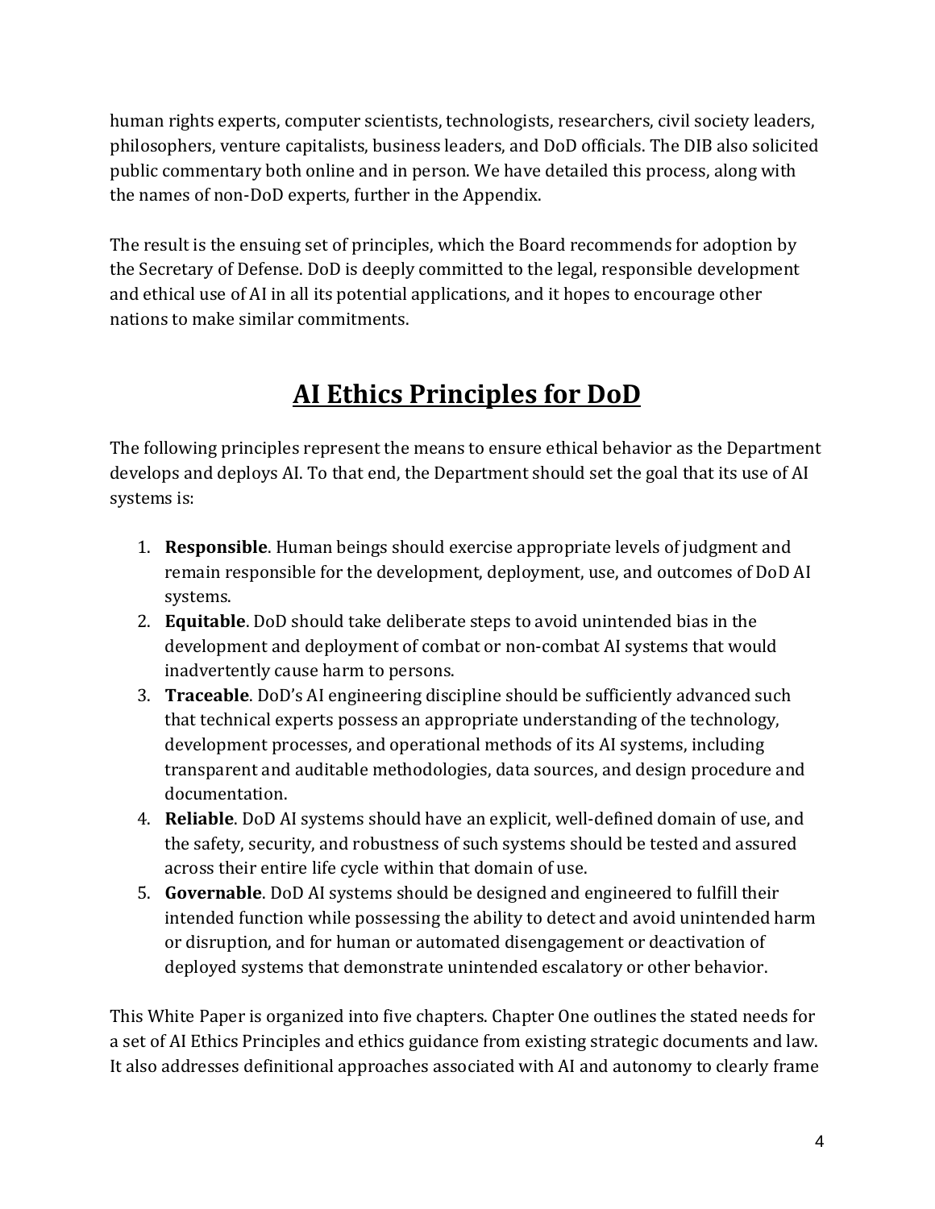human rights experts, computer scientists, technologists, researchers, civil society leaders, philosophers, venture capitalists, business leaders, and DoD officials. The DIB also solicited public commentary both online and in person. We have detailed this process, along with the names of non-DoD experts, further in the Appendix.

The result is the ensuing set of principles, which the Board recommends for adoption by the Secretary of Defense. DoD is deeply committed to the legal, responsible development and ethical use of AI in all its potential applications, and it hopes to encourage other nations to make similar commitments.

## AI Ethics Principles for DoD

The following principles represent the means to ensure ethical behavior as the Department develops and deploys AI. To that end, the Department should set the goal that its use of AI systems is:

1. **Responsible**. Human beings should exercise appropriate levels of judgment and remain responsible for the development, deployment, use, and outcomes of DoD AI systems.
2. **Equitable**. DoD should take deliberate steps to avoid unintended bias in the development and deployment of combat or non-combat AI systems that would inadvertently cause harm to persons.
3. **Traceable**. DoD's AI engineering discipline should be sufficiently advanced such that technical experts possess an appropriate understanding of the technology, development processes, and operational methods of its AI systems, including transparent and auditable methodologies, data sources, and design procedure and documentation.
4. **Reliable**. DoD AI systems should have an explicit, well-defined domain of use, and the safety, security, and robustness of such systems should be tested and assured across their entire life cycle within that domain of use.
5. **Governable**. DoD AI systems should be designed and engineered to fulfill their intended function while possessing the ability to detect and avoid unintended harm or disruption, and for human or automated disengagement or deactivation of deployed systems that demonstrate unintended escalatory or other behavior.

This White Paper is organized into five chapters. Chapter One outlines the stated needs for a set of AI Ethics Principles and ethics guidance from existing strategic documents and law. It also addresses definitional approaches associated with AI and autonomy to clearly frame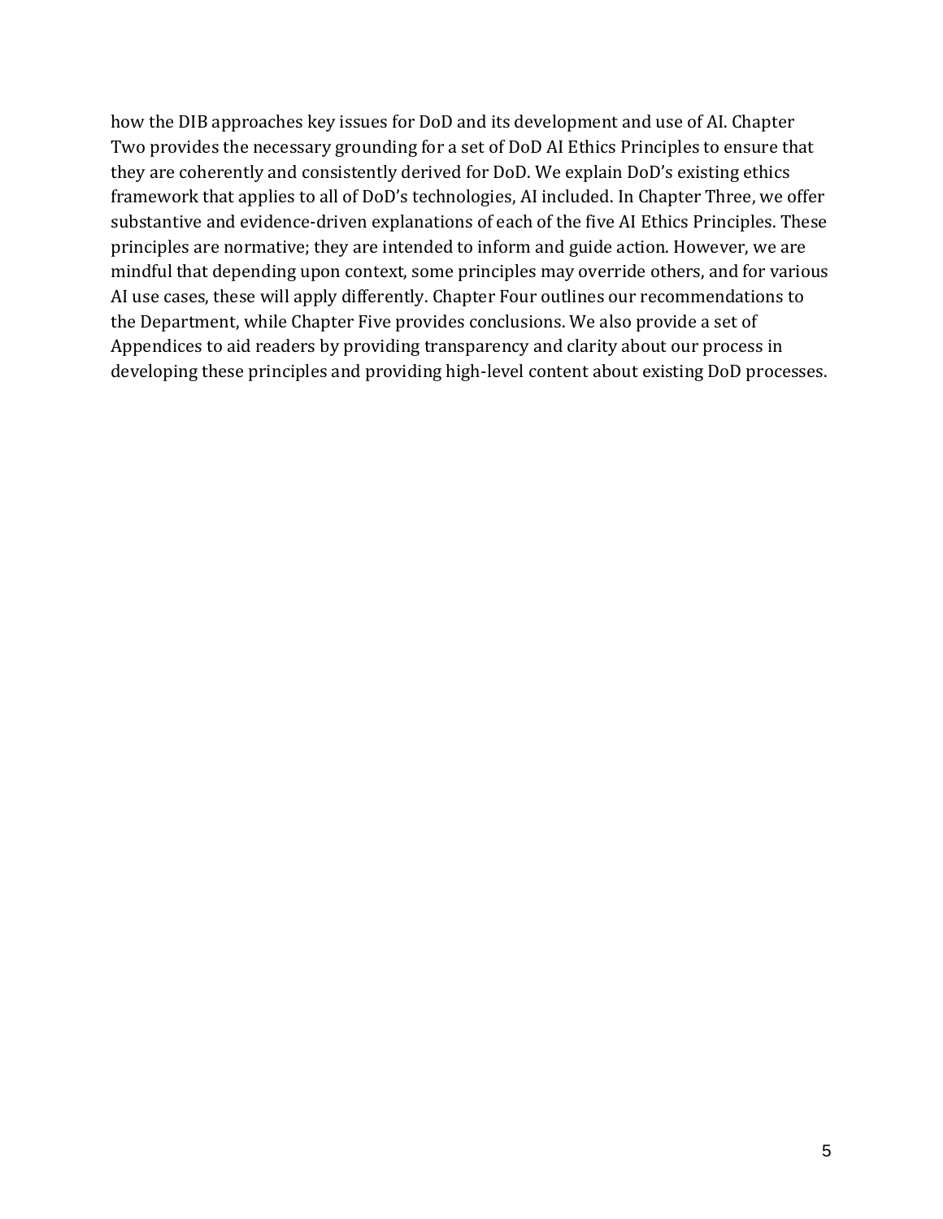how the DIB approaches key issues for DoD and its development and use of AI. Chapter Two provides the necessary grounding for a set of DoD AI Ethics Principles to ensure that they are coherently and consistently derived for DoD. We explain DoD's existing ethics framework that applies to all of DoD's technologies, AI included. In Chapter Three, we offer substantive and evidence-driven explanations of each of the five AI Ethics Principles. These principles are normative; they are intended to inform and guide action. However, we are mindful that depending upon context, some principles may override others, and for various AI use cases, these will apply differently. Chapter Four outlines our recommendations to the Department, while Chapter Five provides conclusions. We also provide a set of Appendices to aid readers by providing transparency and clarity about our process in developing these principles and providing high-level content about existing DoD processes.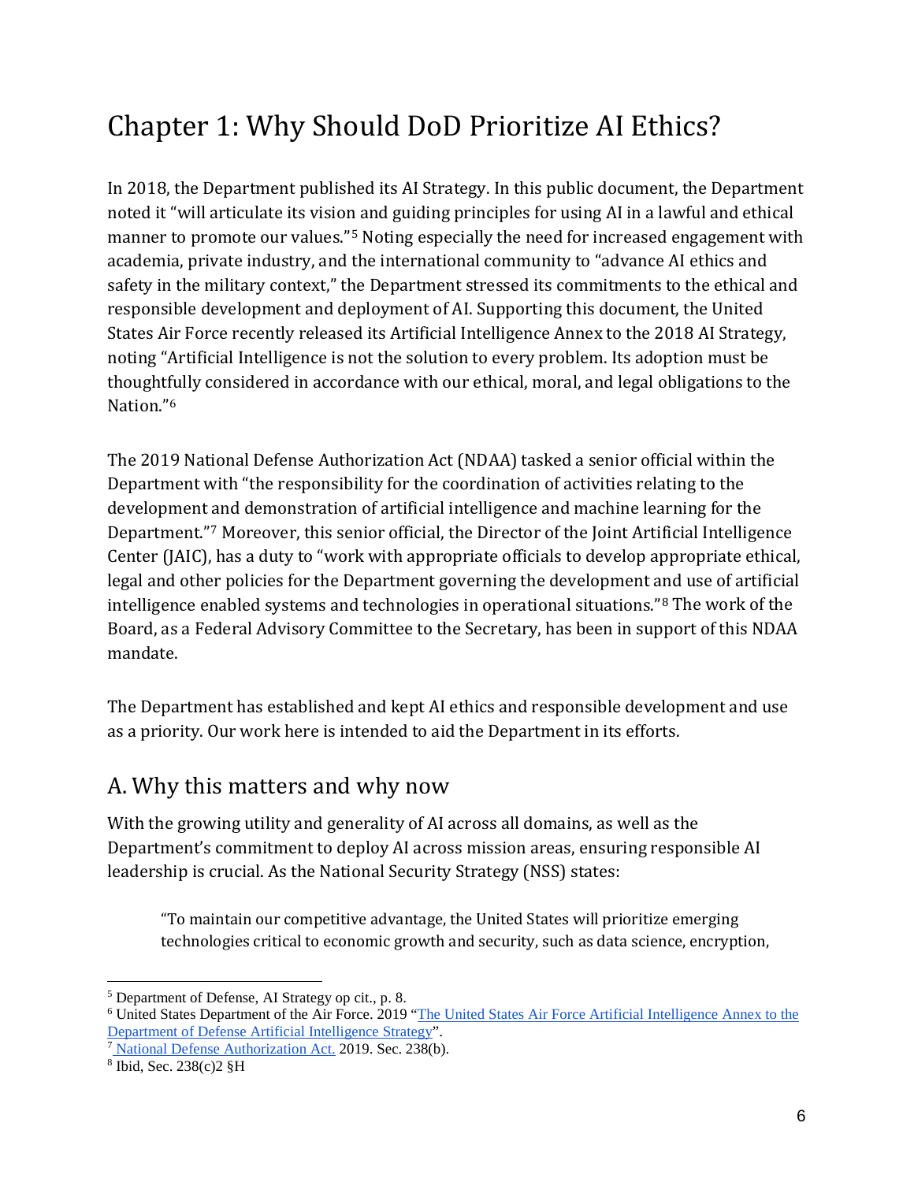# Chapter 1: Why Should DoD Prioritize AI Ethics?

In 2018, the Department published its AI Strategy. In this public document, the Department noted it "will articulate its vision and guiding principles for using AI in a lawful and ethical manner to promote our values."[5] Noting especially the need for increased engagement with academia, private industry, and the international community to "advance AI ethics and safety in the military context," the Department stressed its commitments to the ethical and responsible development and deployment of AI. Supporting this document, the United States Air Force recently released its Artificial Intelligence Annex to the 2018 AI Strategy, noting "Artificial Intelligence is not the solution to every problem. Its adoption must be thoughtfully considered in accordance with our ethical, moral, and legal obligations to the Nation."[6]

The 2019 National Defense Authorization Act (NDAA) tasked a senior official within the Department with "the responsibility for the coordination of activities relating to the development and demonstration of artificial intelligence and machine learning for the Department."[7] Moreover, this senior official, the Director of the Joint Artificial Intelligence Center (JAIC), has a duty to "work with appropriate officials to develop appropriate ethical, legal and other policies for the Department governing the development and use of artificial intelligence enabled systems and technologies in operational situations."[8] The work of the Board, as a Federal Advisory Committee to the Secretary, has been in support of this NDAA mandate.

The Department has established and kept AI ethics and responsible development and use as a priority. Our work here is intended to aid the Department in its efforts.

## A. Why this matters and why now

With the growing utility and generality of AI across all domains, as well as the Department's commitment to deploy AI across mission areas, ensuring responsible AI leadership is crucial. As the National Security Strategy (NSS) states:

> "To maintain our competitive advantage, the United States will prioritize emerging technologies critical to economic growth and security, such as data science, encryption,

---

[5] Department of Defense, AI Strategy op cit., p. 8.

[6] United States Department of the Air Force. 2019 "The United States Air Force Artificial Intelligence Annex to the Department of Defense Artificial Intelligence Strategy".

[7] National Defense Authorization Act. 2019. Sec. 238(b).

[8] Ibid, Sec. 238(c)2 §H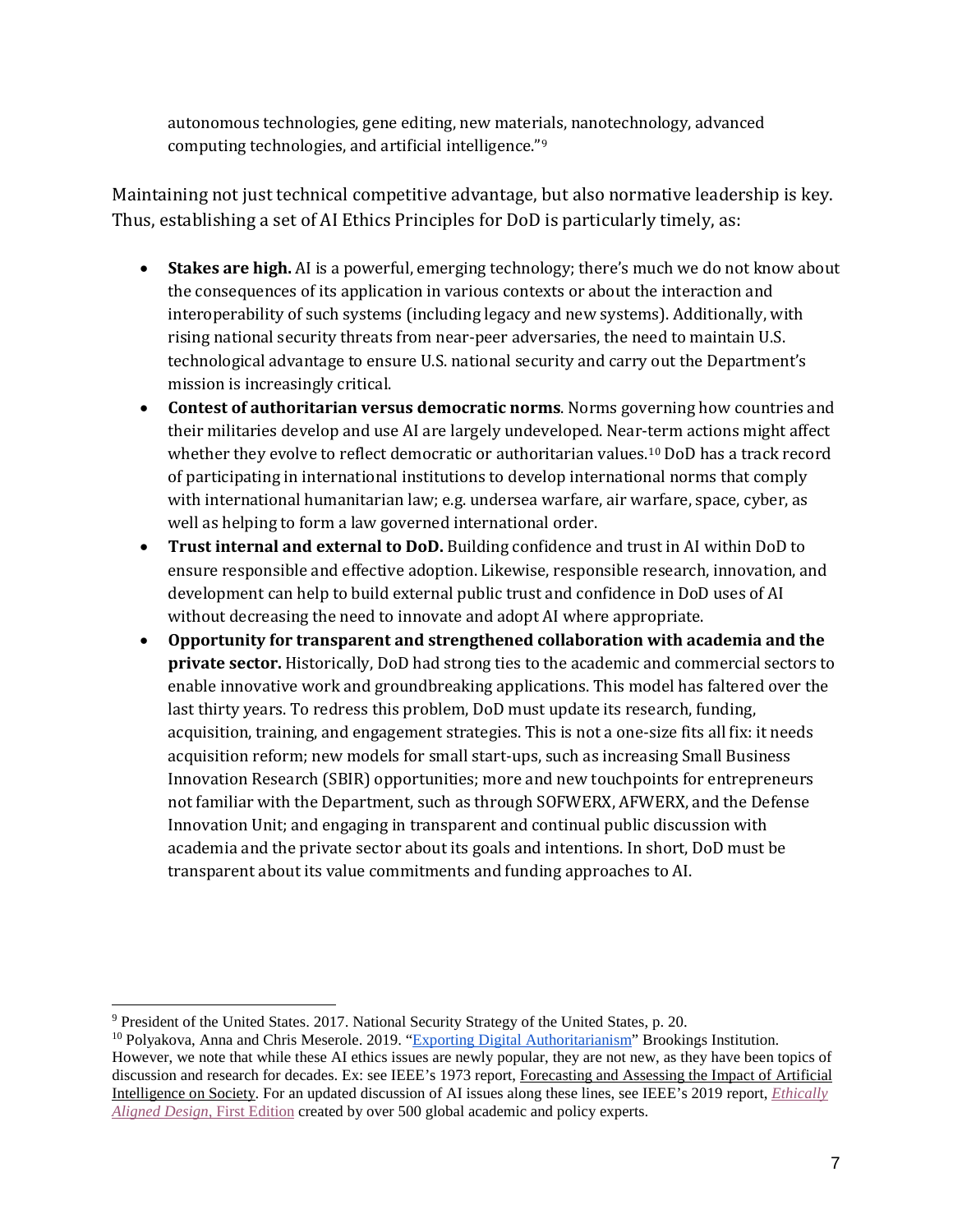autonomous technologies, gene editing, new materials, nanotechnology, advanced computing technologies, and artificial intelligence."[9]

Maintaining not just technical competitive advantage, but also normative leadership is key. Thus, establishing a set of AI Ethics Principles for DoD is particularly timely, as:

- **Stakes are high.** AI is a powerful, emerging technology; there's much we do not know about the consequences of its application in various contexts or about the interaction and interoperability of such systems (including legacy and new systems). Additionally, with rising national security threats from near-peer adversaries, the need to maintain U.S. technological advantage to ensure U.S. national security and carry out the Department's mission is increasingly critical.
- **Contest of authoritarian versus democratic norms**. Norms governing how countries and their militaries develop and use AI are largely undeveloped. Near-term actions might affect whether they evolve to reflect democratic or authoritarian values.[10] DoD has a track record of participating in international institutions to develop international norms that comply with international humanitarian law; e.g. undersea warfare, air warfare, space, cyber, as well as helping to form a law governed international order.
- **Trust internal and external to DoD.** Building confidence and trust in AI within DoD to ensure responsible and effective adoption. Likewise, responsible research, innovation, and development can help to build external public trust and confidence in DoD uses of AI without decreasing the need to innovate and adopt AI where appropriate.
- **Opportunity for transparent and strengthened collaboration with academia and the private sector.** Historically, DoD had strong ties to the academic and commercial sectors to enable innovative work and groundbreaking applications. This model has faltered over the last thirty years. To redress this problem, DoD must update its research, funding, acquisition, training, and engagement strategies. This is not a one-size fits all fix: it needs acquisition reform; new models for small start-ups, such as increasing Small Business Innovation Research (SBIR) opportunities; more and new touchpoints for entrepreneurs not familiar with the Department, such as through SOFWERX, AFWERX, and the Defense Innovation Unit; and engaging in transparent and continual public discussion with academia and the private sector about its goals and intentions. In short, DoD must be transparent about its value commitments and funding approaches to AI.

---

[9] President of the United States. 2017. National Security Strategy of the United States, p. 20.

[10] Polyakova, Anna and Chris Meserole. 2019. "Exporting Digital Authoritarianism" Brookings Institution. However, we note that while these AI ethics issues are newly popular, they are not new, as they have been topics of discussion and research for decades. Ex: see IEEE's 1973 report, Forecasting and Assessing the Impact of Artificial Intelligence on Society. For an updated discussion of AI issues along these lines, see IEEE's 2019 report, *Ethically Aligned Design*, First Edition created by over 500 global academic and policy experts.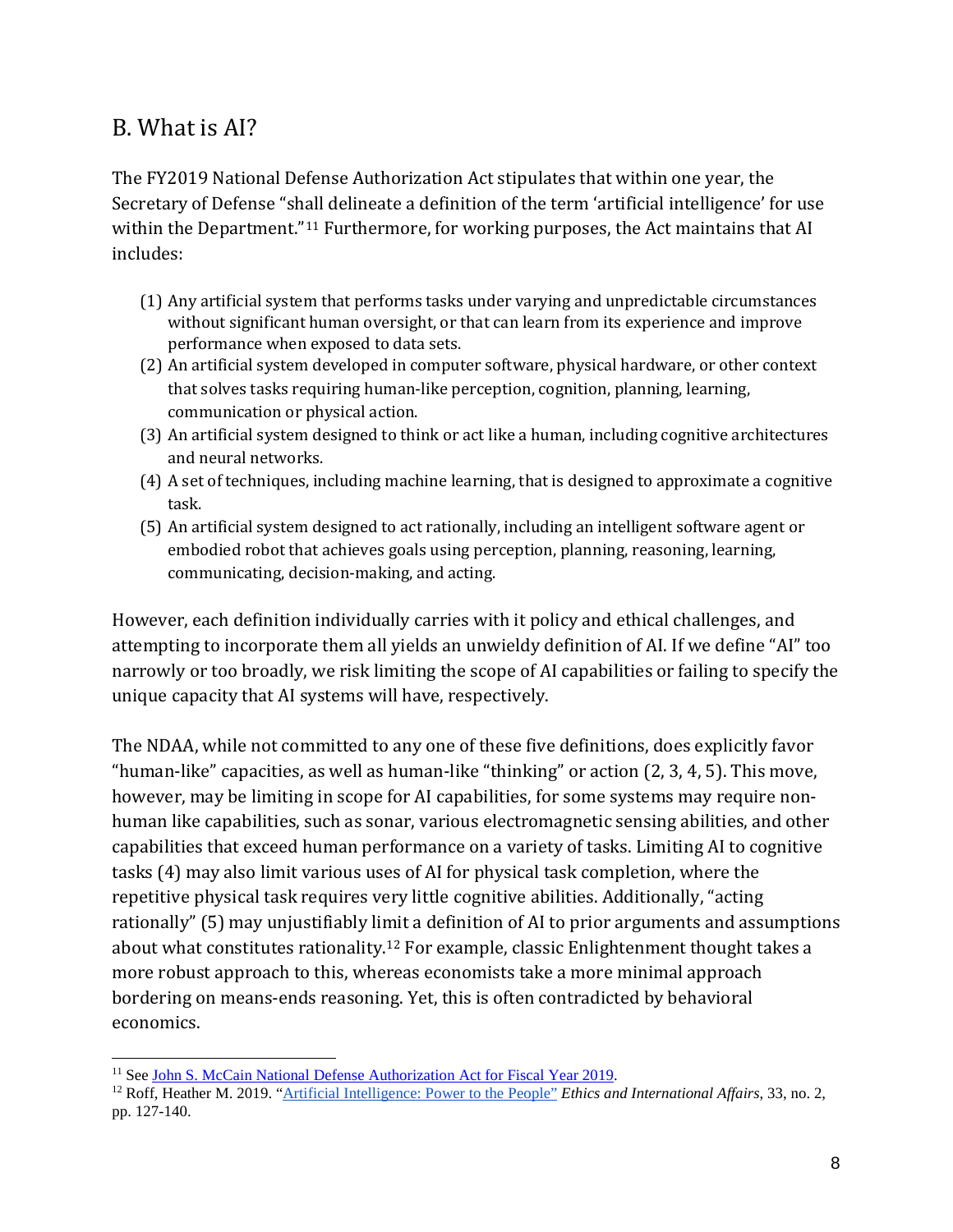## B. What is AI?

The FY2019 National Defense Authorization Act stipulates that within one year, the Secretary of Defense "shall delineate a definition of the term 'artificial intelligence' for use within the Department."[11] Furthermore, for working purposes, the Act maintains that AI includes:

(1) Any artificial system that performs tasks under varying and unpredictable circumstances without significant human oversight, or that can learn from its experience and improve performance when exposed to data sets.
(2) An artificial system developed in computer software, physical hardware, or other context that solves tasks requiring human-like perception, cognition, planning, learning, communication or physical action.
(3) An artificial system designed to think or act like a human, including cognitive architectures and neural networks.
(4) A set of techniques, including machine learning, that is designed to approximate a cognitive task.
(5) An artificial system designed to act rationally, including an intelligent software agent or embodied robot that achieves goals using perception, planning, reasoning, learning, communicating, decision-making, and acting.

However, each definition individually carries with it policy and ethical challenges, and attempting to incorporate them all yields an unwieldy definition of AI. If we define "AI" too narrowly or too broadly, we risk limiting the scope of AI capabilities or failing to specify the unique capacity that AI systems will have, respectively.

The NDAA, while not committed to any one of these five definitions, does explicitly favor "human-like" capacities, as well as human-like "thinking" or action (2, 3, 4, 5). This move, however, may be limiting in scope for AI capabilities, for some systems may require non-human like capabilities, such as sonar, various electromagnetic sensing abilities, and other capabilities that exceed human performance on a variety of tasks. Limiting AI to cognitive tasks (4) may also limit various uses of AI for physical task completion, where the repetitive physical task requires very little cognitive abilities. Additionally, "acting rationally" (5) may unjustifiably limit a definition of AI to prior arguments and assumptions about what constitutes rationality.[12] For example, classic Enlightenment thought takes a more robust approach to this, whereas economists take a more minimal approach bordering on means-ends reasoning. Yet, this is often contradicted by behavioral economics.

---

[11] See John S. McCain National Defense Authorization Act for Fiscal Year 2019.

[12] Roff, Heather M. 2019. "Artificial Intelligence: Power to the People" *Ethics and International Affairs*, 33, no. 2, pp. 127-140.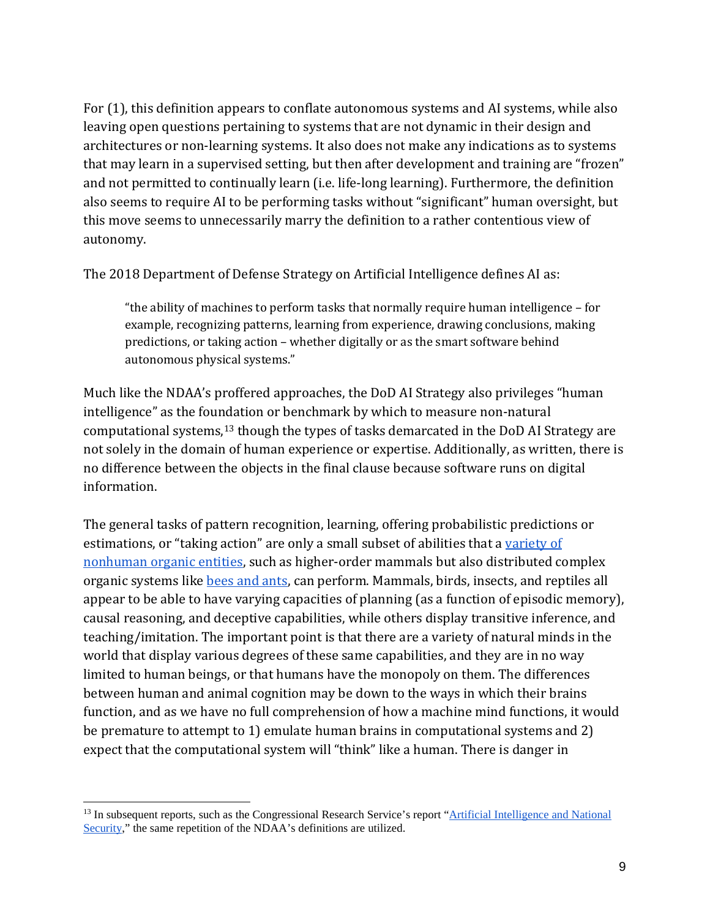For (1), this definition appears to conflate autonomous systems and AI systems, while also leaving open questions pertaining to systems that are not dynamic in their design and architectures or non-learning systems. It also does not make any indications as to systems that may learn in a supervised setting, but then after development and training are "frozen" and not permitted to continually learn (i.e. life-long learning). Furthermore, the definition also seems to require AI to be performing tasks without "significant" human oversight, but this move seems to unnecessarily marry the definition to a rather contentious view of autonomy.

The 2018 Department of Defense Strategy on Artificial Intelligence defines AI as:

> "the ability of machines to perform tasks that normally require human intelligence – for example, recognizing patterns, learning from experience, drawing conclusions, making predictions, or taking action – whether digitally or as the smart software behind autonomous physical systems."

Much like the NDAA's proffered approaches, the DoD AI Strategy also privileges "human intelligence" as the foundation or benchmark by which to measure non-natural computational systems,[13] though the types of tasks demarcated in the DoD AI Strategy are not solely in the domain of human experience or expertise. Additionally, as written, there is no difference between the objects in the final clause because software runs on digital information.

The general tasks of pattern recognition, learning, offering probabilistic predictions or estimations, or "taking action" are only a small subset of abilities that a variety of nonhuman organic entities, such as higher-order mammals but also distributed complex organic systems like bees and ants, can perform. Mammals, birds, insects, and reptiles all appear to be able to have varying capacities of planning (as a function of episodic memory), causal reasoning, and deceptive capabilities, while others display transitive inference, and teaching/imitation. The important point is that there are a variety of natural minds in the world that display various degrees of these same capabilities, and they are in no way limited to human beings, or that humans have the monopoly on them. The differences between human and animal cognition may be down to the ways in which their brains function, and as we have no full comprehension of how a machine mind functions, it would be premature to attempt to 1) emulate human brains in computational systems and 2) expect that the computational system will "think" like a human. There is danger in

[13] In subsequent reports, such as the Congressional Research Service's report "Artificial Intelligence and National Security," the same repetition of the NDAA's definitions are utilized.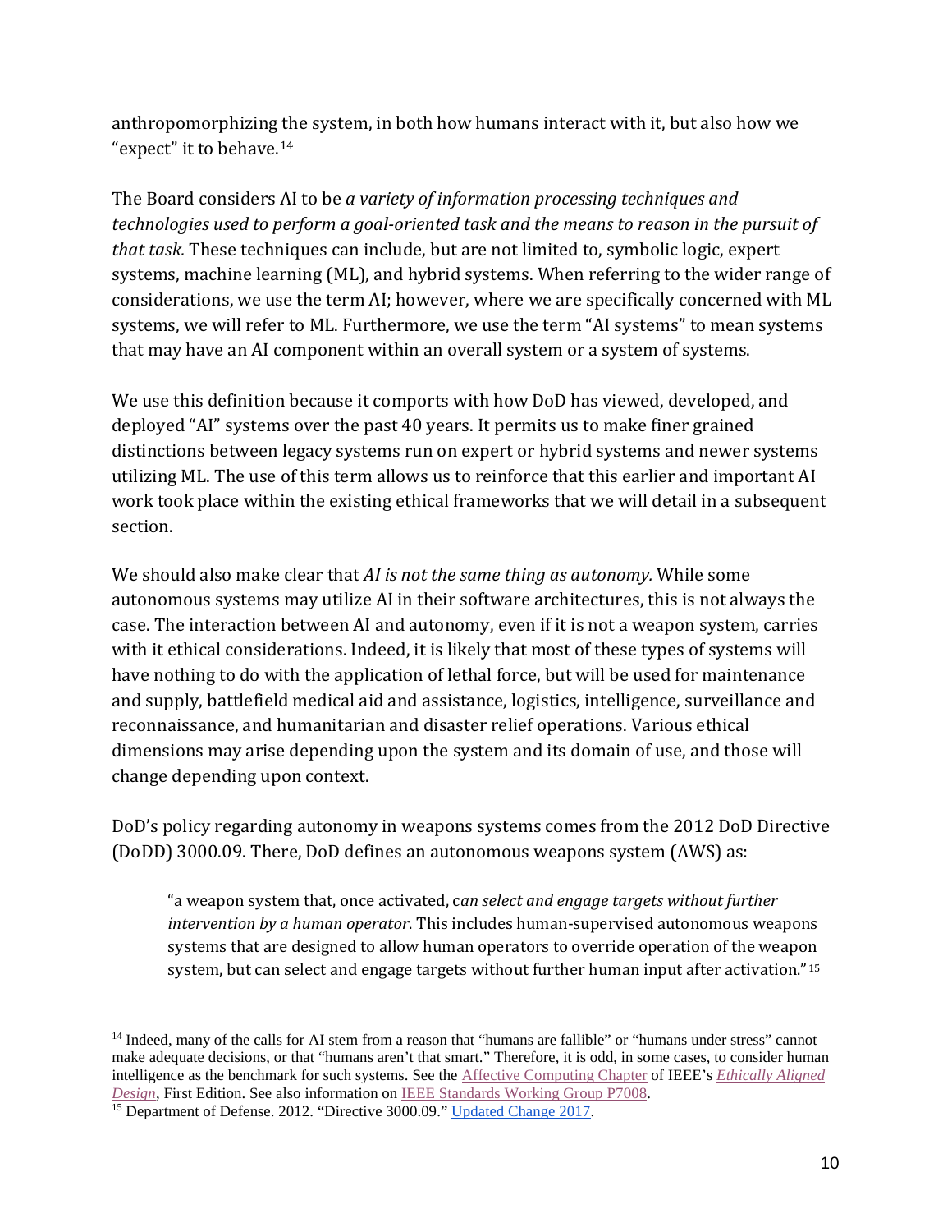anthropomorphizing the system, in both how humans interact with it, but also how we "expect" it to behave.[14]

The Board considers AI to be *a variety of information processing techniques and technologies used to perform a goal-oriented task and the means to reason in the pursuit of that task.* These techniques can include, but are not limited to, symbolic logic, expert systems, machine learning (ML), and hybrid systems. When referring to the wider range of considerations, we use the term AI; however, where we are specifically concerned with ML systems, we will refer to ML. Furthermore, we use the term "AI systems" to mean systems that may have an AI component within an overall system or a system of systems.

We use this definition because it comports with how DoD has viewed, developed, and deployed "AI" systems over the past 40 years. It permits us to make finer grained distinctions between legacy systems run on expert or hybrid systems and newer systems utilizing ML. The use of this term allows us to reinforce that this earlier and important AI work took place within the existing ethical frameworks that we will detail in a subsequent section.

We should also make clear that *AI is not the same thing as autonomy.* While some autonomous systems may utilize AI in their software architectures, this is not always the case. The interaction between AI and autonomy, even if it is not a weapon system, carries with it ethical considerations. Indeed, it is likely that most of these types of systems will have nothing to do with the application of lethal force, but will be used for maintenance and supply, battlefield medical aid and assistance, logistics, intelligence, surveillance and reconnaissance, and humanitarian and disaster relief operations. Various ethical dimensions may arise depending upon the system and its domain of use, and those will change depending upon context.

DoD's policy regarding autonomy in weapons systems comes from the 2012 DoD Directive (DoDD) 3000.09. There, DoD defines an autonomous weapons system (AWS) as:

> "a weapon system that, once activated, c*an select and engage targets without further intervention by a human operator*. This includes human-supervised autonomous weapons systems that are designed to allow human operators to override operation of the weapon system, but can select and engage targets without further human input after activation."[15]

---

[14] Indeed, many of the calls for AI stem from a reason that "humans are fallible" or "humans under stress" cannot make adequate decisions, or that "humans aren't that smart." Therefore, it is odd, in some cases, to consider human intelligence as the benchmark for such systems. See the Affective Computing Chapter of IEEE's *Ethically Aligned Design*, First Edition. See also information on IEEE Standards Working Group P7008.

[15] Department of Defense. 2012. "Directive 3000.09." Updated Change 2017.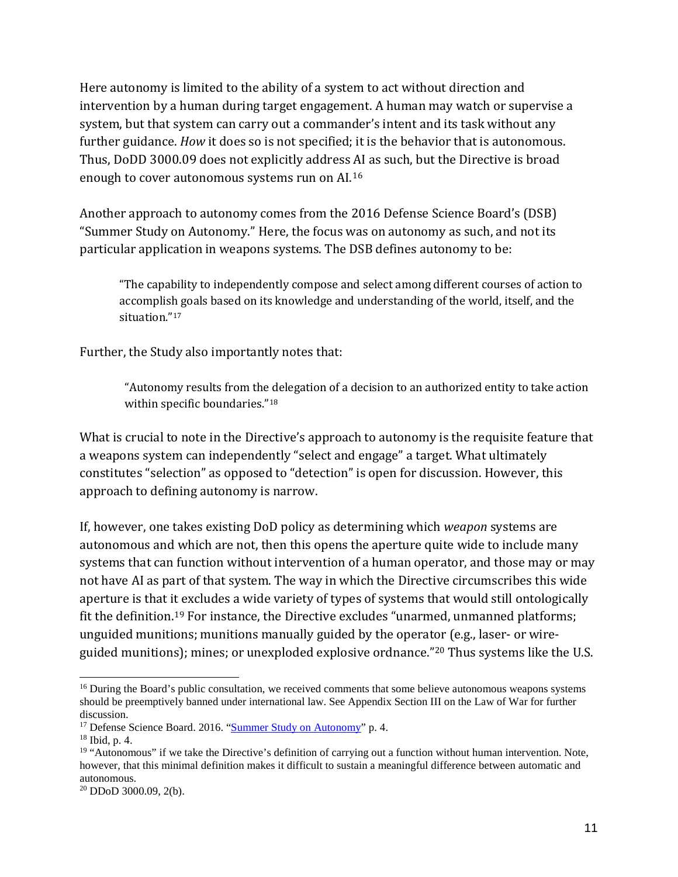Here autonomy is limited to the ability of a system to act without direction and intervention by a human during target engagement. A human may watch or supervise a system, but that system can carry out a commander's intent and its task without any further guidance. *How* it does so is not specified; it is the behavior that is autonomous. Thus, DoDD 3000.09 does not explicitly address AI as such, but the Directive is broad enough to cover autonomous systems run on AI.[16]

Another approach to autonomy comes from the 2016 Defense Science Board's (DSB) "Summer Study on Autonomy." Here, the focus was on autonomy as such, and not its particular application in weapons systems. The DSB defines autonomy to be:

> "The capability to independently compose and select among different courses of action to accomplish goals based on its knowledge and understanding of the world, itself, and the situation."[17]

Further, the Study also importantly notes that:

> "Autonomy results from the delegation of a decision to an authorized entity to take action within specific boundaries."[18]

What is crucial to note in the Directive's approach to autonomy is the requisite feature that a weapons system can independently "select and engage" a target. What ultimately constitutes "selection" as opposed to "detection" is open for discussion. However, this approach to defining autonomy is narrow.

If, however, one takes existing DoD policy as determining which *weapon* systems are autonomous and which are not, then this opens the aperture quite wide to include many systems that can function without intervention of a human operator, and those may or may not have AI as part of that system. The way in which the Directive circumscribes this wide aperture is that it excludes a wide variety of types of systems that would still ontologically fit the definition.[19] For instance, the Directive excludes "unarmed, unmanned platforms; unguided munitions; munitions manually guided by the operator (e.g., laser- or wire-guided munitions); mines; or unexploded explosive ordnance."[20] Thus systems like the U.S.

---

[16] During the Board's public consultation, we received comments that some believe autonomous weapons systems should be preemptively banned under international law. See Appendix Section III on the Law of War for further discussion.

[17] Defense Science Board. 2016. "Summer Study on Autonomy" p. 4.

[18] Ibid, p. 4.

[19] "Autonomous" if we take the Directive's definition of carrying out a function without human intervention. Note, however, that this minimal definition makes it difficult to sustain a meaningful difference between automatic and autonomous.

[20] DDoD 3000.09, 2(b).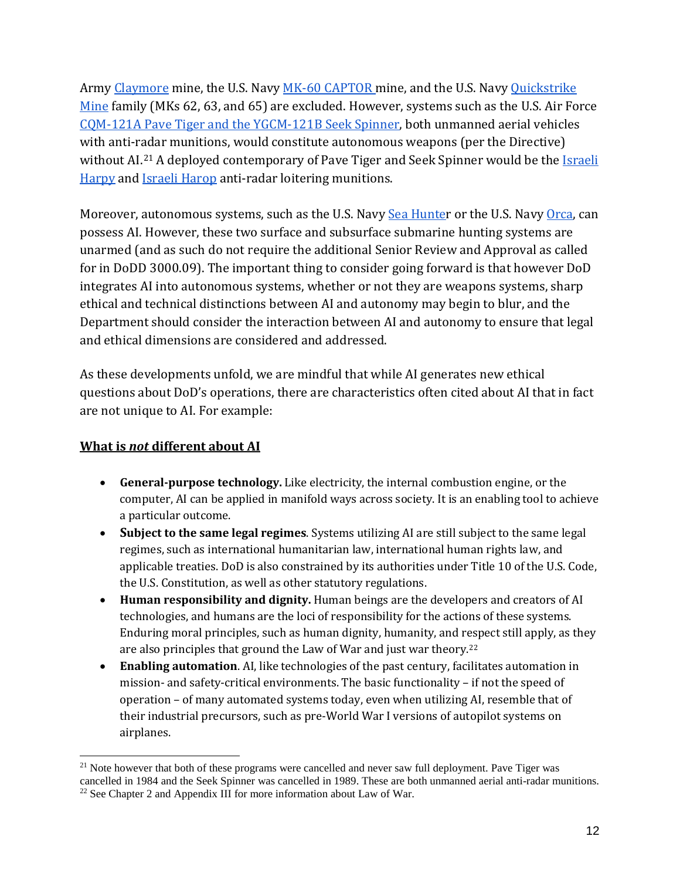Army Claymore mine, the U.S. Navy MK-60 CAPTOR mine, and the U.S. Navy Quickstrike Mine family (MKs 62, 63, and 65) are excluded. However, systems such as the U.S. Air Force CQM-121A Pave Tiger and the YGCM-121B Seek Spinner, both unmanned aerial vehicles with anti-radar munitions, would constitute autonomous weapons (per the Directive) without AI.[21] A deployed contemporary of Pave Tiger and Seek Spinner would be the Israeli Harpy and Israeli Harop anti-radar loitering munitions.

Moreover, autonomous systems, such as the U.S. Navy Sea Hunter or the U.S. Navy Orca, can possess AI. However, these two surface and subsurface submarine hunting systems are unarmed (and as such do not require the additional Senior Review and Approval as called for in DoDD 3000.09). The important thing to consider going forward is that however DoD integrates AI into autonomous systems, whether or not they are weapons systems, sharp ethical and technical distinctions between AI and autonomy may begin to blur, and the Department should consider the interaction between AI and autonomy to ensure that legal and ethical dimensions are considered and addressed.

As these developments unfold, we are mindful that while AI generates new ethical questions about DoD's operations, there are characteristics often cited about AI that in fact are not unique to AI. For example:

**What is *not* different about AI**

- **General-purpose technology.** Like electricity, the internal combustion engine, or the computer, AI can be applied in manifold ways across society. It is an enabling tool to achieve a particular outcome.
- **Subject to the same legal regimes**. Systems utilizing AI are still subject to the same legal regimes, such as international humanitarian law, international human rights law, and applicable treaties. DoD is also constrained by its authorities under Title 10 of the U.S. Code, the U.S. Constitution, as well as other statutory regulations.
- **Human responsibility and dignity.** Human beings are the developers and creators of AI technologies, and humans are the loci of responsibility for the actions of these systems. Enduring moral principles, such as human dignity, humanity, and respect still apply, as they are also principles that ground the Law of War and just war theory.[22]
- **Enabling automation**. AI, like technologies of the past century, facilitates automation in mission- and safety-critical environments. The basic functionality – if not the speed of operation – of many automated systems today, even when utilizing AI, resemble that of their industrial precursors, such as pre-World War I versions of autopilot systems on airplanes.

---

[21] Note however that both of these programs were cancelled and never saw full deployment. Pave Tiger was cancelled in 1984 and the Seek Spinner was cancelled in 1989. These are both unmanned aerial anti-radar munitions.

[22] See Chapter 2 and Appendix III for more information about Law of War.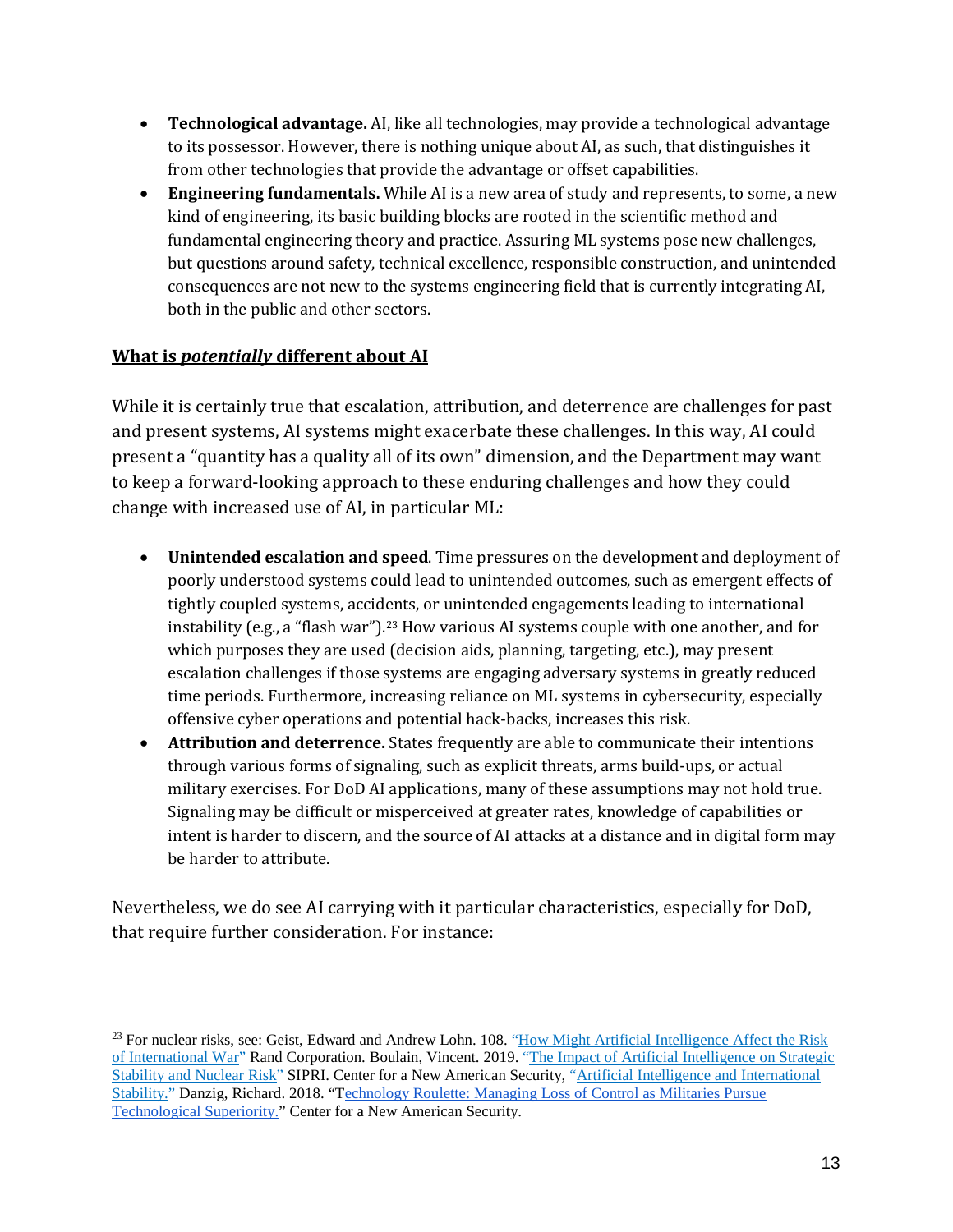- **Technological advantage.** AI, like all technologies, may provide a technological advantage to its possessor. However, there is nothing unique about AI, as such, that distinguishes it from other technologies that provide the advantage or offset capabilities.
- **Engineering fundamentals.** While AI is a new area of study and represents, to some, a new kind of engineering, its basic building blocks are rooted in the scientific method and fundamental engineering theory and practice. Assuring ML systems pose new challenges, but questions around safety, technical excellence, responsible construction, and unintended consequences are not new to the systems engineering field that is currently integrating AI, both in the public and other sectors.

## What is *potentially* different about AI

While it is certainly true that escalation, attribution, and deterrence are challenges for past and present systems, AI systems might exacerbate these challenges. In this way, AI could present a "quantity has a quality all of its own" dimension, and the Department may want to keep a forward-looking approach to these enduring challenges and how they could change with increased use of AI, in particular ML:

- **Unintended escalation and speed**. Time pressures on the development and deployment of poorly understood systems could lead to unintended outcomes, such as emergent effects of tightly coupled systems, accidents, or unintended engagements leading to international instability (e.g., a "flash war").[23] How various AI systems couple with one another, and for which purposes they are used (decision aids, planning, targeting, etc.), may present escalation challenges if those systems are engaging adversary systems in greatly reduced time periods. Furthermore, increasing reliance on ML systems in cybersecurity, especially offensive cyber operations and potential hack-backs, increases this risk.
- **Attribution and deterrence.** States frequently are able to communicate their intentions through various forms of signaling, such as explicit threats, arms build-ups, or actual military exercises. For DoD AI applications, many of these assumptions may not hold true. Signaling may be difficult or misperceived at greater rates, knowledge of capabilities or intent is harder to discern, and the source of AI attacks at a distance and in digital form may be harder to attribute.

Nevertheless, we do see AI carrying with it particular characteristics, especially for DoD, that require further consideration. For instance:

---

[23] For nuclear risks, see: Geist, Edward and Andrew Lohn. 108. "How Might Artificial Intelligence Affect the Risk of International War" Rand Corporation. Boulain, Vincent. 2019. "The Impact of Artificial Intelligence on Strategic Stability and Nuclear Risk" SIPRI. Center for a New American Security, "Artificial Intelligence and International Stability." Danzig, Richard. 2018. "Technology Roulette: Managing Loss of Control as Militaries Pursue Technological Superiority." Center for a New American Security.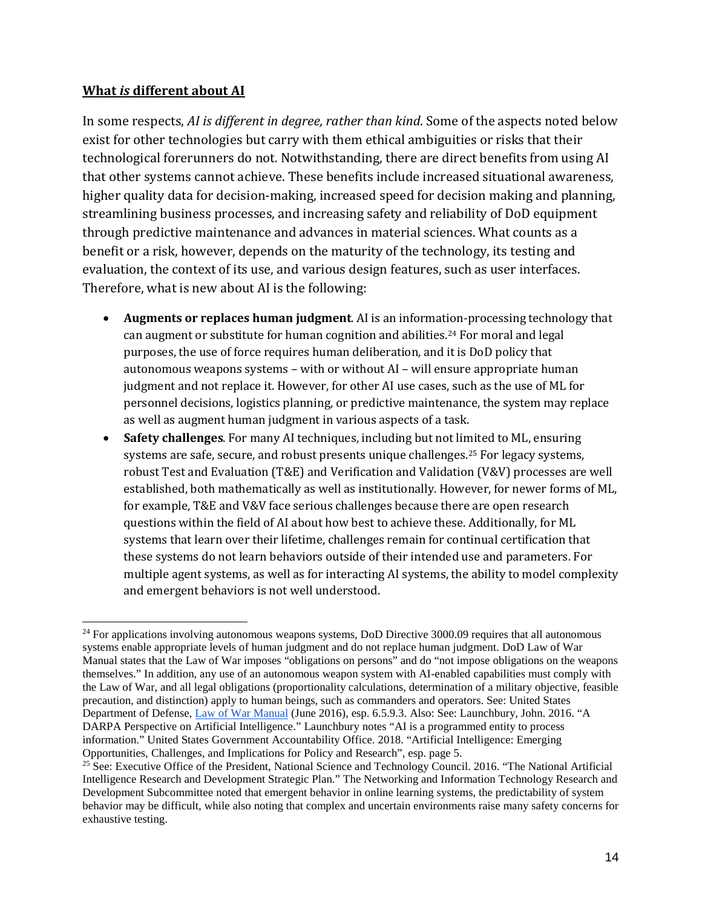**What *is* different about AI**

In some respects, *AI is different in degree, rather than kind*. Some of the aspects noted below exist for other technologies but carry with them ethical ambiguities or risks that their technological forerunners do not. Notwithstanding, there are direct benefits from using AI that other systems cannot achieve. These benefits include increased situational awareness, higher quality data for decision-making, increased speed for decision making and planning, streamlining business processes, and increasing safety and reliability of DoD equipment through predictive maintenance and advances in material sciences. What counts as a benefit or a risk, however, depends on the maturity of the technology, its testing and evaluation, the context of its use, and various design features, such as user interfaces. Therefore, what is new about AI is the following:

- **Augments or replaces human judgment**. AI is an information-processing technology that can augment or substitute for human cognition and abilities.[24] For moral and legal purposes, the use of force requires human deliberation, and it is DoD policy that autonomous weapons systems – with or without AI – will ensure appropriate human judgment and not replace it. However, for other AI use cases, such as the use of ML for personnel decisions, logistics planning, or predictive maintenance, the system may replace as well as augment human judgment in various aspects of a task.
- **Safety challenges**. For many AI techniques, including but not limited to ML, ensuring systems are safe, secure, and robust presents unique challenges.[25] For legacy systems, robust Test and Evaluation (T&E) and Verification and Validation (V&V) processes are well established, both mathematically as well as institutionally. However, for newer forms of ML, for example, T&E and V&V face serious challenges because there are open research questions within the field of AI about how best to achieve these. Additionally, for ML systems that learn over their lifetime, challenges remain for continual certification that these systems do not learn behaviors outside of their intended use and parameters. For multiple agent systems, as well as for interacting AI systems, the ability to model complexity and emergent behaviors is not well understood.

---

[24] For applications involving autonomous weapons systems, DoD Directive 3000.09 requires that all autonomous systems enable appropriate levels of human judgment and do not replace human judgment. DoD Law of War Manual states that the Law of War imposes "obligations on persons" and do "not impose obligations on the weapons themselves." In addition, any use of an autonomous weapon system with AI-enabled capabilities must comply with the Law of War, and all legal obligations (proportionality calculations, determination of a military objective, feasible precaution, and distinction) apply to human beings, such as commanders and operators. See: United States Department of Defense, Law of War Manual (June 2016), esp. 6.5.9.3. Also: See: Launchbury, John. 2016. "A DARPA Perspective on Artificial Intelligence." Launchbury notes "AI is a programmed entity to process information." United States Government Accountability Office. 2018. "Artificial Intelligence: Emerging Opportunities, Challenges, and Implications for Policy and Research", esp. page 5.

[25] See: Executive Office of the President, National Science and Technology Council. 2016. "The National Artificial Intelligence Research and Development Strategic Plan." The Networking and Information Technology Research and Development Subcommittee noted that emergent behavior in online learning systems, the predictability of system behavior may be difficult, while also noting that complex and uncertain environments raise many safety concerns for exhaustive testing.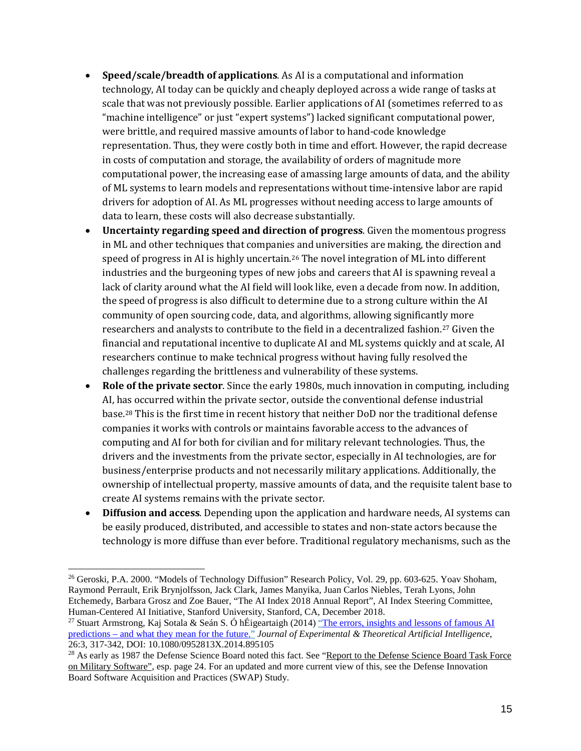- **Speed/scale/breadth of applications**. As AI is a computational and information technology, AI today can be quickly and cheaply deployed across a wide range of tasks at scale that was not previously possible. Earlier applications of AI (sometimes referred to as "machine intelligence" or just "expert systems") lacked significant computational power, were brittle, and required massive amounts of labor to hand-code knowledge representation. Thus, they were costly both in time and effort. However, the rapid decrease in costs of computation and storage, the availability of orders of magnitude more computational power, the increasing ease of amassing large amounts of data, and the ability of ML systems to learn models and representations without time-intensive labor are rapid drivers for adoption of AI. As ML progresses without needing access to large amounts of data to learn, these costs will also decrease substantially.
- **Uncertainty regarding speed and direction of progress**. Given the momentous progress in ML and other techniques that companies and universities are making, the direction and speed of progress in AI is highly uncertain.[26] The novel integration of ML into different industries and the burgeoning types of new jobs and careers that AI is spawning reveal a lack of clarity around what the AI field will look like, even a decade from now. In addition, the speed of progress is also difficult to determine due to a strong culture within the AI community of open sourcing code, data, and algorithms, allowing significantly more researchers and analysts to contribute to the field in a decentralized fashion.[27] Given the financial and reputational incentive to duplicate AI and ML systems quickly and at scale, AI researchers continue to make technical progress without having fully resolved the challenges regarding the brittleness and vulnerability of these systems.
- **Role of the private sector**. Since the early 1980s, much innovation in computing, including AI, has occurred within the private sector, outside the conventional defense industrial base.[28] This is the first time in recent history that neither DoD nor the traditional defense companies it works with controls or maintains favorable access to the advances of computing and AI for both for civilian and for military relevant technologies. Thus, the drivers and the investments from the private sector, especially in AI technologies, are for business/enterprise products and not necessarily military applications. Additionally, the ownership of intellectual property, massive amounts of data, and the requisite talent base to create AI systems remains with the private sector.
- **Diffusion and access**. Depending upon the application and hardware needs, AI systems can be easily produced, distributed, and accessible to states and non-state actors because the technology is more diffuse than ever before. Traditional regulatory mechanisms, such as the

---

[26] Geroski, P.A. 2000. "Models of Technology Diffusion" Research Policy, Vol. 29, pp. 603-625. Yoav Shoham, Raymond Perrault, Erik Brynjolfsson, Jack Clark, James Manyika, Juan Carlos Niebles, Terah Lyons, John Etchemedy, Barbara Grosz and Zoe Bauer, "The AI Index 2018 Annual Report", AI Index Steering Committee, Human-Centered AI Initiative, Stanford University, Stanford, CA, December 2018.

[27] Stuart Armstrong, Kaj Sotala & Seán S. Ó hÉigeartaigh (2014) "The errors, insights and lessons of famous AI predictions – and what they mean for the future," *Journal of Experimental & Theoretical Artificial Intelligence*, 26:3, 317-342, DOI: 10.1080/0952813X.2014.895105

[28] As early as 1987 the Defense Science Board noted this fact. See "Report to the Defense Science Board Task Force on Military Software", esp. page 24. For an updated and more current view of this, see the Defense Innovation Board Software Acquisition and Practices (SWAP) Study.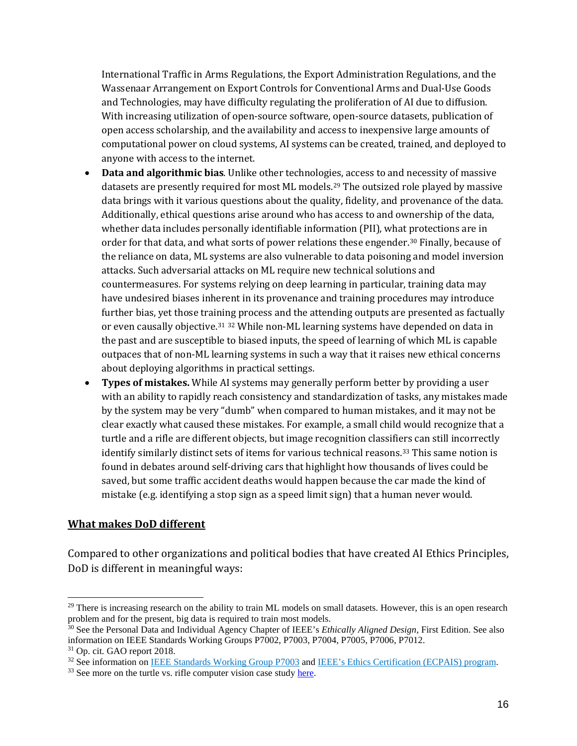International Traffic in Arms Regulations, the Export Administration Regulations, and the Wassenaar Arrangement on Export Controls for Conventional Arms and Dual-Use Goods and Technologies, may have difficulty regulating the proliferation of AI due to diffusion. With increasing utilization of open-source software, open-source datasets, publication of open access scholarship, and the availability and access to inexpensive large amounts of computational power on cloud systems, AI systems can be created, trained, and deployed to anyone with access to the internet.

- **Data and algorithmic bias**. Unlike other technologies, access to and necessity of massive datasets are presently required for most ML models.[29] The outsized role played by massive data brings with it various questions about the quality, fidelity, and provenance of the data. Additionally, ethical questions arise around who has access to and ownership of the data, whether data includes personally identifiable information (PII), what protections are in order for that data, and what sorts of power relations these engender.[30] Finally, because of the reliance on data, ML systems are also vulnerable to data poisoning and model inversion attacks. Such adversarial attacks on ML require new technical solutions and countermeasures. For systems relying on deep learning in particular, training data may have undesired biases inherent in its provenance and training procedures may introduce further bias, yet those training process and the attending outputs are presented as factually or even causally objective.[31] [32] While non-ML learning systems have depended on data in the past and are susceptible to biased inputs, the speed of learning of which ML is capable outpaces that of non-ML learning systems in such a way that it raises new ethical concerns about deploying algorithms in practical settings.
- **Types of mistakes.** While AI systems may generally perform better by providing a user with an ability to rapidly reach consistency and standardization of tasks, any mistakes made by the system may be very "dumb" when compared to human mistakes, and it may not be clear exactly what caused these mistakes. For example, a small child would recognize that a turtle and a rifle are different objects, but image recognition classifiers can still incorrectly identify similarly distinct sets of items for various technical reasons.[33] This same notion is found in debates around self-driving cars that highlight how thousands of lives could be saved, but some traffic accident deaths would happen because the car made the kind of mistake (e.g. identifying a stop sign as a speed limit sign) that a human never would.

## What makes DoD different

Compared to other organizations and political bodies that have created AI Ethics Principles, DoD is different in meaningful ways:

---

[29] There is increasing research on the ability to train ML models on small datasets. However, this is an open research problem and for the present, big data is required to train most models.

[30] See the Personal Data and Individual Agency Chapter of IEEE's *Ethically Aligned Design*, First Edition. See also information on IEEE Standards Working Groups P7002, P7003, P7004, P7005, P7006, P7012.

[31] Op. cit. GAO report 2018.

[32] See information on IEEE Standards Working Group P7003 and IEEE's Ethics Certification (ECPAIS) program.

[33] See more on the turtle vs. rifle computer vision case study here.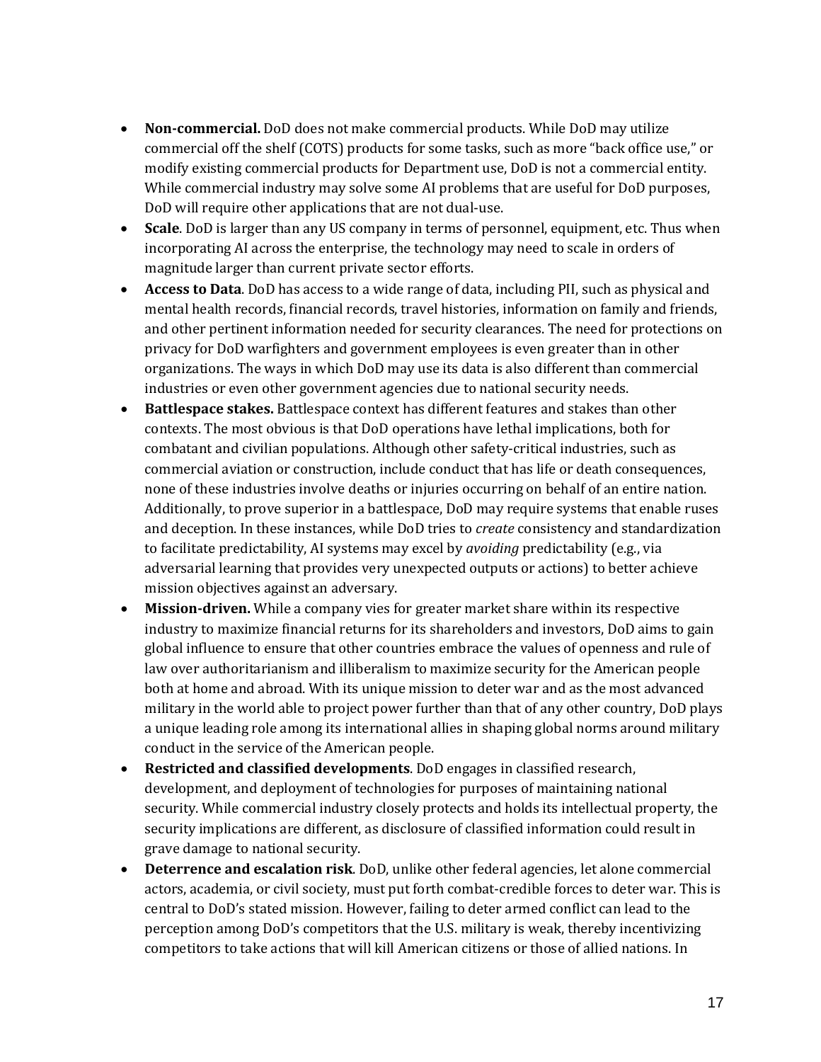- **Non-commercial.** DoD does not make commercial products. While DoD may utilize commercial off the shelf (COTS) products for some tasks, such as more "back office use," or modify existing commercial products for Department use, DoD is not a commercial entity. While commercial industry may solve some AI problems that are useful for DoD purposes, DoD will require other applications that are not dual-use.
- **Scale**. DoD is larger than any US company in terms of personnel, equipment, etc. Thus when incorporating AI across the enterprise, the technology may need to scale in orders of magnitude larger than current private sector efforts.
- **Access to Data**. DoD has access to a wide range of data, including PII, such as physical and mental health records, financial records, travel histories, information on family and friends, and other pertinent information needed for security clearances. The need for protections on privacy for DoD warfighters and government employees is even greater than in other organizations. The ways in which DoD may use its data is also different than commercial industries or even other government agencies due to national security needs.
- **Battlespace stakes.** Battlespace context has different features and stakes than other contexts. The most obvious is that DoD operations have lethal implications, both for combatant and civilian populations. Although other safety-critical industries, such as commercial aviation or construction, include conduct that has life or death consequences, none of these industries involve deaths or injuries occurring on behalf of an entire nation. Additionally, to prove superior in a battlespace, DoD may require systems that enable ruses and deception. In these instances, while DoD tries to *create* consistency and standardization to facilitate predictability, AI systems may excel by *avoiding* predictability (e.g., via adversarial learning that provides very unexpected outputs or actions) to better achieve mission objectives against an adversary.
- **Mission-driven.** While a company vies for greater market share within its respective industry to maximize financial returns for its shareholders and investors, DoD aims to gain global influence to ensure that other countries embrace the values of openness and rule of law over authoritarianism and illiberalism to maximize security for the American people both at home and abroad. With its unique mission to deter war and as the most advanced military in the world able to project power further than that of any other country, DoD plays a unique leading role among its international allies in shaping global norms around military conduct in the service of the American people.
- **Restricted and classified developments**. DoD engages in classified research, development, and deployment of technologies for purposes of maintaining national security. While commercial industry closely protects and holds its intellectual property, the security implications are different, as disclosure of classified information could result in grave damage to national security.
- **Deterrence and escalation risk**. DoD, unlike other federal agencies, let alone commercial actors, academia, or civil society, must put forth combat-credible forces to deter war. This is central to DoD's stated mission. However, failing to deter armed conflict can lead to the perception among DoD's competitors that the U.S. military is weak, thereby incentivizing competitors to take actions that will kill American citizens or those of allied nations. In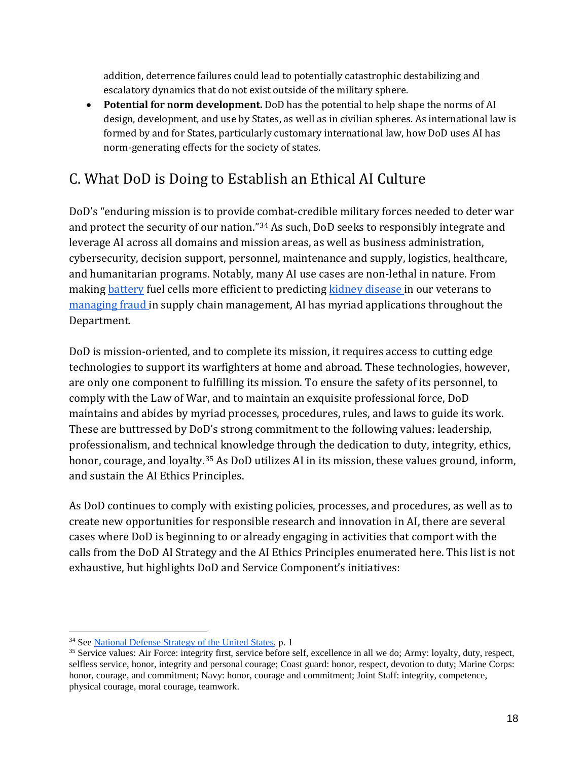addition, deterrence failures could lead to potentially catastrophic destabilizing and escalatory dynamics that do not exist outside of the military sphere.

- **Potential for norm development.** DoD has the potential to help shape the norms of AI design, development, and use by States, as well as in civilian spheres. As international law is formed by and for States, particularly customary international law, how DoD uses AI has norm-generating effects for the society of states.

## C. What DoD is Doing to Establish an Ethical AI Culture

DoD's "enduring mission is to provide combat-credible military forces needed to deter war and protect the security of our nation."[34] As such, DoD seeks to responsibly integrate and leverage AI across all domains and mission areas, as well as business administration, cybersecurity, decision support, personnel, maintenance and supply, logistics, healthcare, and humanitarian programs. Notably, many AI use cases are non-lethal in nature. From making battery fuel cells more efficient to predicting kidney disease in our veterans to managing fraud in supply chain management, AI has myriad applications throughout the Department.

DoD is mission-oriented, and to complete its mission, it requires access to cutting edge technologies to support its warfighters at home and abroad. These technologies, however, are only one component to fulfilling its mission. To ensure the safety of its personnel, to comply with the Law of War, and to maintain an exquisite professional force, DoD maintains and abides by myriad processes, procedures, rules, and laws to guide its work. These are buttressed by DoD's strong commitment to the following values: leadership, professionalism, and technical knowledge through the dedication to duty, integrity, ethics, honor, courage, and loyalty.[35] As DoD utilizes AI in its mission, these values ground, inform, and sustain the AI Ethics Principles.

As DoD continues to comply with existing policies, processes, and procedures, as well as to create new opportunities for responsible research and innovation in AI, there are several cases where DoD is beginning to or already engaging in activities that comport with the calls from the DoD AI Strategy and the AI Ethics Principles enumerated here. This list is not exhaustive, but highlights DoD and Service Component's initiatives:

---

[34] See National Defense Strategy of the United States, p. 1

[35] Service values: Air Force: integrity first, service before self, excellence in all we do; Army: loyalty, duty, respect, selfless service, honor, integrity and personal courage; Coast guard: honor, respect, devotion to duty; Marine Corps: honor, courage, and commitment; Navy: honor, courage and commitment; Joint Staff: integrity, competence, physical courage, moral courage, teamwork.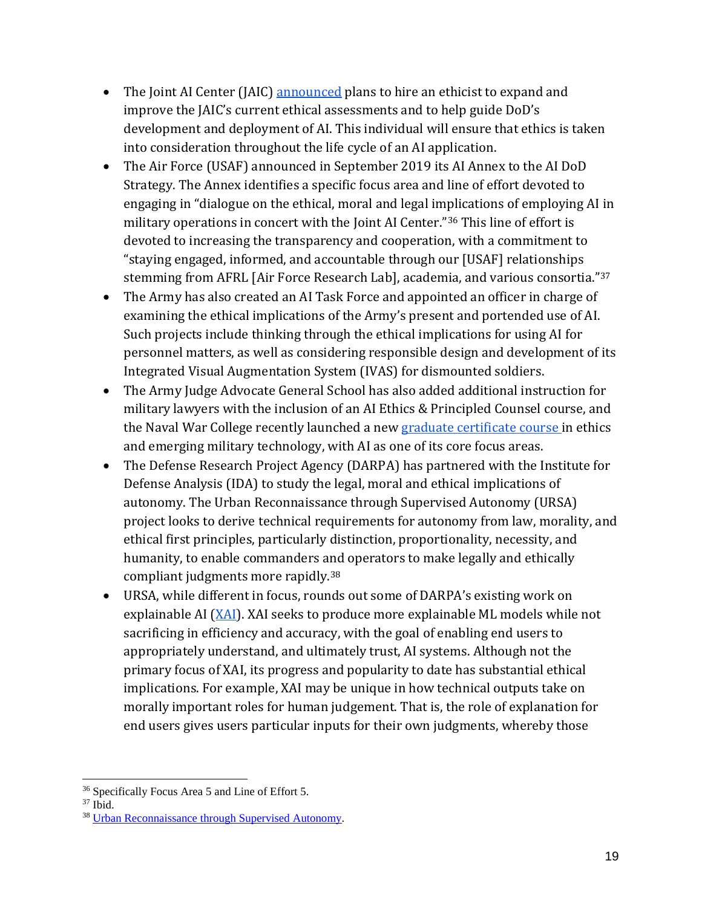- The Joint AI Center (JAIC) announced plans to hire an ethicist to expand and improve the JAIC's current ethical assessments and to help guide DoD's development and deployment of AI. This individual will ensure that ethics is taken into consideration throughout the life cycle of an AI application.
- The Air Force (USAF) announced in September 2019 its AI Annex to the AI DoD Strategy. The Annex identifies a specific focus area and line of effort devoted to engaging in "dialogue on the ethical, moral and legal implications of employing AI in military operations in concert with the Joint AI Center."[36] This line of effort is devoted to increasing the transparency and cooperation, with a commitment to "staying engaged, informed, and accountable through our [USAF] relationships stemming from AFRL [Air Force Research Lab], academia, and various consortia."[37]
- The Army has also created an AI Task Force and appointed an officer in charge of examining the ethical implications of the Army's present and portended use of AI. Such projects include thinking through the ethical implications for using AI for personnel matters, as well as considering responsible design and development of its Integrated Visual Augmentation System (IVAS) for dismounted soldiers.
- The Army Judge Advocate General School has also added additional instruction for military lawyers with the inclusion of an AI Ethics & Principled Counsel course, and the Naval War College recently launched a new graduate certificate course in ethics and emerging military technology, with AI as one of its core focus areas.
- The Defense Research Project Agency (DARPA) has partnered with the Institute for Defense Analysis (IDA) to study the legal, moral and ethical implications of autonomy. The Urban Reconnaissance through Supervised Autonomy (URSA) project looks to derive technical requirements for autonomy from law, morality, and ethical first principles, particularly distinction, proportionality, necessity, and humanity, to enable commanders and operators to make legally and ethically compliant judgments more rapidly.[38]
- URSA, while different in focus, rounds out some of DARPA's existing work on explainable AI (XAI). XAI seeks to produce more explainable ML models while not sacrificing in efficiency and accuracy, with the goal of enabling end users to appropriately understand, and ultimately trust, AI systems. Although not the primary focus of XAI, its progress and popularity to date has substantial ethical implications. For example, XAI may be unique in how technical outputs take on morally important roles for human judgement. That is, the role of explanation for end users gives users particular inputs for their own judgments, whereby those

---

[36] Specifically Focus Area 5 and Line of Effort 5.

[37] Ibid.

[38] Urban Reconnaissance through Supervised Autonomy.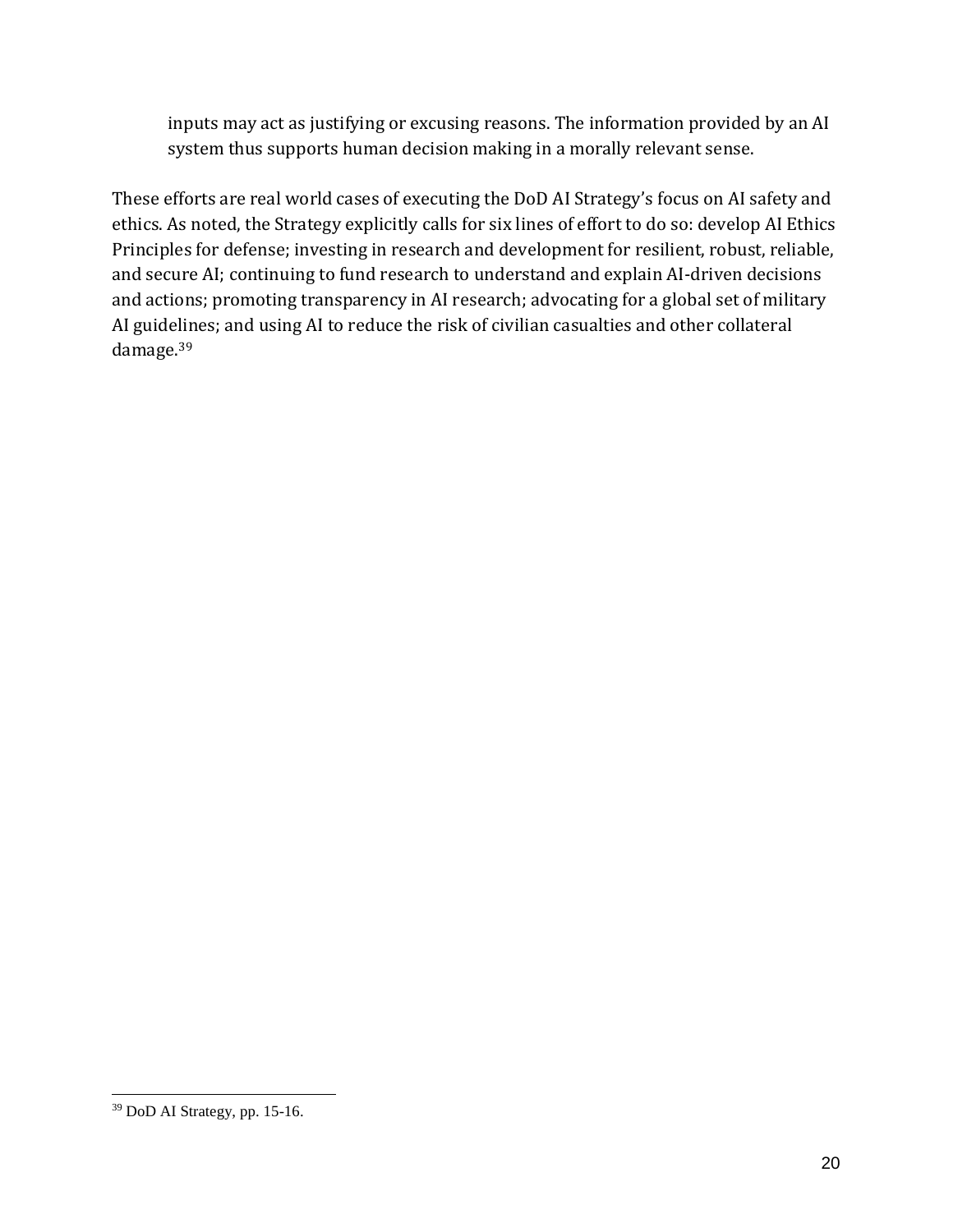> inputs may act as justifying or excusing reasons. The information provided by an AI system thus supports human decision making in a morally relevant sense.

These efforts are real world cases of executing the DoD AI Strategy's focus on AI safety and ethics. As noted, the Strategy explicitly calls for six lines of effort to do so: develop AI Ethics Principles for defense; investing in research and development for resilient, robust, reliable, and secure AI; continuing to fund research to understand and explain AI-driven decisions and actions; promoting transparency in AI research; advocating for a global set of military AI guidelines; and using AI to reduce the risk of civilian casualties and other collateral damage.[39]

---

[39] DoD AI Strategy, pp. 15-16.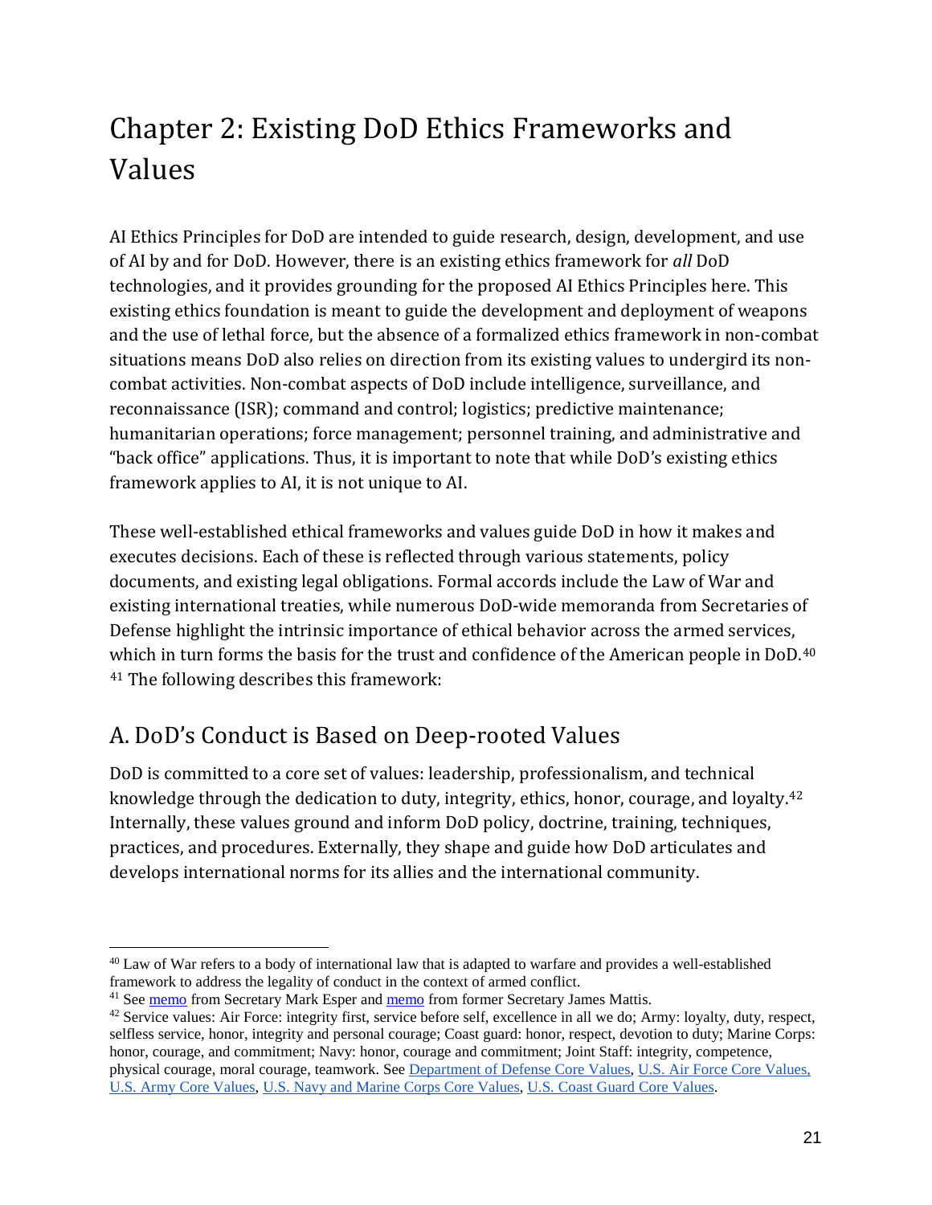# Chapter 2: Existing DoD Ethics Frameworks and Values

AI Ethics Principles for DoD are intended to guide research, design, development, and use of AI by and for DoD. However, there is an existing ethics framework for *all* DoD technologies, and it provides grounding for the proposed AI Ethics Principles here. This existing ethics foundation is meant to guide the development and deployment of weapons and the use of lethal force, but the absence of a formalized ethics framework in non-combat situations means DoD also relies on direction from its existing values to undergird its non-combat activities. Non-combat aspects of DoD include intelligence, surveillance, and reconnaissance (ISR); command and control; logistics; predictive maintenance; humanitarian operations; force management; personnel training, and administrative and "back office" applications. Thus, it is important to note that while DoD's existing ethics framework applies to AI, it is not unique to AI.

These well-established ethical frameworks and values guide DoD in how it makes and executes decisions. Each of these is reflected through various statements, policy documents, and existing legal obligations. Formal accords include the Law of War and existing international treaties, while numerous DoD-wide memoranda from Secretaries of Defense highlight the intrinsic importance of ethical behavior across the armed services, which in turn forms the basis for the trust and confidence of the American people in DoD.[40] [41] The following describes this framework:

## A. DoD's Conduct is Based on Deep-rooted Values

DoD is committed to a core set of values: leadership, professionalism, and technical knowledge through the dedication to duty, integrity, ethics, honor, courage, and loyalty.[42] Internally, these values ground and inform DoD policy, doctrine, training, techniques, practices, and procedures. Externally, they shape and guide how DoD articulates and develops international norms for its allies and the international community.

---

[40] Law of War refers to a body of international law that is adapted to warfare and provides a well-established framework to address the legality of conduct in the context of armed conflict.

[41] See memo from Secretary Mark Esper and memo from former Secretary James Mattis.

[42] Service values: Air Force: integrity first, service before self, excellence in all we do; Army: loyalty, duty, respect, selfless service, honor, integrity and personal courage; Coast guard: honor, respect, devotion to duty; Marine Corps: honor, courage, and commitment; Navy: honor, courage and commitment; Joint Staff: integrity, competence, physical courage, moral courage, teamwork. See Department of Defense Core Values, U.S. Air Force Core Values, U.S. Army Core Values, U.S. Navy and Marine Corps Core Values, U.S. Coast Guard Core Values.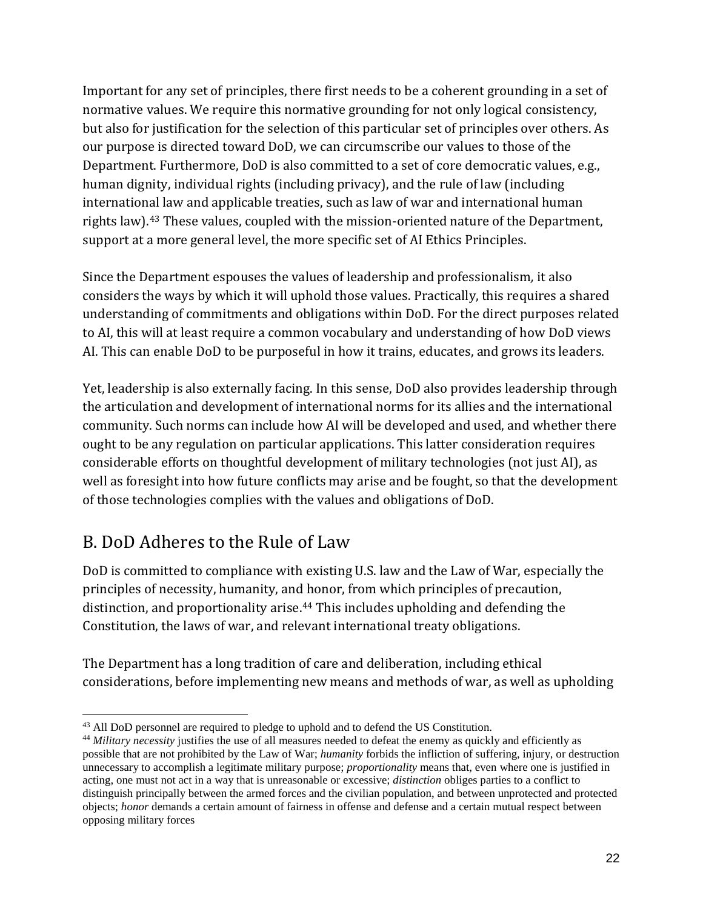Important for any set of principles, there first needs to be a coherent grounding in a set of normative values. We require this normative grounding for not only logical consistency, but also for justification for the selection of this particular set of principles over others. As our purpose is directed toward DoD, we can circumscribe our values to those of the Department. Furthermore, DoD is also committed to a set of core democratic values, e.g., human dignity, individual rights (including privacy), and the rule of law (including international law and applicable treaties, such as law of war and international human rights law).[43] These values, coupled with the mission-oriented nature of the Department, support at a more general level, the more specific set of AI Ethics Principles.

Since the Department espouses the values of leadership and professionalism, it also considers the ways by which it will uphold those values. Practically, this requires a shared understanding of commitments and obligations within DoD. For the direct purposes related to AI, this will at least require a common vocabulary and understanding of how DoD views AI. This can enable DoD to be purposeful in how it trains, educates, and grows its leaders.

Yet, leadership is also externally facing. In this sense, DoD also provides leadership through the articulation and development of international norms for its allies and the international community. Such norms can include how AI will be developed and used, and whether there ought to be any regulation on particular applications. This latter consideration requires considerable efforts on thoughtful development of military technologies (not just AI), as well as foresight into how future conflicts may arise and be fought, so that the development of those technologies complies with the values and obligations of DoD.

## B. DoD Adheres to the Rule of Law

DoD is committed to compliance with existing U.S. law and the Law of War, especially the principles of necessity, humanity, and honor, from which principles of precaution, distinction, and proportionality arise.[44] This includes upholding and defending the Constitution, the laws of war, and relevant international treaty obligations.

The Department has a long tradition of care and deliberation, including ethical considerations, before implementing new means and methods of war, as well as upholding

---

[43] All DoD personnel are required to pledge to uphold and to defend the US Constitution.

[44] *Military necessity* justifies the use of all measures needed to defeat the enemy as quickly and efficiently as possible that are not prohibited by the Law of War; *humanity* forbids the infliction of suffering, injury, or destruction unnecessary to accomplish a legitimate military purpose; *proportionality* means that, even where one is justified in acting, one must not act in a way that is unreasonable or excessive; *distinction* obliges parties to a conflict to distinguish principally between the armed forces and the civilian population, and between unprotected and protected objects; *honor* demands a certain amount of fairness in offense and defense and a certain mutual respect between opposing military forces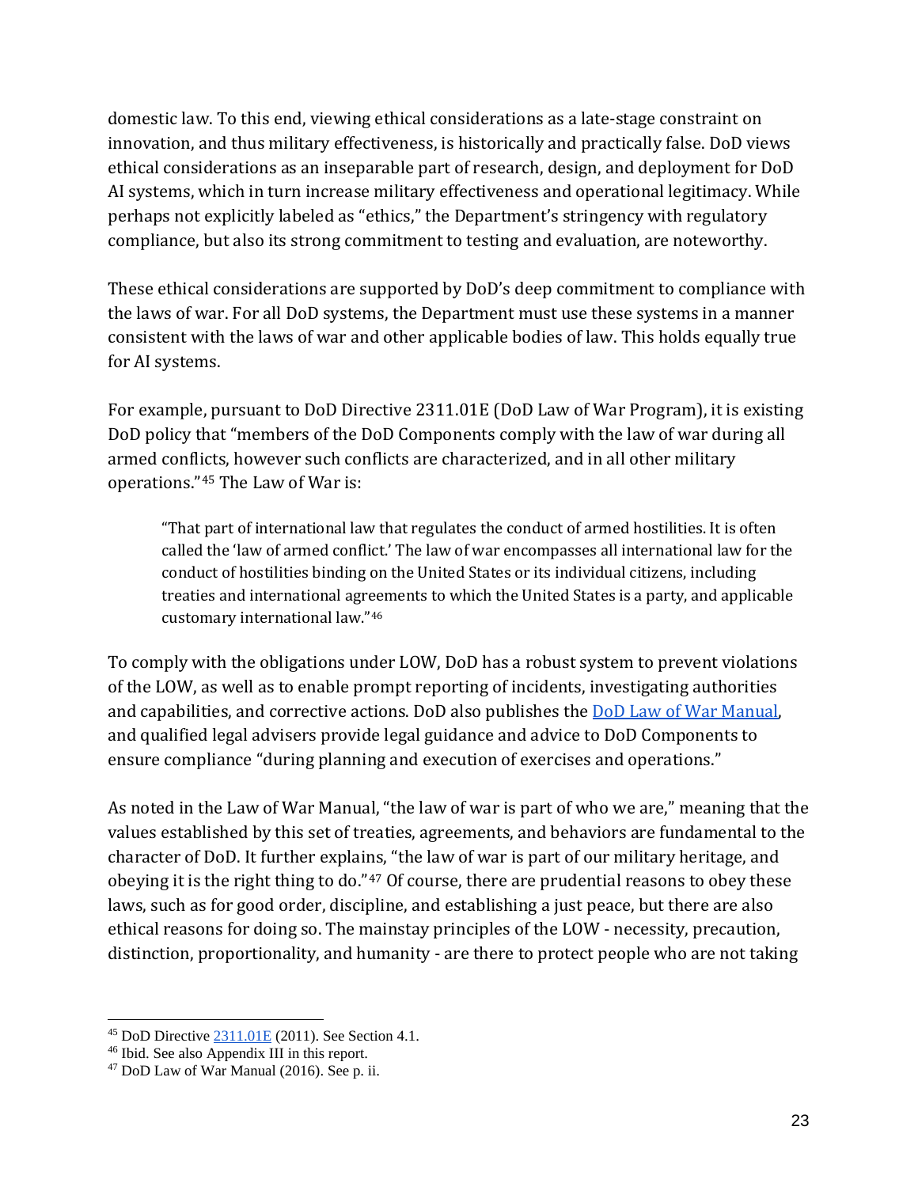domestic law. To this end, viewing ethical considerations as a late-stage constraint on innovation, and thus military effectiveness, is historically and practically false. DoD views ethical considerations as an inseparable part of research, design, and deployment for DoD AI systems, which in turn increase military effectiveness and operational legitimacy. While perhaps not explicitly labeled as "ethics," the Department's stringency with regulatory compliance, but also its strong commitment to testing and evaluation, are noteworthy.

These ethical considerations are supported by DoD's deep commitment to compliance with the laws of war. For all DoD systems, the Department must use these systems in a manner consistent with the laws of war and other applicable bodies of law. This holds equally true for AI systems.

For example, pursuant to DoD Directive 2311.01E (DoD Law of War Program), it is existing DoD policy that "members of the DoD Components comply with the law of war during all armed conflicts, however such conflicts are characterized, and in all other military operations."[45] The Law of War is:

> "That part of international law that regulates the conduct of armed hostilities. It is often called the 'law of armed conflict.' The law of war encompasses all international law for the conduct of hostilities binding on the United States or its individual citizens, including treaties and international agreements to which the United States is a party, and applicable customary international law."[46]

To comply with the obligations under LOW, DoD has a robust system to prevent violations of the LOW, as well as to enable prompt reporting of incidents, investigating authorities and capabilities, and corrective actions. DoD also publishes the [DoD Law of War Manual](), and qualified legal advisers provide legal guidance and advice to DoD Components to ensure compliance "during planning and execution of exercises and operations."

As noted in the Law of War Manual, "the law of war is part of who we are," meaning that the values established by this set of treaties, agreements, and behaviors are fundamental to the character of DoD. It further explains, "the law of war is part of our military heritage, and obeying it is the right thing to do."[47] Of course, there are prudential reasons to obey these laws, such as for good order, discipline, and establishing a just peace, but there are also ethical reasons for doing so. The mainstay principles of the LOW - necessity, precaution, distinction, proportionality, and humanity - are there to protect people who are not taking

---

[45] DoD Directive [2311.01E]() (2011). See Section 4.1.

[46] Ibid. See also Appendix III in this report.

[47] DoD Law of War Manual (2016). See p. ii.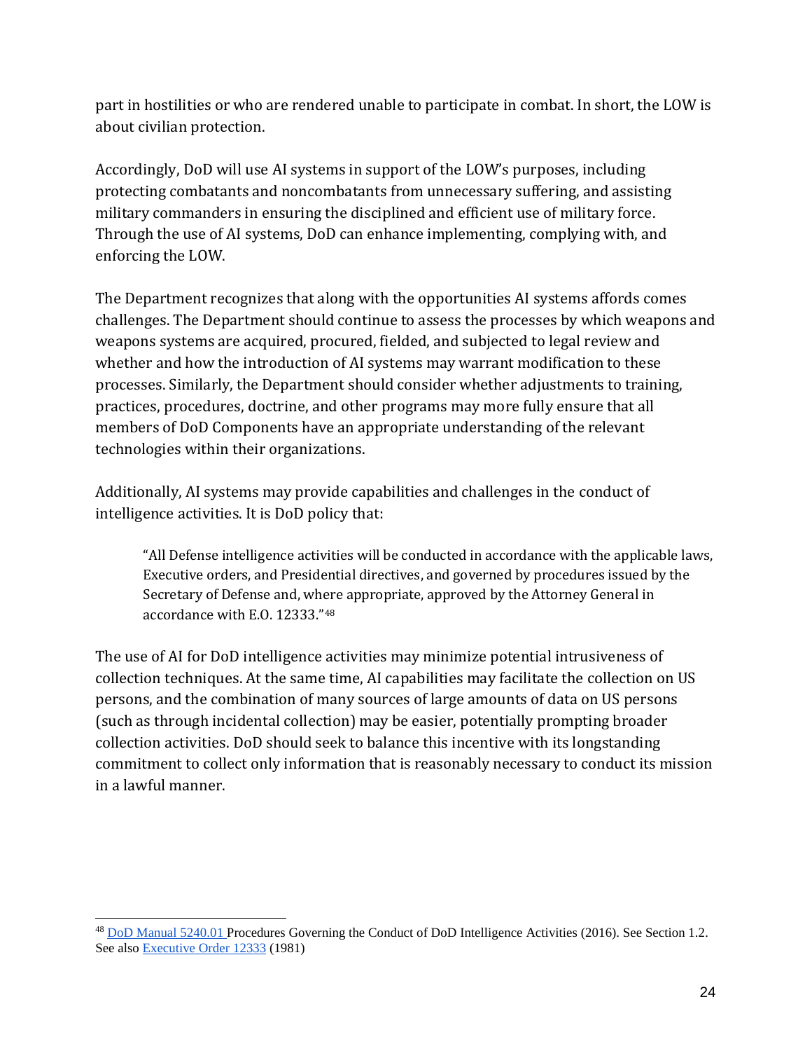part in hostilities or who are rendered unable to participate in combat. In short, the LOW is about civilian protection.

Accordingly, DoD will use AI systems in support of the LOW's purposes, including protecting combatants and noncombatants from unnecessary suffering, and assisting military commanders in ensuring the disciplined and efficient use of military force. Through the use of AI systems, DoD can enhance implementing, complying with, and enforcing the LOW.

The Department recognizes that along with the opportunities AI systems affords comes challenges. The Department should continue to assess the processes by which weapons and weapons systems are acquired, procured, fielded, and subjected to legal review and whether and how the introduction of AI systems may warrant modification to these processes. Similarly, the Department should consider whether adjustments to training, practices, procedures, doctrine, and other programs may more fully ensure that all members of DoD Components have an appropriate understanding of the relevant technologies within their organizations.

Additionally, AI systems may provide capabilities and challenges in the conduct of intelligence activities. It is DoD policy that:

> "All Defense intelligence activities will be conducted in accordance with the applicable laws, Executive orders, and Presidential directives, and governed by procedures issued by the Secretary of Defense and, where appropriate, approved by the Attorney General in accordance with E.O. 12333."[48]

The use of AI for DoD intelligence activities may minimize potential intrusiveness of collection techniques. At the same time, AI capabilities may facilitate the collection on US persons, and the combination of many sources of large amounts of data on US persons (such as through incidental collection) may be easier, potentially prompting broader collection activities. DoD should seek to balance this incentive with its longstanding commitment to collect only information that is reasonably necessary to conduct its mission in a lawful manner.

---

[48] DoD Manual 5240.01 Procedures Governing the Conduct of DoD Intelligence Activities (2016). See Section 1.2. See also Executive Order 12333 (1981)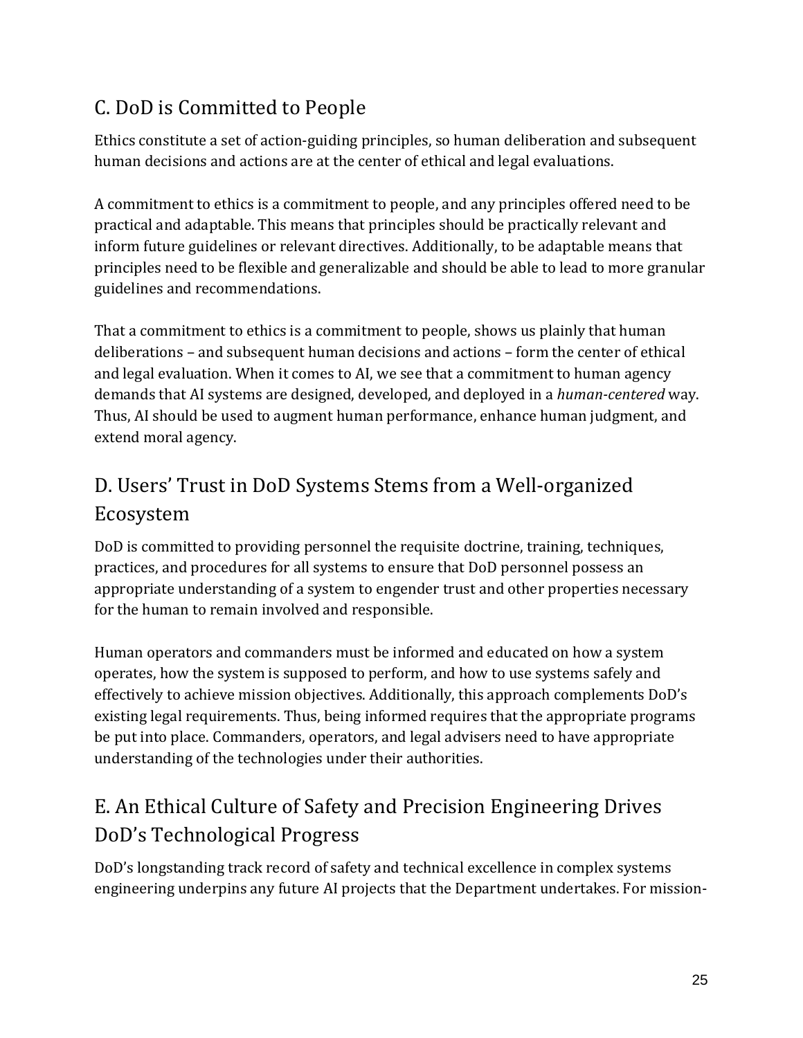## C. DoD is Committed to People

Ethics constitute a set of action-guiding principles, so human deliberation and subsequent human decisions and actions are at the center of ethical and legal evaluations.

A commitment to ethics is a commitment to people, and any principles offered need to be practical and adaptable. This means that principles should be practically relevant and inform future guidelines or relevant directives. Additionally, to be adaptable means that principles need to be flexible and generalizable and should be able to lead to more granular guidelines and recommendations.

That a commitment to ethics is a commitment to people, shows us plainly that human deliberations – and subsequent human decisions and actions – form the center of ethical and legal evaluation. When it comes to AI, we see that a commitment to human agency demands that AI systems are designed, developed, and deployed in a *human-centered* way. Thus, AI should be used to augment human performance, enhance human judgment, and extend moral agency.

## D. Users' Trust in DoD Systems Stems from a Well-organized Ecosystem

DoD is committed to providing personnel the requisite doctrine, training, techniques, practices, and procedures for all systems to ensure that DoD personnel possess an appropriate understanding of a system to engender trust and other properties necessary for the human to remain involved and responsible.

Human operators and commanders must be informed and educated on how a system operates, how the system is supposed to perform, and how to use systems safely and effectively to achieve mission objectives. Additionally, this approach complements DoD's existing legal requirements. Thus, being informed requires that the appropriate programs be put into place. Commanders, operators, and legal advisers need to have appropriate understanding of the technologies under their authorities.

## E. An Ethical Culture of Safety and Precision Engineering Drives DoD's Technological Progress

DoD's longstanding track record of safety and technical excellence in complex systems engineering underpins any future AI projects that the Department undertakes. For mission-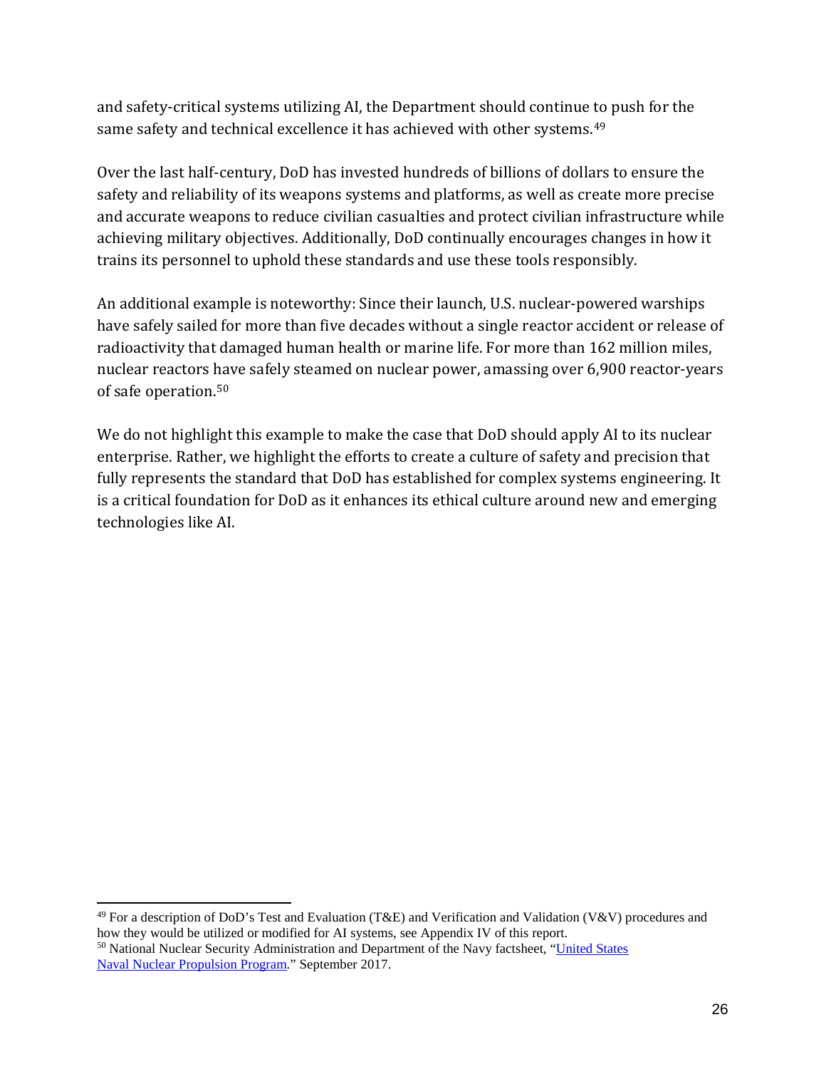and safety-critical systems utilizing AI, the Department should continue to push for the same safety and technical excellence it has achieved with other systems.[49]

Over the last half-century, DoD has invested hundreds of billions of dollars to ensure the safety and reliability of its weapons systems and platforms, as well as create more precise and accurate weapons to reduce civilian casualties and protect civilian infrastructure while achieving military objectives. Additionally, DoD continually encourages changes in how it trains its personnel to uphold these standards and use these tools responsibly.

An additional example is noteworthy: Since their launch, U.S. nuclear-powered warships have safely sailed for more than five decades without a single reactor accident or release of radioactivity that damaged human health or marine life. For more than 162 million miles, nuclear reactors have safely steamed on nuclear power, amassing over 6,900 reactor-years of safe operation.[50]

We do not highlight this example to make the case that DoD should apply AI to its nuclear enterprise. Rather, we highlight the efforts to create a culture of safety and precision that fully represents the standard that DoD has established for complex systems engineering. It is a critical foundation for DoD as it enhances its ethical culture around new and emerging technologies like AI.

---

[49] For a description of DoD's Test and Evaluation (T&E) and Verification and Validation (V&V) procedures and how they would be utilized or modified for AI systems, see Appendix IV of this report.

[50] National Nuclear Security Administration and Department of the Navy factsheet, "United States Naval Nuclear Propulsion Program." September 2017.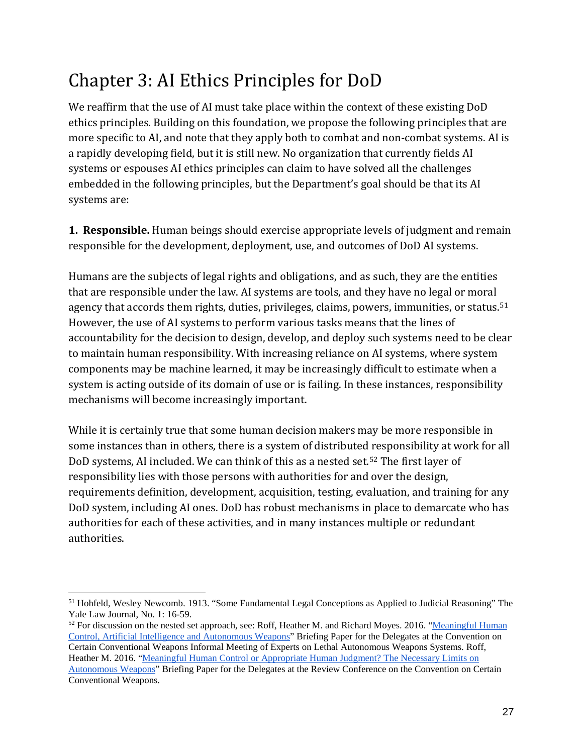# Chapter 3: AI Ethics Principles for DoD

We reaffirm that the use of AI must take place within the context of these existing DoD ethics principles. Building on this foundation, we propose the following principles that are more specific to AI, and note that they apply both to combat and non-combat systems. AI is a rapidly developing field, but it is still new. No organization that currently fields AI systems or espouses AI ethics principles can claim to have solved all the challenges embedded in the following principles, but the Department's goal should be that its AI systems are:

**1. Responsible.** Human beings should exercise appropriate levels of judgment and remain responsible for the development, deployment, use, and outcomes of DoD AI systems.

Humans are the subjects of legal rights and obligations, and as such, they are the entities that are responsible under the law. AI systems are tools, and they have no legal or moral agency that accords them rights, duties, privileges, claims, powers, immunities, or status.[51] However, the use of AI systems to perform various tasks means that the lines of accountability for the decision to design, develop, and deploy such systems need to be clear to maintain human responsibility. With increasing reliance on AI systems, where system components may be machine learned, it may be increasingly difficult to estimate when a system is acting outside of its domain of use or is failing. In these instances, responsibility mechanisms will become increasingly important.

While it is certainly true that some human decision makers may be more responsible in some instances than in others, there is a system of distributed responsibility at work for all DoD systems, AI included. We can think of this as a nested set.[52] The first layer of responsibility lies with those persons with authorities for and over the design, requirements definition, development, acquisition, testing, evaluation, and training for any DoD system, including AI ones. DoD has robust mechanisms in place to demarcate who has authorities for each of these activities, and in many instances multiple or redundant authorities.

---

[51] Hohfeld, Wesley Newcomb. 1913. "Some Fundamental Legal Conceptions as Applied to Judicial Reasoning" The Yale Law Journal, No. 1: 16-59.

[52] For discussion on the nested set approach, see: Roff, Heather M. and Richard Moyes. 2016. "Meaningful Human Control, Artificial Intelligence and Autonomous Weapons" Briefing Paper for the Delegates at the Convention on Certain Conventional Weapons Informal Meeting of Experts on Lethal Autonomous Weapons Systems. Roff, Heather M. 2016. "Meaningful Human Control or Appropriate Human Judgment? The Necessary Limits on Autonomous Weapons" Briefing Paper for the Delegates at the Review Conference on the Convention on Certain Conventional Weapons.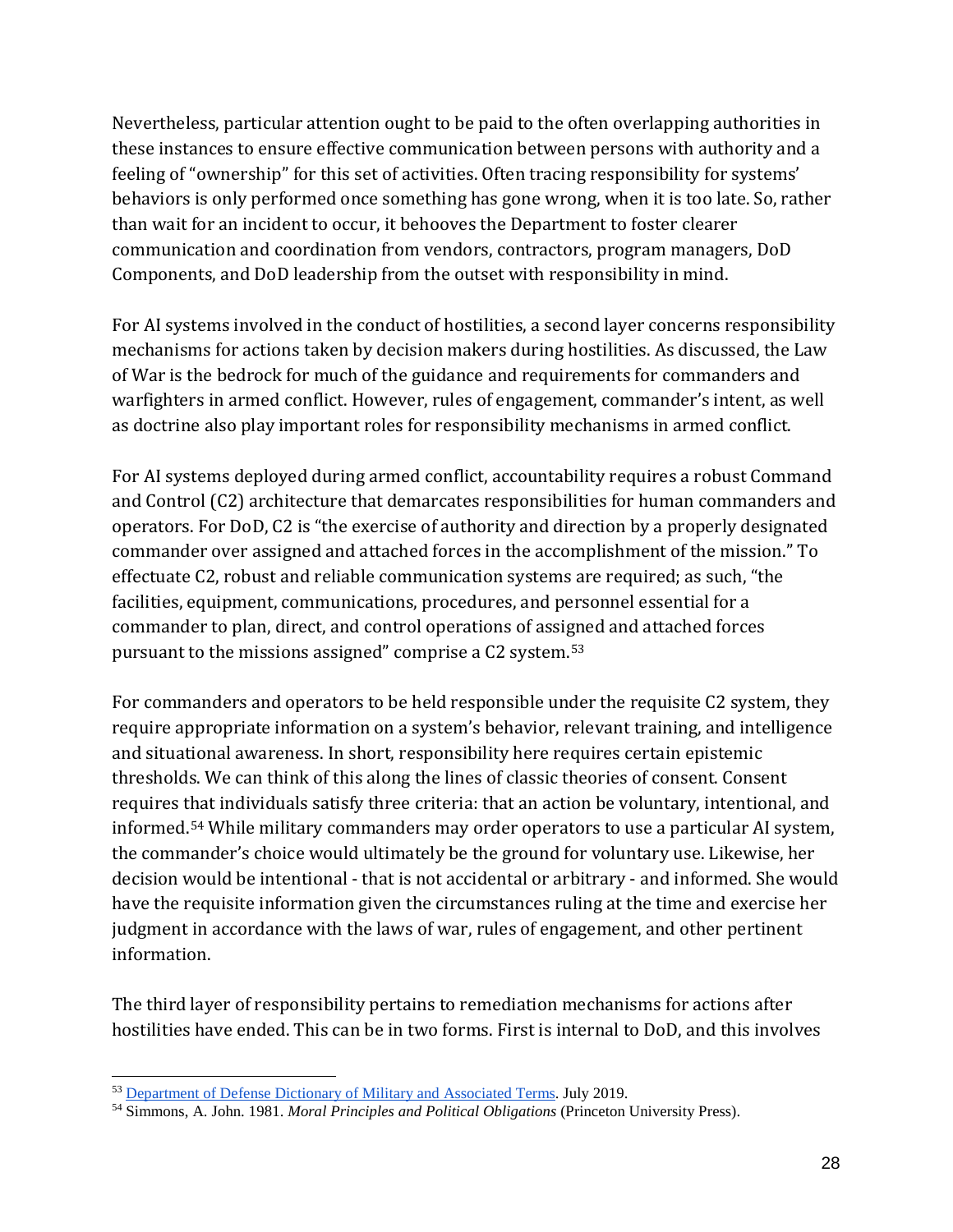Nevertheless, particular attention ought to be paid to the often overlapping authorities in these instances to ensure effective communication between persons with authority and a feeling of "ownership" for this set of activities. Often tracing responsibility for systems' behaviors is only performed once something has gone wrong, when it is too late. So, rather than wait for an incident to occur, it behooves the Department to foster clearer communication and coordination from vendors, contractors, program managers, DoD Components, and DoD leadership from the outset with responsibility in mind.

For AI systems involved in the conduct of hostilities, a second layer concerns responsibility mechanisms for actions taken by decision makers during hostilities. As discussed, the Law of War is the bedrock for much of the guidance and requirements for commanders and warfighters in armed conflict. However, rules of engagement, commander's intent, as well as doctrine also play important roles for responsibility mechanisms in armed conflict.

For AI systems deployed during armed conflict, accountability requires a robust Command and Control (C2) architecture that demarcates responsibilities for human commanders and operators. For DoD, C2 is "the exercise of authority and direction by a properly designated commander over assigned and attached forces in the accomplishment of the mission." To effectuate C2, robust and reliable communication systems are required; as such, "the facilities, equipment, communications, procedures, and personnel essential for a commander to plan, direct, and control operations of assigned and attached forces pursuant to the missions assigned" comprise a C2 system.[53]

For commanders and operators to be held responsible under the requisite C2 system, they require appropriate information on a system's behavior, relevant training, and intelligence and situational awareness. In short, responsibility here requires certain epistemic thresholds. We can think of this along the lines of classic theories of consent. Consent requires that individuals satisfy three criteria: that an action be voluntary, intentional, and informed.[54] While military commanders may order operators to use a particular AI system, the commander's choice would ultimately be the ground for voluntary use. Likewise, her decision would be intentional - that is not accidental or arbitrary - and informed. She would have the requisite information given the circumstances ruling at the time and exercise her judgment in accordance with the laws of war, rules of engagement, and other pertinent information.

The third layer of responsibility pertains to remediation mechanisms for actions after hostilities have ended. This can be in two forms. First is internal to DoD, and this involves

---

[53] Department of Defense Dictionary of Military and Associated Terms. July 2019.

[54] Simmons, A. John. 1981. *Moral Principles and Political Obligations* (Princeton University Press).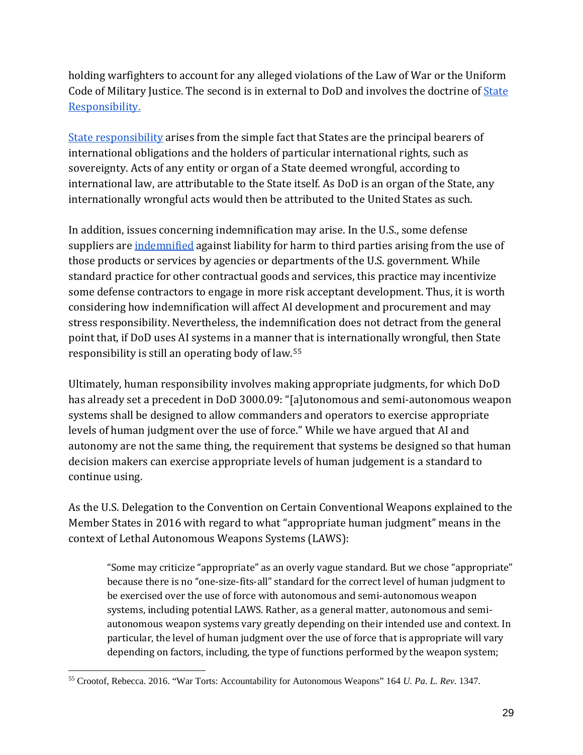holding warfighters to account for any alleged violations of the Law of War or the Uniform Code of Military Justice. The second is in external to DoD and involves the doctrine of State Responsibility.

State responsibility arises from the simple fact that States are the principal bearers of international obligations and the holders of particular international rights, such as sovereignty. Acts of any entity or organ of a State deemed wrongful, according to international law, are attributable to the State itself. As DoD is an organ of the State, any internationally wrongful acts would then be attributed to the United States as such.

In addition, issues concerning indemnification may arise. In the U.S., some defense suppliers are indemnified against liability for harm to third parties arising from the use of those products or services by agencies or departments of the U.S. government. While standard practice for other contractual goods and services, this practice may incentivize some defense contractors to engage in more risk acceptant development. Thus, it is worth considering how indemnification will affect AI development and procurement and may stress responsibility. Nevertheless, the indemnification does not detract from the general point that, if DoD uses AI systems in a manner that is internationally wrongful, then State responsibility is still an operating body of law.[55]

Ultimately, human responsibility involves making appropriate judgments, for which DoD has already set a precedent in DoD 3000.09: "[a]utonomous and semi-autonomous weapon systems shall be designed to allow commanders and operators to exercise appropriate levels of human judgment over the use of force." While we have argued that AI and autonomy are not the same thing, the requirement that systems be designed so that human decision makers can exercise appropriate levels of human judgement is a standard to continue using.

As the U.S. Delegation to the Convention on Certain Conventional Weapons explained to the Member States in 2016 with regard to what "appropriate human judgment" means in the context of Lethal Autonomous Weapons Systems (LAWS):

> "Some may criticize "appropriate" as an overly vague standard. But we chose "appropriate" because there is no "one-size-fits-all" standard for the correct level of human judgment to be exercised over the use of force with autonomous and semi-autonomous weapon systems, including potential LAWS. Rather, as a general matter, autonomous and semi-autonomous weapon systems vary greatly depending on their intended use and context. In particular, the level of human judgment over the use of force that is appropriate will vary depending on factors, including, the type of functions performed by the weapon system;

[55] Crootof, Rebecca. 2016. "War Torts: Accountability for Autonomous Weapons" 164 *U. Pa. L. Rev*. 1347.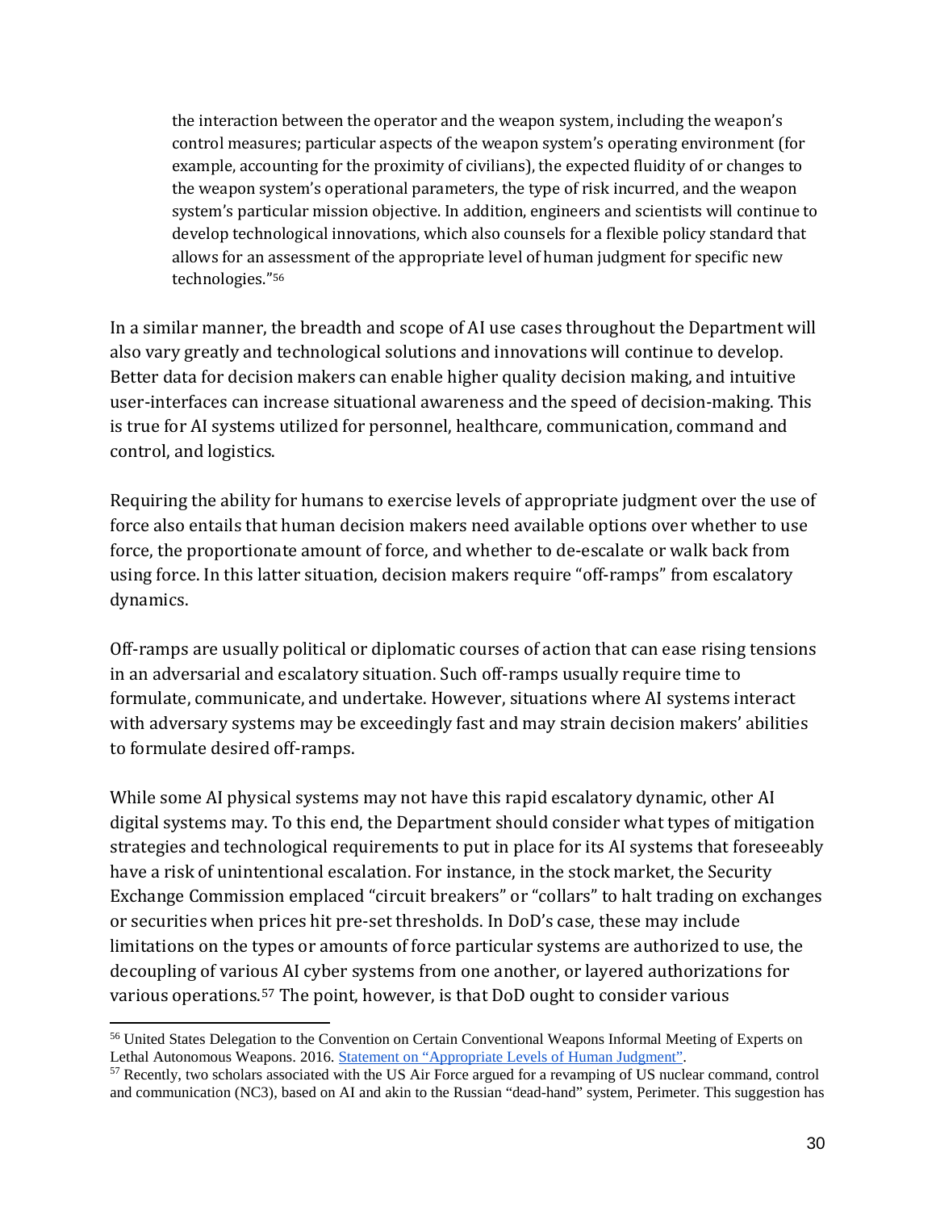the interaction between the operator and the weapon system, including the weapon's control measures; particular aspects of the weapon system's operating environment (for example, accounting for the proximity of civilians), the expected fluidity of or changes to the weapon system's operational parameters, the type of risk incurred, and the weapon system's particular mission objective. In addition, engineers and scientists will continue to develop technological innovations, which also counsels for a flexible policy standard that allows for an assessment of the appropriate level of human judgment for specific new technologies."[56]

In a similar manner, the breadth and scope of AI use cases throughout the Department will also vary greatly and technological solutions and innovations will continue to develop. Better data for decision makers can enable higher quality decision making, and intuitive user-interfaces can increase situational awareness and the speed of decision-making. This is true for AI systems utilized for personnel, healthcare, communication, command and control, and logistics.

Requiring the ability for humans to exercise levels of appropriate judgment over the use of force also entails that human decision makers need available options over whether to use force, the proportionate amount of force, and whether to de-escalate or walk back from using force. In this latter situation, decision makers require "off-ramps" from escalatory dynamics.

Off-ramps are usually political or diplomatic courses of action that can ease rising tensions in an adversarial and escalatory situation. Such off-ramps usually require time to formulate, communicate, and undertake. However, situations where AI systems interact with adversary systems may be exceedingly fast and may strain decision makers' abilities to formulate desired off-ramps.

While some AI physical systems may not have this rapid escalatory dynamic, other AI digital systems may. To this end, the Department should consider what types of mitigation strategies and technological requirements to put in place for its AI systems that foreseeably have a risk of unintentional escalation. For instance, in the stock market, the Security Exchange Commission emplaced "circuit breakers" or "collars" to halt trading on exchanges or securities when prices hit pre-set thresholds. In DoD's case, these may include limitations on the types or amounts of force particular systems are authorized to use, the decoupling of various AI cyber systems from one another, or layered authorizations for various operations.[57] The point, however, is that DoD ought to consider various

---

[56] United States Delegation to the Convention on Certain Conventional Weapons Informal Meeting of Experts on Lethal Autonomous Weapons. 2016. [Statement on "Appropriate Levels of Human Judgment"](#).

[57] Recently, two scholars associated with the US Air Force argued for a revamping of US nuclear command, control and communication (NC3), based on AI and akin to the Russian "dead-hand" system, Perimeter. This suggestion has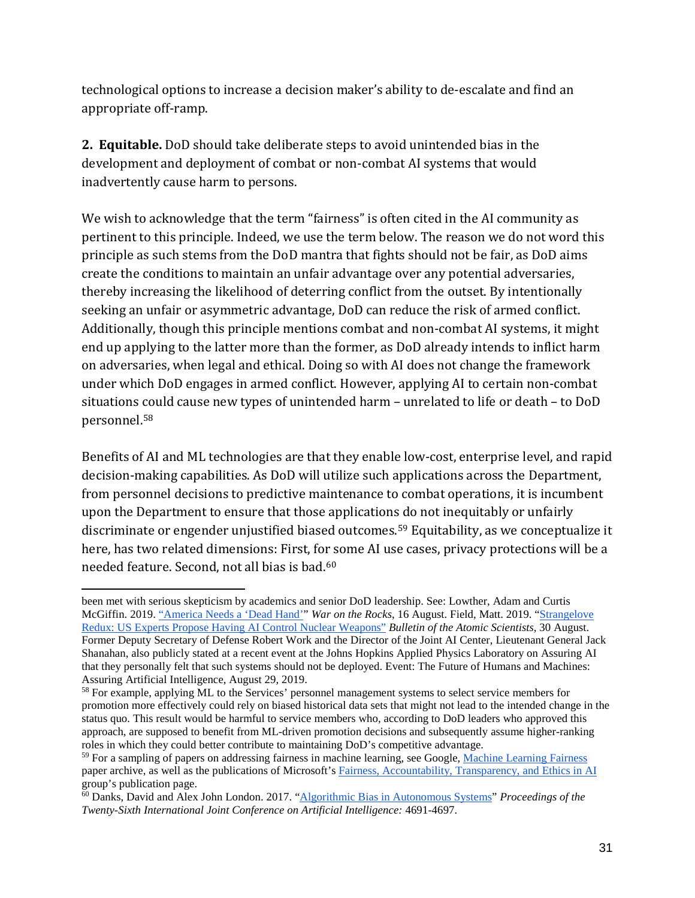technological options to increase a decision maker's ability to de-escalate and find an appropriate off-ramp.

**2. Equitable.** DoD should take deliberate steps to avoid unintended bias in the development and deployment of combat or non-combat AI systems that would inadvertently cause harm to persons.

We wish to acknowledge that the term "fairness" is often cited in the AI community as pertinent to this principle. Indeed, we use the term below. The reason we do not word this principle as such stems from the DoD mantra that fights should not be fair, as DoD aims create the conditions to maintain an unfair advantage over any potential adversaries, thereby increasing the likelihood of deterring conflict from the outset. By intentionally seeking an unfair or asymmetric advantage, DoD can reduce the risk of armed conflict. Additionally, though this principle mentions combat and non-combat AI systems, it might end up applying to the latter more than the former, as DoD already intends to inflict harm on adversaries, when legal and ethical. Doing so with AI does not change the framework under which DoD engages in armed conflict. However, applying AI to certain non-combat situations could cause new types of unintended harm – unrelated to life or death – to DoD personnel.[58]

Benefits of AI and ML technologies are that they enable low-cost, enterprise level, and rapid decision-making capabilities. As DoD will utilize such applications across the Department, from personnel decisions to predictive maintenance to combat operations, it is incumbent upon the Department to ensure that those applications do not inequitably or unfairly discriminate or engender unjustified biased outcomes.[59] Equitability, as we conceptualize it here, has two related dimensions: First, for some AI use cases, privacy protections will be a needed feature. Second, not all bias is bad.[60]

---

been met with serious skepticism by academics and senior DoD leadership. See: Lowther, Adam and Curtis McGiffin. 2019. "America Needs a 'Dead Hand'" *War on the Rocks*, 16 August. Field, Matt. 2019. "Strangelove Redux: US Experts Propose Having AI Control Nuclear Weapons" *Bulletin of the Atomic Scientists*, 30 August. Former Deputy Secretary of Defense Robert Work and the Director of the Joint AI Center, Lieutenant General Jack Shanahan, also publicly stated at a recent event at the Johns Hopkins Applied Physics Laboratory on Assuring AI that they personally felt that such systems should not be deployed. Event: The Future of Humans and Machines: Assuring Artificial Intelligence, August 29, 2019.

[58] For example, applying ML to the Services' personnel management systems to select service members for promotion more effectively could rely on biased historical data sets that might not lead to the intended change in the status quo. This result would be harmful to service members who, according to DoD leaders who approved this approach, are supposed to benefit from ML-driven promotion decisions and subsequently assume higher-ranking roles in which they could better contribute to maintaining DoD's competitive advantage.

[59] For a sampling of papers on addressing fairness in machine learning, see Google, Machine Learning Fairness paper archive, as well as the publications of Microsoft's Fairness, Accountability, Transparency, and Ethics in AI group's publication page.

[60] Danks, David and Alex John London. 2017. "Algorithmic Bias in Autonomous Systems" *Proceedings of the Twenty-Sixth International Joint Conference on Artificial Intelligence:* 4691-4697.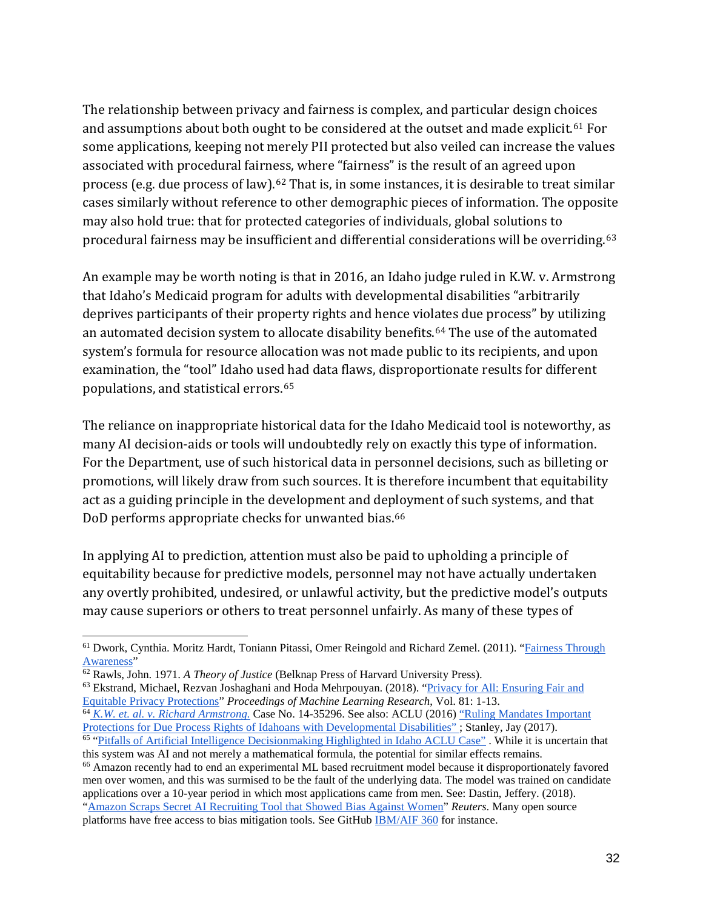The relationship between privacy and fairness is complex, and particular design choices and assumptions about both ought to be considered at the outset and made explicit.[61] For some applications, keeping not merely PII protected but also veiled can increase the values associated with procedural fairness, where "fairness" is the result of an agreed upon process (e.g. due process of law).[62] That is, in some instances, it is desirable to treat similar cases similarly without reference to other demographic pieces of information. The opposite may also hold true: that for protected categories of individuals, global solutions to procedural fairness may be insufficient and differential considerations will be overriding.[63]

An example may be worth noting is that in 2016, an Idaho judge ruled in K.W. v. Armstrong that Idaho's Medicaid program for adults with developmental disabilities "arbitrarily deprives participants of their property rights and hence violates due process" by utilizing an automated decision system to allocate disability benefits.[64] The use of the automated system's formula for resource allocation was not made public to its recipients, and upon examination, the "tool" Idaho used had data flaws, disproportionate results for different populations, and statistical errors.[65]

The reliance on inappropriate historical data for the Idaho Medicaid tool is noteworthy, as many AI decision-aids or tools will undoubtedly rely on exactly this type of information. For the Department, use of such historical data in personnel decisions, such as billeting or promotions, will likely draw from such sources. It is therefore incumbent that equitability act as a guiding principle in the development and deployment of such systems, and that DoD performs appropriate checks for unwanted bias.[66]

In applying AI to prediction, attention must also be paid to upholding a principle of equitability because for predictive models, personnel may not have actually undertaken any overtly prohibited, undesired, or unlawful activity, but the predictive model's outputs may cause superiors or others to treat personnel unfairly. As many of these types of

---

[61] Dwork, Cynthia. Moritz Hardt, Toniann Pitassi, Omer Reingold and Richard Zemel. (2011). "Fairness Through Awareness"

[62] Rawls, John. 1971. *A Theory of Justice* (Belknap Press of Harvard University Press).

[63] Ekstrand, Michael, Rezvan Joshaghani and Hoda Mehrpouyan. (2018). "Privacy for All: Ensuring Fair and Equitable Privacy Protections" *Proceedings of Machine Learning Research*, Vol. 81: 1-13.

[64] *K.W. et. al. v. Richard Armstrong.* Case No. 14-35296. See also: ACLU (2016) "Ruling Mandates Important Protections for Due Process Rights of Idahoans with Developmental Disabilities" ; Stanley, Jay (2017).

[65] "Pitfalls of Artificial Intelligence Decisionmaking Highlighted in Idaho ACLU Case" . While it is uncertain that this system was AI and not merely a mathematical formula, the potential for similar effects remains.

[66] Amazon recently had to end an experimental ML based recruitment model because it disproportionately favored men over women, and this was surmised to be the fault of the underlying data. The model was trained on candidate applications over a 10-year period in which most applications came from men. See: Dastin, Jeffery. (2018). "Amazon Scraps Secret AI Recruiting Tool that Showed Bias Against Women" *Reuters*. Many open source platforms have free access to bias mitigation tools. See GitHub IBM/AIF 360 for instance.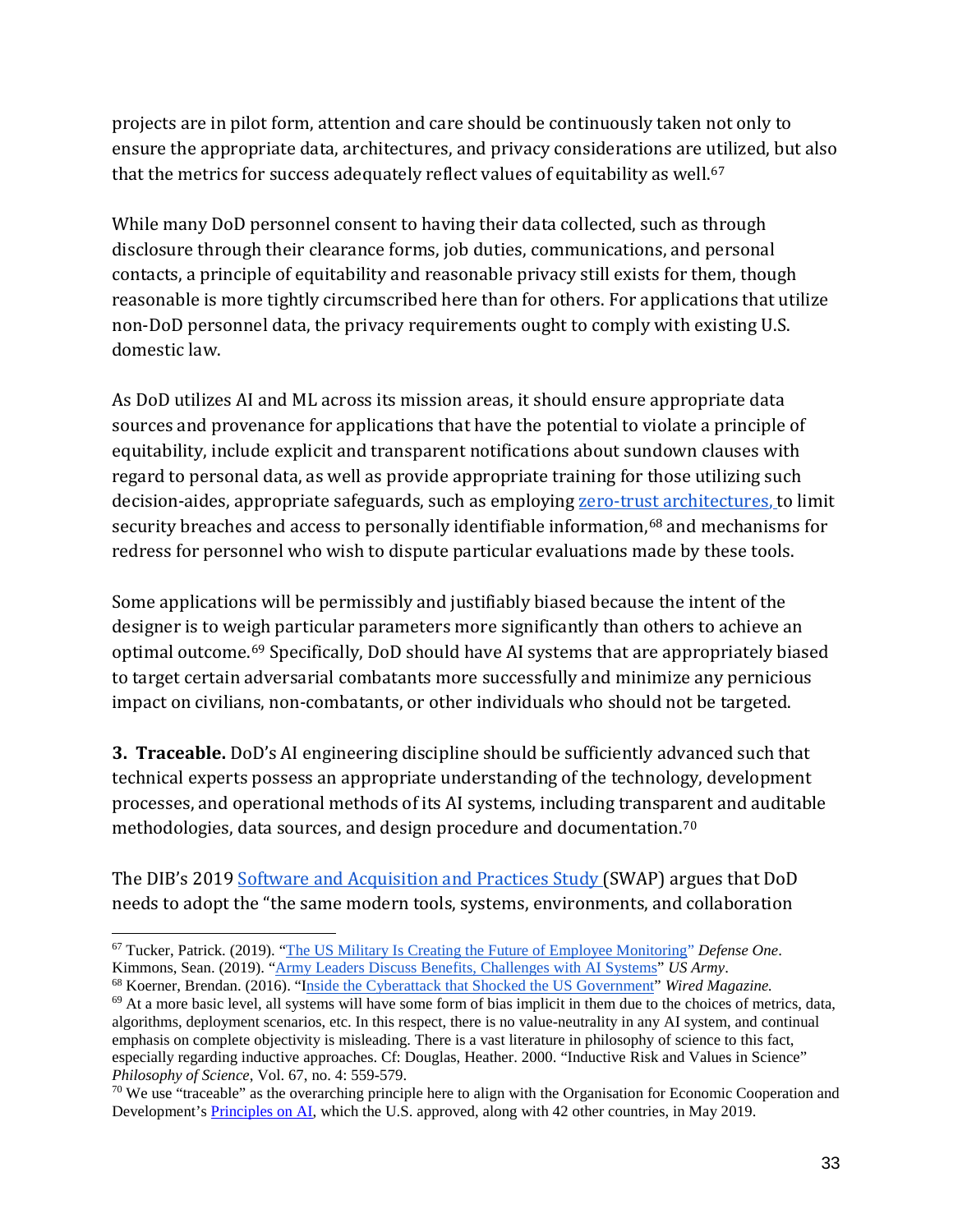projects are in pilot form, attention and care should be continuously taken not only to ensure the appropriate data, architectures, and privacy considerations are utilized, but also that the metrics for success adequately reflect values of equitability as well.[67]

While many DoD personnel consent to having their data collected, such as through disclosure through their clearance forms, job duties, communications, and personal contacts, a principle of equitability and reasonable privacy still exists for them, though reasonable is more tightly circumscribed here than for others. For applications that utilize non-DoD personnel data, the privacy requirements ought to comply with existing U.S. domestic law.

As DoD utilizes AI and ML across its mission areas, it should ensure appropriate data sources and provenance for applications that have the potential to violate a principle of equitability, include explicit and transparent notifications about sundown clauses with regard to personal data, as well as provide appropriate training for those utilizing such decision-aides, appropriate safeguards, such as employing zero-trust architectures, to limit security breaches and access to personally identifiable information,[68] and mechanisms for redress for personnel who wish to dispute particular evaluations made by these tools.

Some applications will be permissibly and justifiably biased because the intent of the designer is to weigh particular parameters more significantly than others to achieve an optimal outcome.[69] Specifically, DoD should have AI systems that are appropriately biased to target certain adversarial combatants more successfully and minimize any pernicious impact on civilians, non-combatants, or other individuals who should not be targeted.

**3. Traceable.** DoD's AI engineering discipline should be sufficiently advanced such that technical experts possess an appropriate understanding of the technology, development processes, and operational methods of its AI systems, including transparent and auditable methodologies, data sources, and design procedure and documentation.[70]

The DIB's 2019 Software and Acquisition and Practices Study (SWAP) argues that DoD needs to adopt the "the same modern tools, systems, environments, and collaboration

---

[67] Tucker, Patrick. (2019). "The US Military Is Creating the Future of Employee Monitoring" *Defense One*. Kimmons, Sean. (2019). "Army Leaders Discuss Benefits, Challenges with AI Systems" *US Army*.

[68] Koerner, Brendan. (2016). "Inside the Cyberattack that Shocked the US Government" *Wired Magazine.*

[69] At a more basic level, all systems will have some form of bias implicit in them due to the choices of metrics, data, algorithms, deployment scenarios, etc. In this respect, there is no value-neutrality in any AI system, and continual emphasis on complete objectivity is misleading. There is a vast literature in philosophy of science to this fact, especially regarding inductive approaches. Cf: Douglas, Heather. 2000. "Inductive Risk and Values in Science" *Philosophy of Science*, Vol. 67, no. 4: 559-579.

[70] We use "traceable" as the overarching principle here to align with the Organisation for Economic Cooperation and Development's Principles on AI, which the U.S. approved, along with 42 other countries, in May 2019.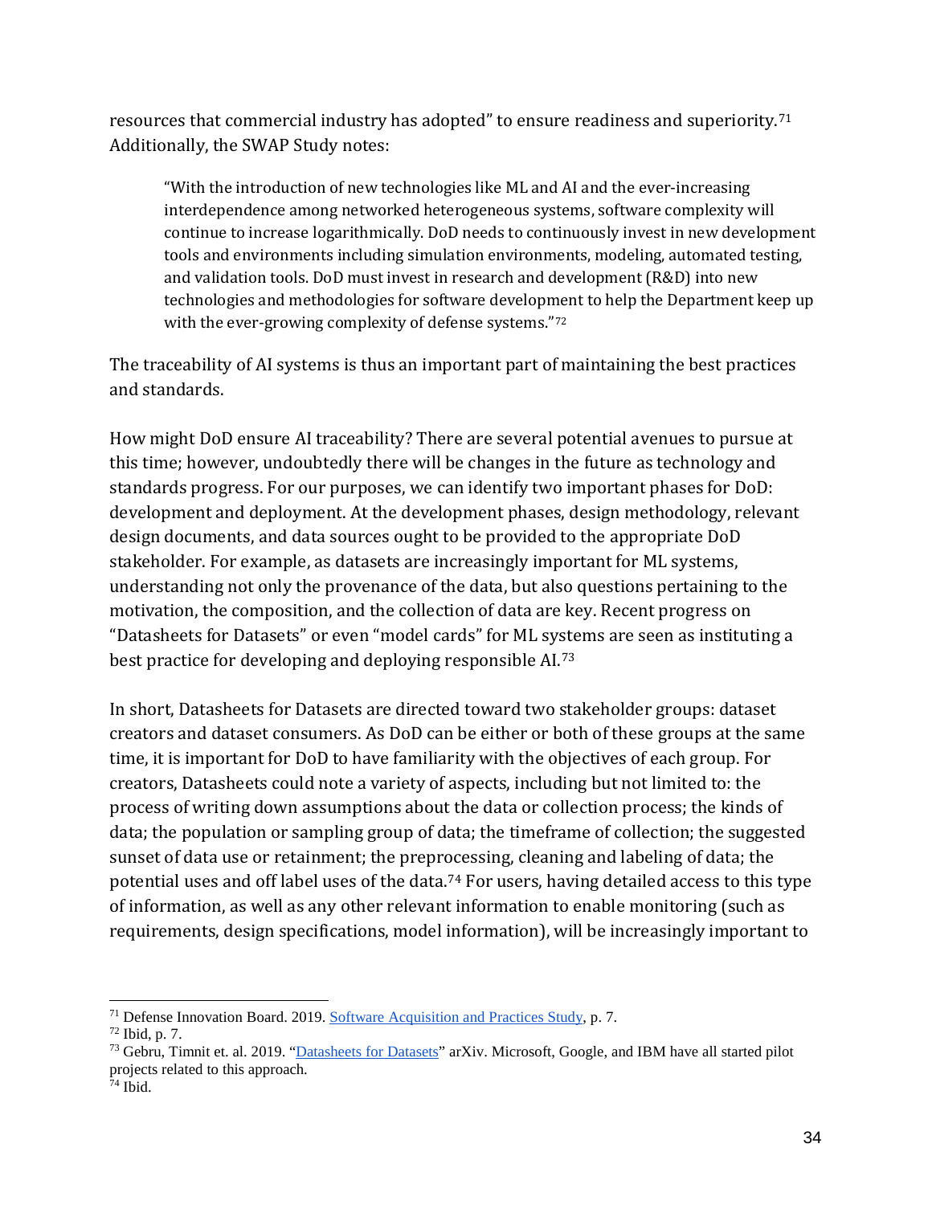resources that commercial industry has adopted" to ensure readiness and superiority.[71] Additionally, the SWAP Study notes:

> "With the introduction of new technologies like ML and AI and the ever-increasing interdependence among networked heterogeneous systems, software complexity will continue to increase logarithmically. DoD needs to continuously invest in new development tools and environments including simulation environments, modeling, automated testing, and validation tools. DoD must invest in research and development (R&D) into new technologies and methodologies for software development to help the Department keep up with the ever-growing complexity of defense systems."[72]

The traceability of AI systems is thus an important part of maintaining the best practices and standards.

How might DoD ensure AI traceability? There are several potential avenues to pursue at this time; however, undoubtedly there will be changes in the future as technology and standards progress. For our purposes, we can identify two important phases for DoD: development and deployment. At the development phases, design methodology, relevant design documents, and data sources ought to be provided to the appropriate DoD stakeholder. For example, as datasets are increasingly important for ML systems, understanding not only the provenance of the data, but also questions pertaining to the motivation, the composition, and the collection of data are key. Recent progress on "Datasheets for Datasets" or even "model cards" for ML systems are seen as instituting a best practice for developing and deploying responsible AI.[73]

In short, Datasheets for Datasets are directed toward two stakeholder groups: dataset creators and dataset consumers. As DoD can be either or both of these groups at the same time, it is important for DoD to have familiarity with the objectives of each group. For creators, Datasheets could note a variety of aspects, including but not limited to: the process of writing down assumptions about the data or collection process; the kinds of data; the population or sampling group of data; the timeframe of collection; the suggested sunset of data use or retainment; the preprocessing, cleaning and labeling of data; the potential uses and off label uses of the data.[74] For users, having detailed access to this type of information, as well as any other relevant information to enable monitoring (such as requirements, design specifications, model information), will be increasingly important to

---

[71] Defense Innovation Board. 2019. [Software Acquisition and Practices Study](), p. 7.

[72] Ibid, p. 7.

[73] Gebru, Timnit et. al. 2019. "[Datasheets for Datasets]()" arXiv. Microsoft, Google, and IBM have all started pilot projects related to this approach.

[74] Ibid.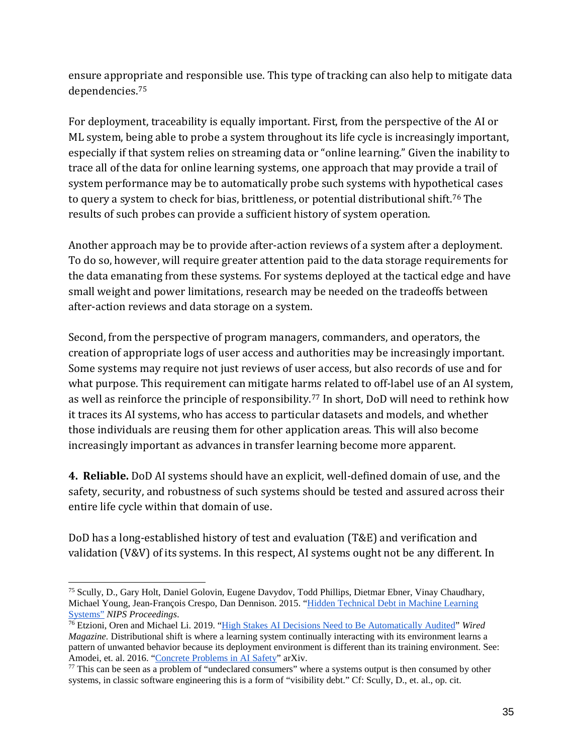ensure appropriate and responsible use. This type of tracking can also help to mitigate data dependencies.[75]

For deployment, traceability is equally important. First, from the perspective of the AI or ML system, being able to probe a system throughout its life cycle is increasingly important, especially if that system relies on streaming data or "online learning." Given the inability to trace all of the data for online learning systems, one approach that may provide a trail of system performance may be to automatically probe such systems with hypothetical cases to query a system to check for bias, brittleness, or potential distributional shift.[76] The results of such probes can provide a sufficient history of system operation.

Another approach may be to provide after-action reviews of a system after a deployment. To do so, however, will require greater attention paid to the data storage requirements for the data emanating from these systems. For systems deployed at the tactical edge and have small weight and power limitations, research may be needed on the tradeoffs between after-action reviews and data storage on a system.

Second, from the perspective of program managers, commanders, and operators, the creation of appropriate logs of user access and authorities may be increasingly important. Some systems may require not just reviews of user access, but also records of use and for what purpose. This requirement can mitigate harms related to off-label use of an AI system, as well as reinforce the principle of responsibility.[77] In short, DoD will need to rethink how it traces its AI systems, who has access to particular datasets and models, and whether those individuals are reusing them for other application areas. This will also become increasingly important as advances in transfer learning become more apparent.

**4. Reliable.** DoD AI systems should have an explicit, well-defined domain of use, and the safety, security, and robustness of such systems should be tested and assured across their entire life cycle within that domain of use.

DoD has a long-established history of test and evaluation (T&E) and verification and validation (V&V) of its systems. In this respect, AI systems ought not be any different. In

---

[75] Scully, D., Gary Holt, Daniel Golovin, Eugene Davydov, Todd Phillips, Dietmar Ebner, Vinay Chaudhary, Michael Young, Jean-François Crespo, Dan Dennison. 2015. "Hidden Technical Debt in Machine Learning Systems" *NIPS Proceedings*.

[76] Etzioni, Oren and Michael Li. 2019. "High Stakes AI Decisions Need to Be Automatically Audited" *Wired Magazine*. Distributional shift is where a learning system continually interacting with its environment learns a pattern of unwanted behavior because its deployment environment is different than its training environment. See: Amodei, et. al. 2016. "Concrete Problems in AI Safety" arXiv.

[77] This can be seen as a problem of "undeclared consumers" where a systems output is then consumed by other systems, in classic software engineering this is a form of "visibility debt." Cf: Scully, D., et. al., op. cit.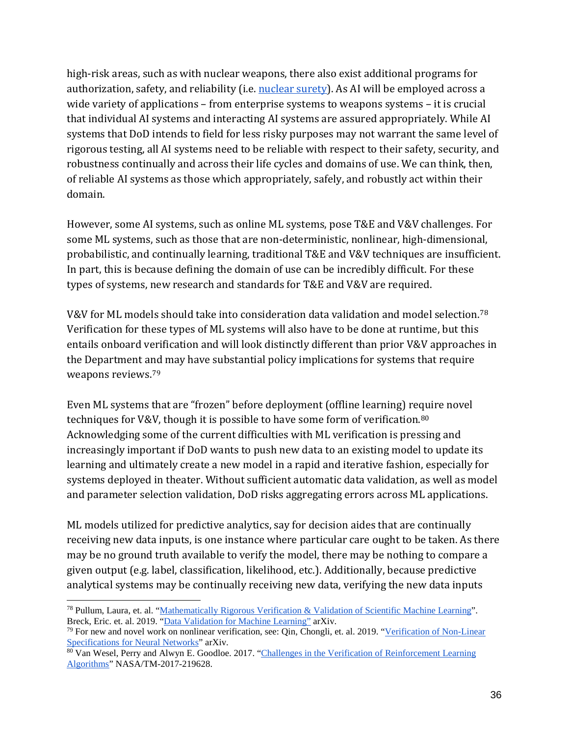high-risk areas, such as with nuclear weapons, there also exist additional programs for authorization, safety, and reliability (i.e. nuclear surety). As AI will be employed across a wide variety of applications – from enterprise systems to weapons systems – it is crucial that individual AI systems and interacting AI systems are assured appropriately. While AI systems that DoD intends to field for less risky purposes may not warrant the same level of rigorous testing, all AI systems need to be reliable with respect to their safety, security, and robustness continually and across their life cycles and domains of use. We can think, then, of reliable AI systems as those which appropriately, safely, and robustly act within their domain.

However, some AI systems, such as online ML systems, pose T&E and V&V challenges. For some ML systems, such as those that are non-deterministic, nonlinear, high-dimensional, probabilistic, and continually learning, traditional T&E and V&V techniques are insufficient. In part, this is because defining the domain of use can be incredibly difficult. For these types of systems, new research and standards for T&E and V&V are required.

V&V for ML models should take into consideration data validation and model selection.[78] Verification for these types of ML systems will also have to be done at runtime, but this entails onboard verification and will look distinctly different than prior V&V approaches in the Department and may have substantial policy implications for systems that require weapons reviews.[79]

Even ML systems that are "frozen" before deployment (offline learning) require novel techniques for V&V, though it is possible to have some form of verification.[80] Acknowledging some of the current difficulties with ML verification is pressing and increasingly important if DoD wants to push new data to an existing model to update its learning and ultimately create a new model in a rapid and iterative fashion, especially for systems deployed in theater. Without sufficient automatic data validation, as well as model and parameter selection validation, DoD risks aggregating errors across ML applications.

ML models utilized for predictive analytics, say for decision aides that are continually receiving new data inputs, is one instance where particular care ought to be taken. As there may be no ground truth available to verify the model, there may be nothing to compare a given output (e.g. label, classification, likelihood, etc.). Additionally, because predictive analytical systems may be continually receiving new data, verifying the new data inputs

---

[78] Pullum, Laura, et. al. "Mathematically Rigorous Verification & Validation of Scientific Machine Learning". Breck, Eric. et. al. 2019. "Data Validation for Machine Learning" arXiv.

[79] For new and novel work on nonlinear verification, see: Qin, Chongli, et. al. 2019. "Verification of Non-Linear Specifications for Neural Networks" arXiv.

[80] Van Wesel, Perry and Alwyn E. Goodloe. 2017. "Challenges in the Verification of Reinforcement Learning Algorithms" NASA/TM-2017-219628.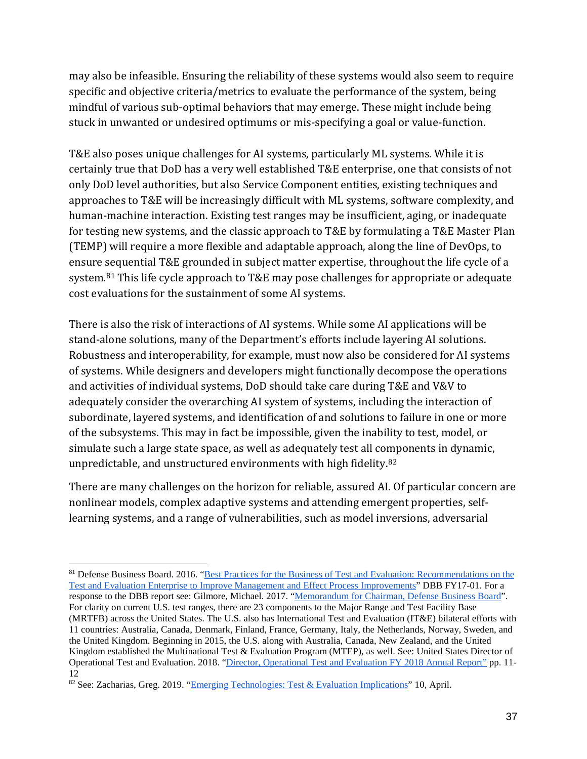may also be infeasible. Ensuring the reliability of these systems would also seem to require specific and objective criteria/metrics to evaluate the performance of the system, being mindful of various sub-optimal behaviors that may emerge. These might include being stuck in unwanted or undesired optimums or mis-specifying a goal or value-function.

T&E also poses unique challenges for AI systems, particularly ML systems. While it is certainly true that DoD has a very well established T&E enterprise, one that consists of not only DoD level authorities, but also Service Component entities, existing techniques and approaches to T&E will be increasingly difficult with ML systems, software complexity, and human-machine interaction. Existing test ranges may be insufficient, aging, or inadequate for testing new systems, and the classic approach to T&E by formulating a T&E Master Plan (TEMP) will require a more flexible and adaptable approach, along the line of DevOps, to ensure sequential T&E grounded in subject matter expertise, throughout the life cycle of a system.[81] This life cycle approach to T&E may pose challenges for appropriate or adequate cost evaluations for the sustainment of some AI systems.

There is also the risk of interactions of AI systems. While some AI applications will be stand-alone solutions, many of the Department's efforts include layering AI solutions. Robustness and interoperability, for example, must now also be considered for AI systems of systems. While designers and developers might functionally decompose the operations and activities of individual systems, DoD should take care during T&E and V&V to adequately consider the overarching AI system of systems, including the interaction of subordinate, layered systems, and identification of and solutions to failure in one or more of the subsystems. This may in fact be impossible, given the inability to test, model, or simulate such a large state space, as well as adequately test all components in dynamic, unpredictable, and unstructured environments with high fidelity.[82]

There are many challenges on the horizon for reliable, assured AI. Of particular concern are nonlinear models, complex adaptive systems and attending emergent properties, self-learning systems, and a range of vulnerabilities, such as model inversions, adversarial

---

[81] Defense Business Board. 2016. "Best Practices for the Business of Test and Evaluation: Recommendations on the Test and Evaluation Enterprise to Improve Management and Effect Process Improvements" DBB FY17-01. For a response to the DBB report see: Gilmore, Michael. 2017. "Memorandum for Chairman, Defense Business Board". For clarity on current U.S. test ranges, there are 23 components to the Major Range and Test Facility Base (MRTFB) across the United States. The U.S. also has International Test and Evaluation (IT&E) bilateral efforts with 11 countries: Australia, Canada, Denmark, Finland, France, Germany, Italy, the Netherlands, Norway, Sweden, and the United Kingdom. Beginning in 2015, the U.S. along with Australia, Canada, New Zealand, and the United Kingdom established the Multinational Test & Evaluation Program (MTEP), as well. See: United States Director of Operational Test and Evaluation. 2018. "Director, Operational Test and Evaluation FY 2018 Annual Report" pp. 11-12

[82] See: Zacharias, Greg. 2019. "Emerging Technologies: Test & Evaluation Implications" 10, April.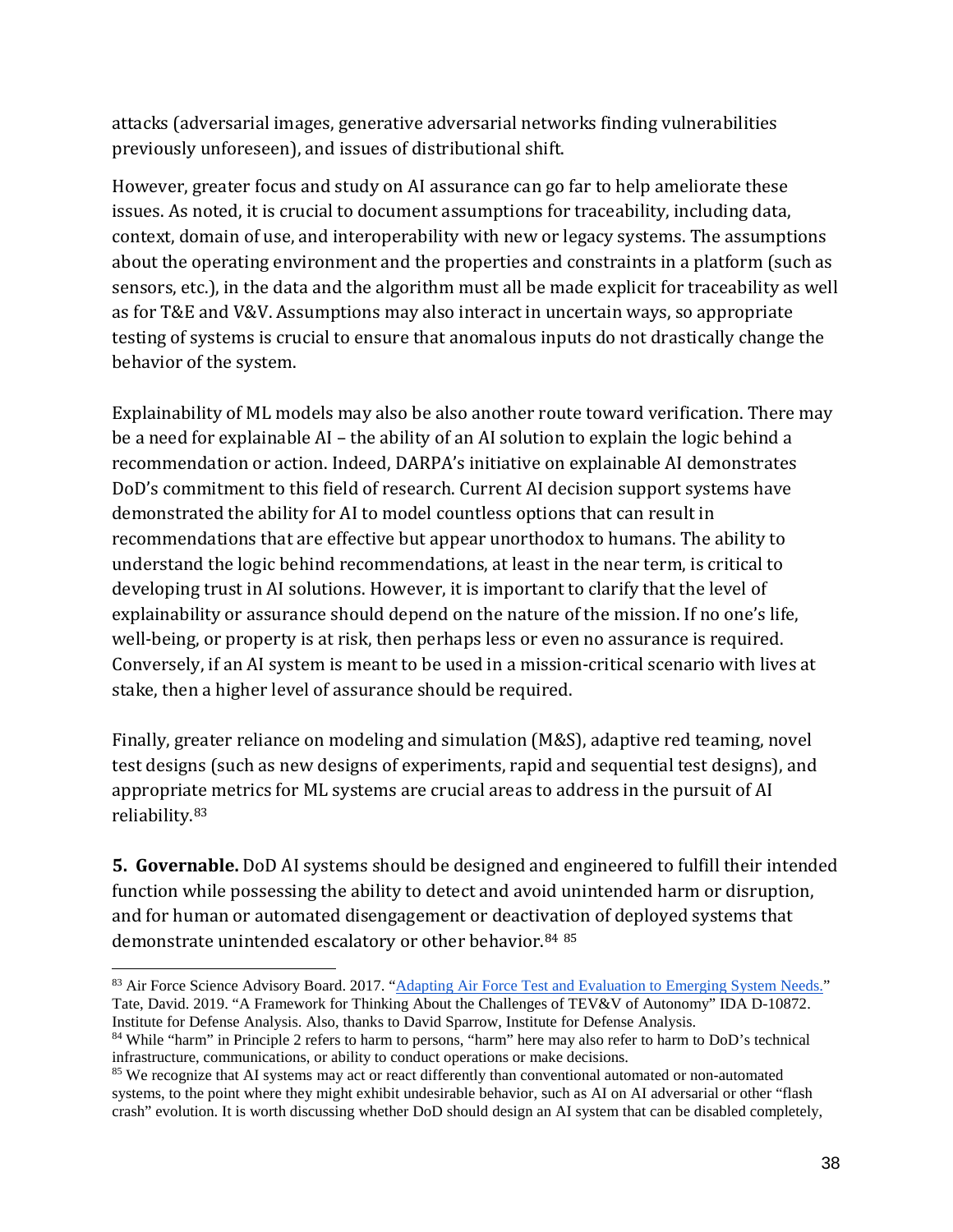attacks (adversarial images, generative adversarial networks finding vulnerabilities previously unforeseen), and issues of distributional shift.

However, greater focus and study on AI assurance can go far to help ameliorate these issues. As noted, it is crucial to document assumptions for traceability, including data, context, domain of use, and interoperability with new or legacy systems. The assumptions about the operating environment and the properties and constraints in a platform (such as sensors, etc.), in the data and the algorithm must all be made explicit for traceability as well as for T&E and V&V. Assumptions may also interact in uncertain ways, so appropriate testing of systems is crucial to ensure that anomalous inputs do not drastically change the behavior of the system.

Explainability of ML models may also be also another route toward verification. There may be a need for explainable AI – the ability of an AI solution to explain the logic behind a recommendation or action. Indeed, DARPA's initiative on explainable AI demonstrates DoD's commitment to this field of research. Current AI decision support systems have demonstrated the ability for AI to model countless options that can result in recommendations that are effective but appear unorthodox to humans. The ability to understand the logic behind recommendations, at least in the near term, is critical to developing trust in AI solutions. However, it is important to clarify that the level of explainability or assurance should depend on the nature of the mission. If no one's life, well-being, or property is at risk, then perhaps less or even no assurance is required. Conversely, if an AI system is meant to be used in a mission-critical scenario with lives at stake, then a higher level of assurance should be required.

Finally, greater reliance on modeling and simulation (M&S), adaptive red teaming, novel test designs (such as new designs of experiments, rapid and sequential test designs), and appropriate metrics for ML systems are crucial areas to address in the pursuit of AI reliability.[83]

**5. Governable.** DoD AI systems should be designed and engineered to fulfill their intended function while possessing the ability to detect and avoid unintended harm or disruption, and for human or automated disengagement or deactivation of deployed systems that demonstrate unintended escalatory or other behavior.[84] [85]

---

[83] Air Force Science Advisory Board. 2017. "Adapting Air Force Test and Evaluation to Emerging System Needs." Tate, David. 2019. "A Framework for Thinking About the Challenges of TEV&V of Autonomy" IDA D-10872. Institute for Defense Analysis. Also, thanks to David Sparrow, Institute for Defense Analysis.

[84] While "harm" in Principle 2 refers to harm to persons, "harm" here may also refer to harm to DoD's technical infrastructure, communications, or ability to conduct operations or make decisions.

[85] We recognize that AI systems may act or react differently than conventional automated or non-automated systems, to the point where they might exhibit undesirable behavior, such as AI on AI adversarial or other "flash crash" evolution. It is worth discussing whether DoD should design an AI system that can be disabled completely,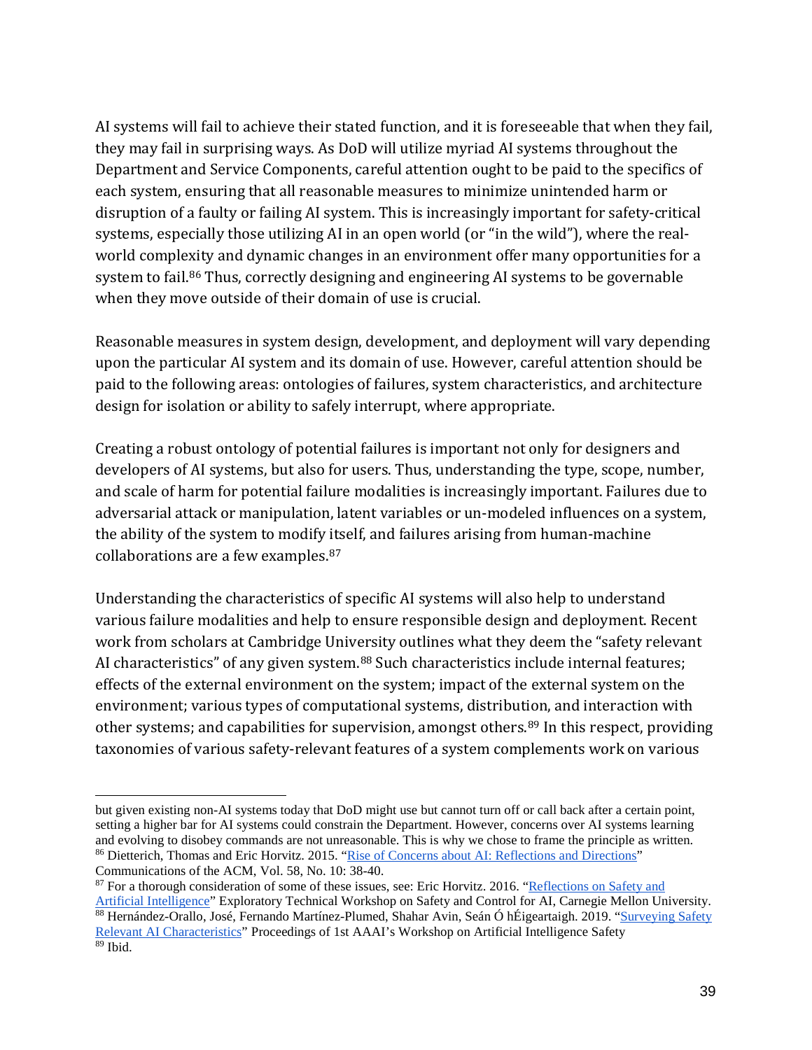AI systems will fail to achieve their stated function, and it is foreseeable that when they fail, they may fail in surprising ways. As DoD will utilize myriad AI systems throughout the Department and Service Components, careful attention ought to be paid to the specifics of each system, ensuring that all reasonable measures to minimize unintended harm or disruption of a faulty or failing AI system. This is increasingly important for safety-critical systems, especially those utilizing AI in an open world (or "in the wild"), where the real-world complexity and dynamic changes in an environment offer many opportunities for a system to fail.[86] Thus, correctly designing and engineering AI systems to be governable when they move outside of their domain of use is crucial.

Reasonable measures in system design, development, and deployment will vary depending upon the particular AI system and its domain of use. However, careful attention should be paid to the following areas: ontologies of failures, system characteristics, and architecture design for isolation or ability to safely interrupt, where appropriate.

Creating a robust ontology of potential failures is important not only for designers and developers of AI systems, but also for users. Thus, understanding the type, scope, number, and scale of harm for potential failure modalities is increasingly important. Failures due to adversarial attack or manipulation, latent variables or un-modeled influences on a system, the ability of the system to modify itself, and failures arising from human-machine collaborations are a few examples.[87]

Understanding the characteristics of specific AI systems will also help to understand various failure modalities and help to ensure responsible design and deployment. Recent work from scholars at Cambridge University outlines what they deem the "safety relevant AI characteristics" of any given system.[88] Such characteristics include internal features; effects of the external environment on the system; impact of the external system on the environment; various types of computational systems, distribution, and interaction with other systems; and capabilities for supervision, amongst others.[89] In this respect, providing taxonomies of various safety-relevant features of a system complements work on various

---

but given existing non-AI systems today that DoD might use but cannot turn off or call back after a certain point, setting a higher bar for AI systems could constrain the Department. However, concerns over AI systems learning and evolving to disobey commands are not unreasonable. This is why we chose to frame the principle as written.

[86] Dietterich, Thomas and Eric Horvitz. 2015. "Rise of Concerns about AI: Reflections and Directions" Communications of the ACM, Vol. 58, No. 10: 38-40.

[87] For a thorough consideration of some of these issues, see: Eric Horvitz. 2016. "Reflections on Safety and Artificial Intelligence" Exploratory Technical Workshop on Safety and Control for AI, Carnegie Mellon University.

[88] Hernández-Orallo, José, Fernando Martínez-Plumed, Shahar Avin, Seán Ó hÉigeartaigh. 2019. "Surveying Safety Relevant AI Characteristics" Proceedings of 1st AAAI's Workshop on Artificial Intelligence Safety

[89] Ibid.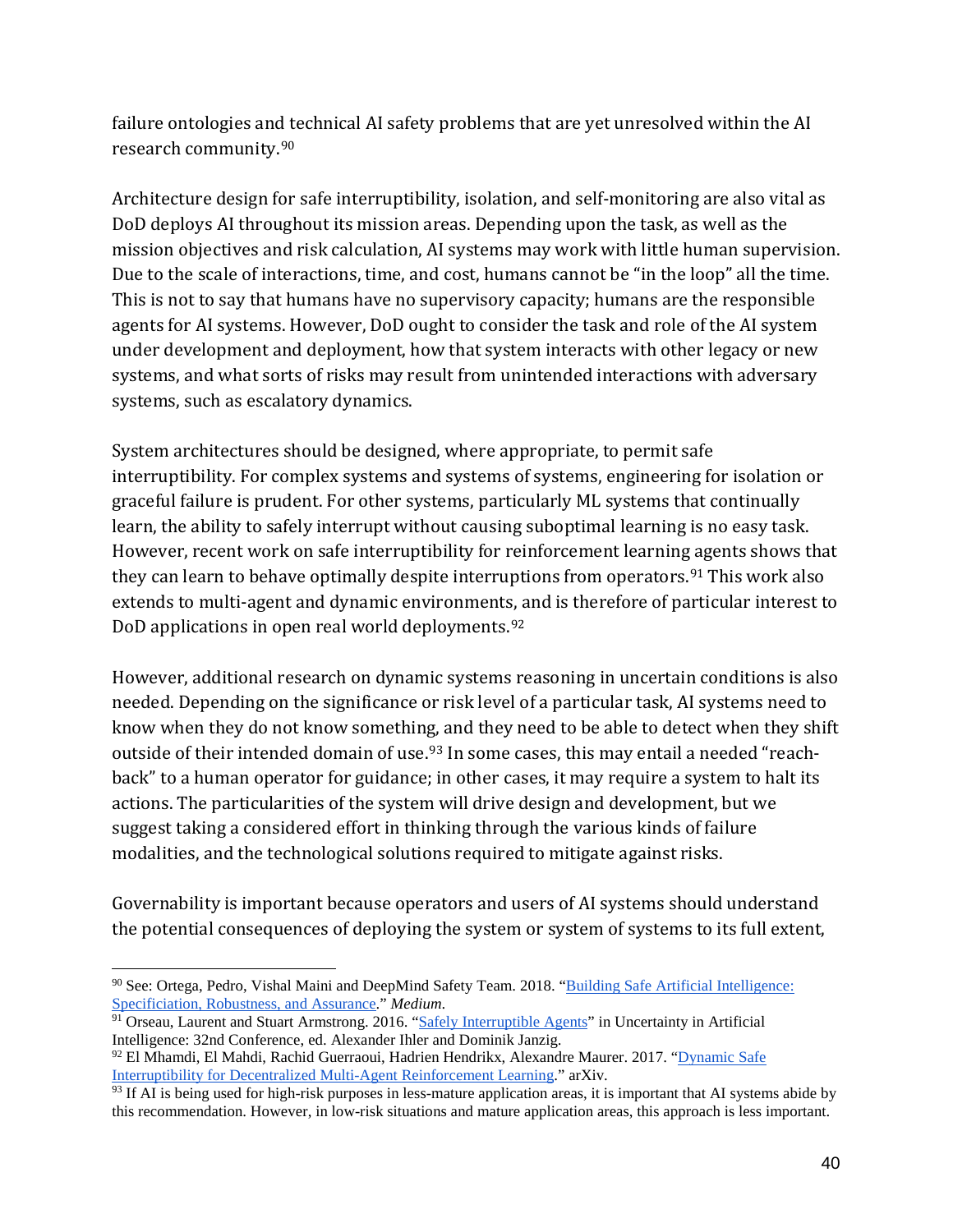failure ontologies and technical AI safety problems that are yet unresolved within the AI research community.[90]

Architecture design for safe interruptibility, isolation, and self-monitoring are also vital as DoD deploys AI throughout its mission areas. Depending upon the task, as well as the mission objectives and risk calculation, AI systems may work with little human supervision. Due to the scale of interactions, time, and cost, humans cannot be "in the loop" all the time. This is not to say that humans have no supervisory capacity; humans are the responsible agents for AI systems. However, DoD ought to consider the task and role of the AI system under development and deployment, how that system interacts with other legacy or new systems, and what sorts of risks may result from unintended interactions with adversary systems, such as escalatory dynamics.

System architectures should be designed, where appropriate, to permit safe interruptibility. For complex systems and systems of systems, engineering for isolation or graceful failure is prudent. For other systems, particularly ML systems that continually learn, the ability to safely interrupt without causing suboptimal learning is no easy task. However, recent work on safe interruptibility for reinforcement learning agents shows that they can learn to behave optimally despite interruptions from operators.[91] This work also extends to multi-agent and dynamic environments, and is therefore of particular interest to DoD applications in open real world deployments.[92]

However, additional research on dynamic systems reasoning in uncertain conditions is also needed. Depending on the significance or risk level of a particular task, AI systems need to know when they do not know something, and they need to be able to detect when they shift outside of their intended domain of use.[93] In some cases, this may entail a needed "reach-back" to a human operator for guidance; in other cases, it may require a system to halt its actions. The particularities of the system will drive design and development, but we suggest taking a considered effort in thinking through the various kinds of failure modalities, and the technological solutions required to mitigate against risks.

Governability is important because operators and users of AI systems should understand the potential consequences of deploying the system or system of systems to its full extent,

---

[90] See: Ortega, Pedro, Vishal Maini and DeepMind Safety Team. 2018. "Building Safe Artificial Intelligence: Specificiation, Robustness, and Assurance." *Medium*.

[91] Orseau, Laurent and Stuart Armstrong. 2016. "Safely Interruptible Agents" in Uncertainty in Artificial Intelligence: 32nd Conference, ed. Alexander Ihler and Dominik Janzig.

[92] El Mhamdi, El Mahdi, Rachid Guerraoui, Hadrien Hendrikx, Alexandre Maurer. 2017. "Dynamic Safe Interruptibility for Decentralized Multi-Agent Reinforcement Learning." arXiv.

[93] If AI is being used for high-risk purposes in less-mature application areas, it is important that AI systems abide by this recommendation. However, in low-risk situations and mature application areas, this approach is less important.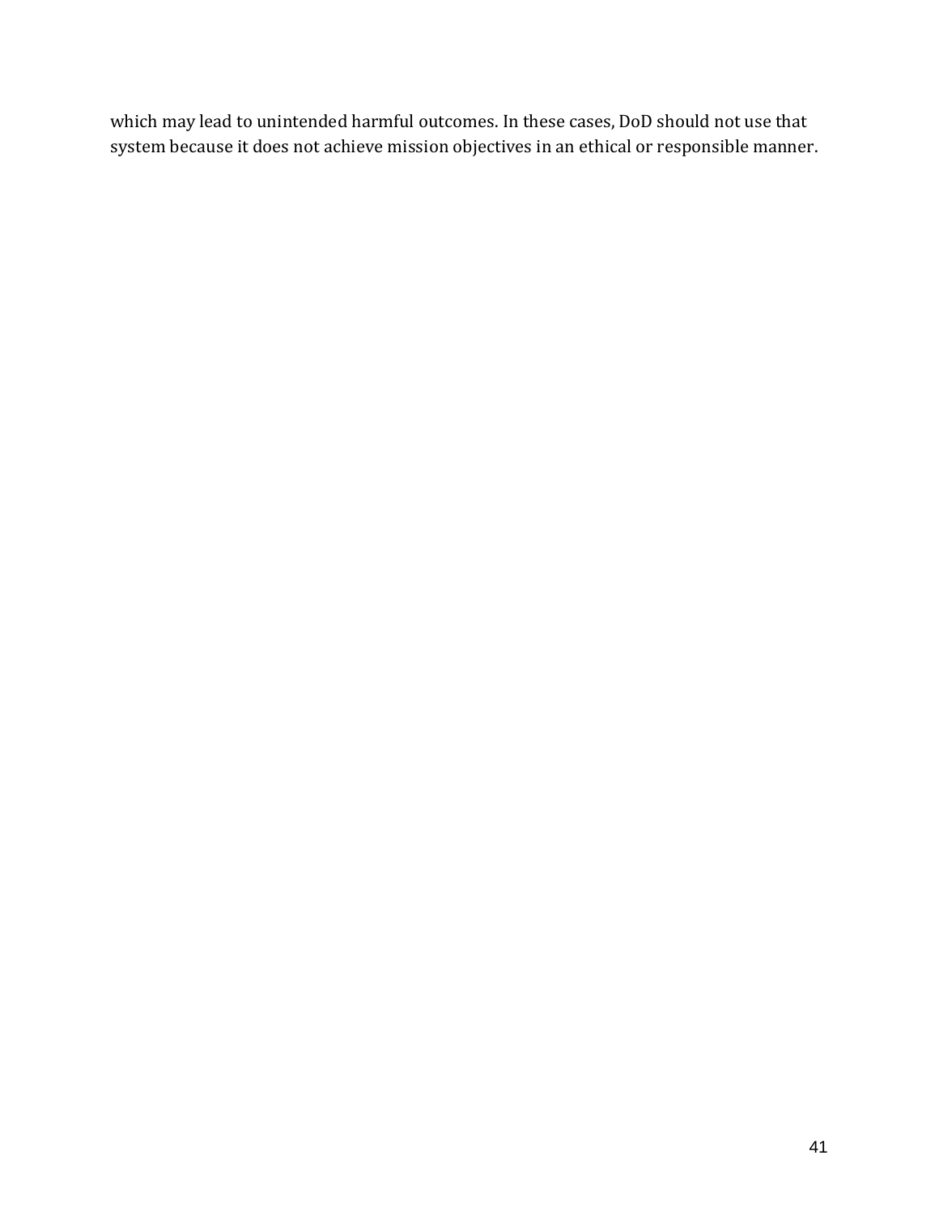which may lead to unintended harmful outcomes. In these cases, DoD should not use that system because it does not achieve mission objectives in an ethical or responsible manner.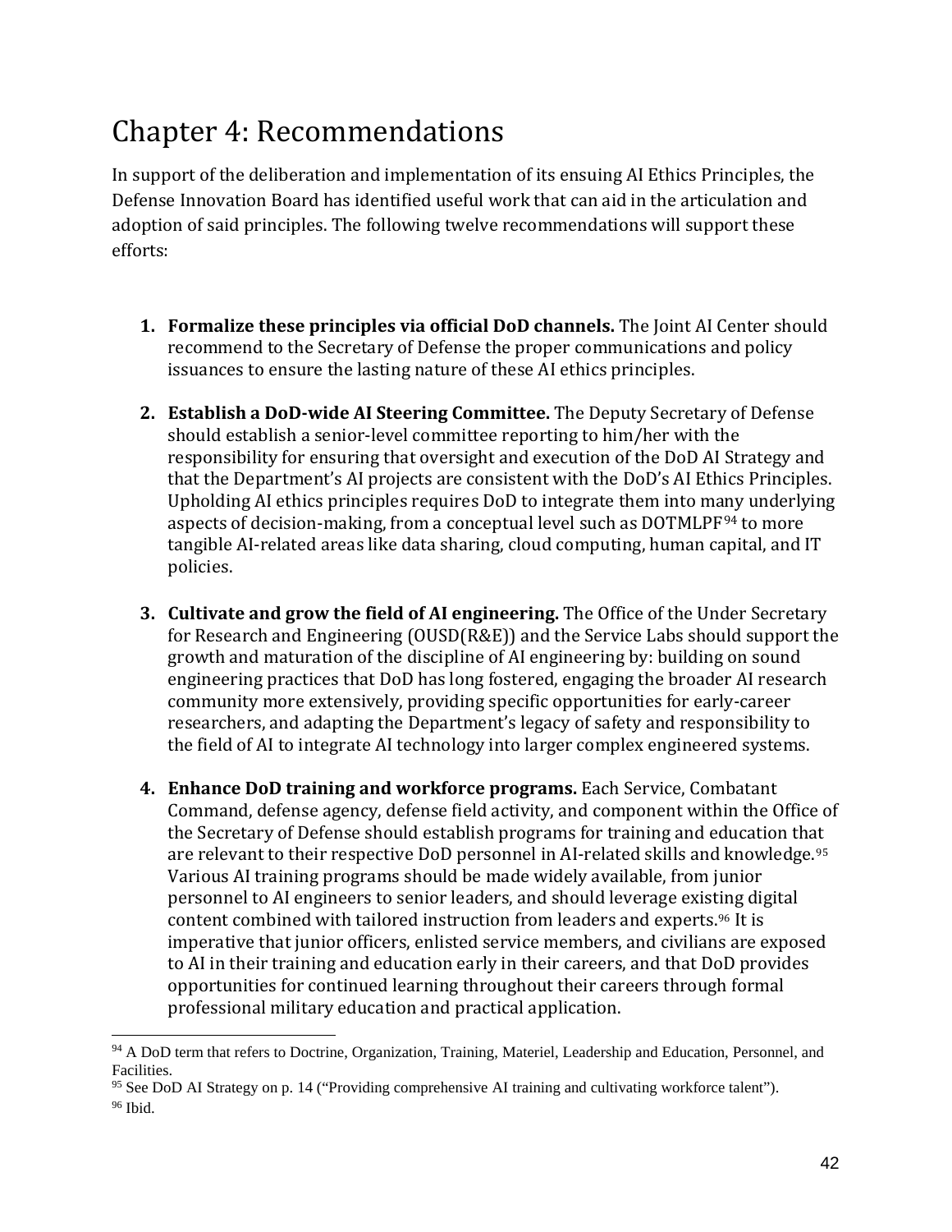# Chapter 4: Recommendations

In support of the deliberation and implementation of its ensuing AI Ethics Principles, the Defense Innovation Board has identified useful work that can aid in the articulation and adoption of said principles. The following twelve recommendations will support these efforts:

1. **Formalize these principles via official DoD channels.** The Joint AI Center should recommend to the Secretary of Defense the proper communications and policy issuances to ensure the lasting nature of these AI ethics principles.

2. **Establish a DoD-wide AI Steering Committee.** The Deputy Secretary of Defense should establish a senior-level committee reporting to him/her with the responsibility for ensuring that oversight and execution of the DoD AI Strategy and that the Department's AI projects are consistent with the DoD's AI Ethics Principles. Upholding AI ethics principles requires DoD to integrate them into many underlying aspects of decision-making, from a conceptual level such as DOTMLPF[94] to more tangible AI-related areas like data sharing, cloud computing, human capital, and IT policies.

3. **Cultivate and grow the field of AI engineering.** The Office of the Under Secretary for Research and Engineering (OUSD(R&E)) and the Service Labs should support the growth and maturation of the discipline of AI engineering by: building on sound engineering practices that DoD has long fostered, engaging the broader AI research community more extensively, providing specific opportunities for early-career researchers, and adapting the Department's legacy of safety and responsibility to the field of AI to integrate AI technology into larger complex engineered systems.

4. **Enhance DoD training and workforce programs.** Each Service, Combatant Command, defense agency, defense field activity, and component within the Office of the Secretary of Defense should establish programs for training and education that are relevant to their respective DoD personnel in AI-related skills and knowledge.[95] Various AI training programs should be made widely available, from junior personnel to AI engineers to senior leaders, and should leverage existing digital content combined with tailored instruction from leaders and experts.[96] It is imperative that junior officers, enlisted service members, and civilians are exposed to AI in their training and education early in their careers, and that DoD provides opportunities for continued learning throughout their careers through formal professional military education and practical application.

---

[94] A DoD term that refers to Doctrine, Organization, Training, Materiel, Leadership and Education, Personnel, and Facilities.

[95] See DoD AI Strategy on p. 14 ("Providing comprehensive AI training and cultivating workforce talent").

[96] Ibid.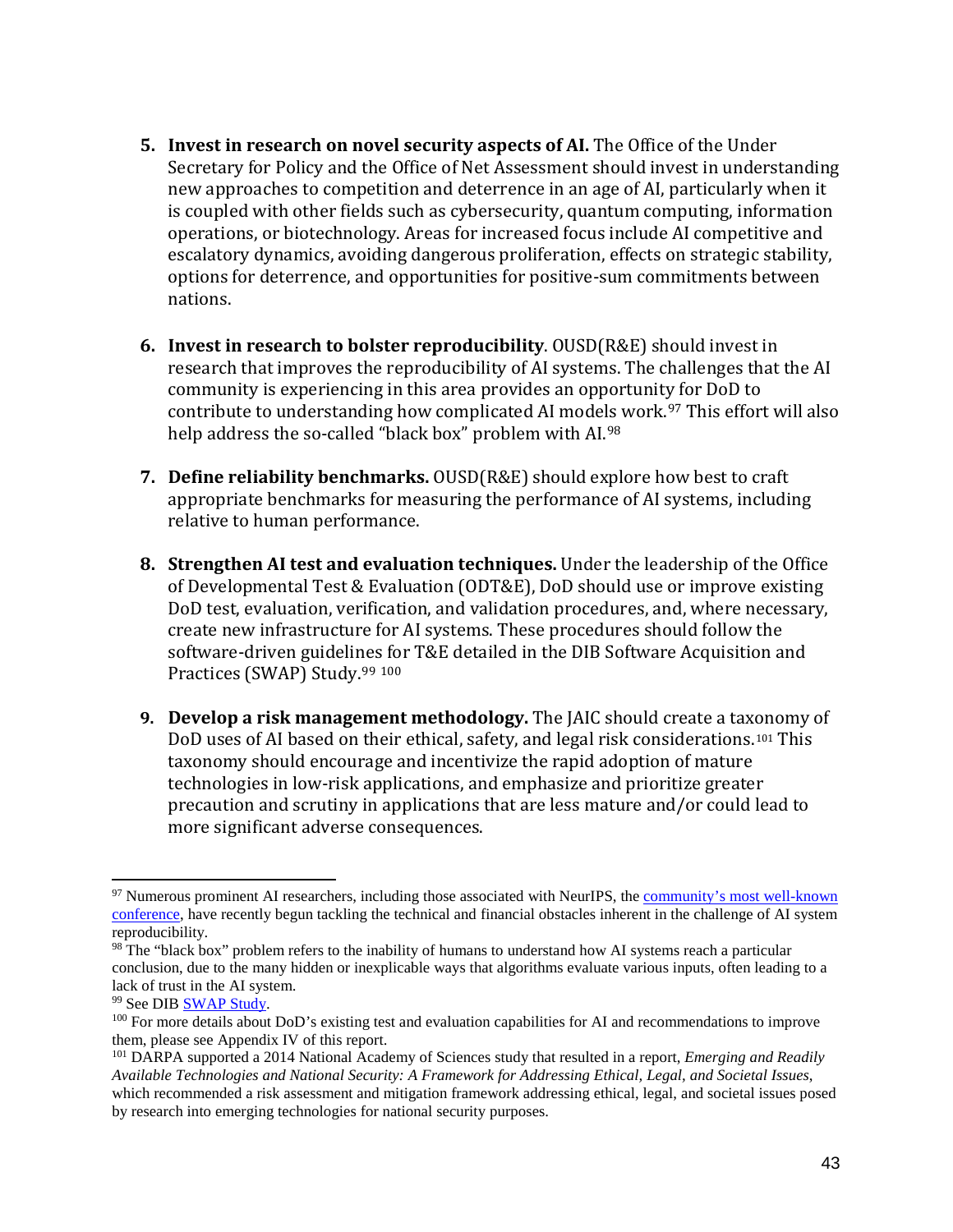5. **Invest in research on novel security aspects of AI.** The Office of the Under Secretary for Policy and the Office of Net Assessment should invest in understanding new approaches to competition and deterrence in an age of AI, particularly when it is coupled with other fields such as cybersecurity, quantum computing, information operations, or biotechnology. Areas for increased focus include AI competitive and escalatory dynamics, avoiding dangerous proliferation, effects on strategic stability, options for deterrence, and opportunities for positive-sum commitments between nations.

6. **Invest in research to bolster reproducibility**. OUSD(R&E) should invest in research that improves the reproducibility of AI systems. The challenges that the AI community is experiencing in this area provides an opportunity for DoD to contribute to understanding how complicated AI models work.[97] This effort will also help address the so-called "black box" problem with AI.[98]

7. **Define reliability benchmarks.** OUSD(R&E) should explore how best to craft appropriate benchmarks for measuring the performance of AI systems, including relative to human performance.

8. **Strengthen AI test and evaluation techniques.** Under the leadership of the Office of Developmental Test & Evaluation (ODT&E), DoD should use or improve existing DoD test, evaluation, verification, and validation procedures, and, where necessary, create new infrastructure for AI systems. These procedures should follow the software-driven guidelines for T&E detailed in the DIB Software Acquisition and Practices (SWAP) Study.[99] [100]

9. **Develop a risk management methodology.** The JAIC should create a taxonomy of DoD uses of AI based on their ethical, safety, and legal risk considerations.[101] This taxonomy should encourage and incentivize the rapid adoption of mature technologies in low-risk applications, and emphasize and prioritize greater precaution and scrutiny in applications that are less mature and/or could lead to more significant adverse consequences.

---

[97] Numerous prominent AI researchers, including those associated with NeurIPS, the community's most well-known conference, have recently begun tackling the technical and financial obstacles inherent in the challenge of AI system reproducibility.

[98] The "black box" problem refers to the inability of humans to understand how AI systems reach a particular conclusion, due to the many hidden or inexplicable ways that algorithms evaluate various inputs, often leading to a lack of trust in the AI system.

[99] See DIB SWAP Study.

[100] For more details about DoD's existing test and evaluation capabilities for AI and recommendations to improve them, please see Appendix IV of this report.

[101] DARPA supported a 2014 National Academy of Sciences study that resulted in a report, *Emerging and Readily Available Technologies and National Security: A Framework for Addressing Ethical, Legal, and Societal Issues*, which recommended a risk assessment and mitigation framework addressing ethical, legal, and societal issues posed by research into emerging technologies for national security purposes.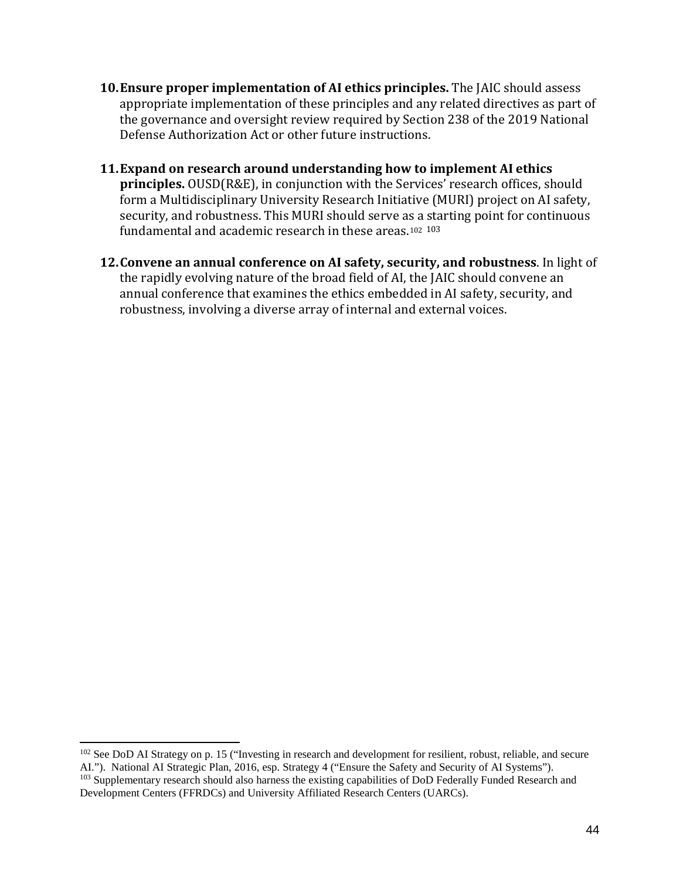10. **Ensure proper implementation of AI ethics principles.** The JAIC should assess appropriate implementation of these principles and any related directives as part of the governance and oversight review required by Section 238 of the 2019 National Defense Authorization Act or other future instructions.

11. **Expand on research around understanding how to implement AI ethics principles.** OUSD(R&E), in conjunction with the Services' research offices, should form a Multidisciplinary University Research Initiative (MURI) project on AI safety, security, and robustness. This MURI should serve as a starting point for continuous fundamental and academic research in these areas.[102] [103]

12. **Convene an annual conference on AI safety, security, and robustness**. In light of the rapidly evolving nature of the broad field of AI, the JAIC should convene an annual conference that examines the ethics embedded in AI safety, security, and robustness, involving a diverse array of internal and external voices.

---

[102] See DoD AI Strategy on p. 15 ("Investing in research and development for resilient, robust, reliable, and secure AI."). National AI Strategic Plan, 2016, esp. Strategy 4 ("Ensure the Safety and Security of AI Systems").

[103] Supplementary research should also harness the existing capabilities of DoD Federally Funded Research and Development Centers (FFRDCs) and University Affiliated Research Centers (UARCs).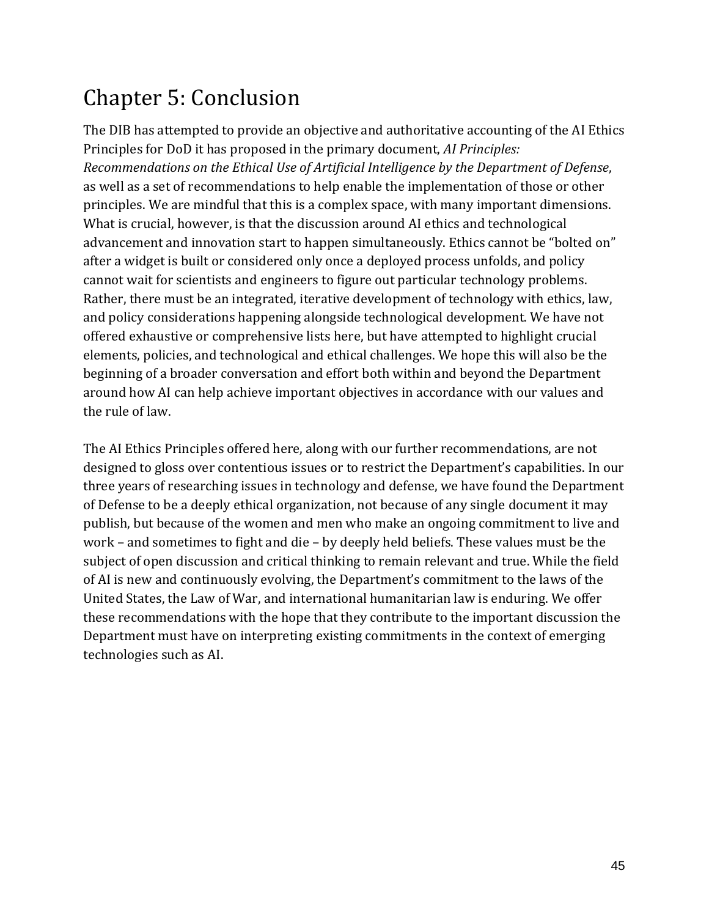# Chapter 5: Conclusion

The DIB has attempted to provide an objective and authoritative accounting of the AI Ethics Principles for DoD it has proposed in the primary document, *AI Principles: Recommendations on the Ethical Use of Artificial Intelligence by the Department of Defense*, as well as a set of recommendations to help enable the implementation of those or other principles. We are mindful that this is a complex space, with many important dimensions. What is crucial, however, is that the discussion around AI ethics and technological advancement and innovation start to happen simultaneously. Ethics cannot be "bolted on" after a widget is built or considered only once a deployed process unfolds, and policy cannot wait for scientists and engineers to figure out particular technology problems. Rather, there must be an integrated, iterative development of technology with ethics, law, and policy considerations happening alongside technological development. We have not offered exhaustive or comprehensive lists here, but have attempted to highlight crucial elements, policies, and technological and ethical challenges. We hope this will also be the beginning of a broader conversation and effort both within and beyond the Department around how AI can help achieve important objectives in accordance with our values and the rule of law.

The AI Ethics Principles offered here, along with our further recommendations, are not designed to gloss over contentious issues or to restrict the Department's capabilities. In our three years of researching issues in technology and defense, we have found the Department of Defense to be a deeply ethical organization, not because of any single document it may publish, but because of the women and men who make an ongoing commitment to live and work – and sometimes to fight and die – by deeply held beliefs. These values must be the subject of open discussion and critical thinking to remain relevant and true. While the field of AI is new and continuously evolving, the Department's commitment to the laws of the United States, the Law of War, and international humanitarian law is enduring. We offer these recommendations with the hope that they contribute to the important discussion the Department must have on interpreting existing commitments in the context of emerging technologies such as AI.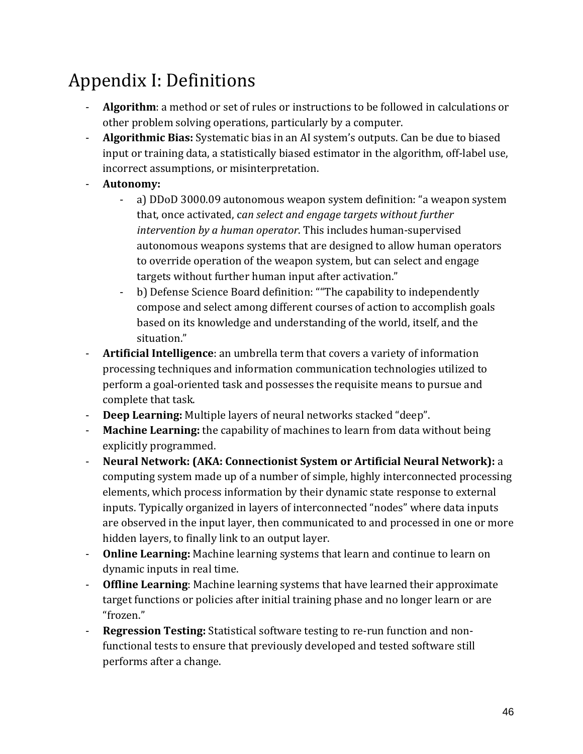# Appendix I: Definitions

- **Algorithm**: a method or set of rules or instructions to be followed in calculations or other problem solving operations, particularly by a computer.
- **Algorithmic Bias:** Systematic bias in an AI system's outputs. Can be due to biased input or training data, a statistically biased estimator in the algorithm, off-label use, incorrect assumptions, or misinterpretation.
- **Autonomy:**
    - a) DDoD 3000.09 autonomous weapon system definition: "a weapon system that, once activated, c*an select and engage targets without further intervention by a human operator*. This includes human-supervised autonomous weapons systems that are designed to allow human operators to override operation of the weapon system, but can select and engage targets without further human input after activation."
    - b) Defense Science Board definition: ""The capability to independently compose and select among different courses of action to accomplish goals based on its knowledge and understanding of the world, itself, and the situation."
- **Artificial Intelligence**: an umbrella term that covers a variety of information processing techniques and information communication technologies utilized to perform a goal-oriented task and possesses the requisite means to pursue and complete that task.
- **Deep Learning:** Multiple layers of neural networks stacked "deep".
- **Machine Learning:** the capability of machines to learn from data without being explicitly programmed.
- **Neural Network: (AKA: Connectionist System or Artificial Neural Network):** a computing system made up of a number of simple, highly interconnected processing elements, which process information by their dynamic state response to external inputs. Typically organized in layers of interconnected "nodes" where data inputs are observed in the input layer, then communicated to and processed in one or more hidden layers, to finally link to an output layer.
- **Online Learning:** Machine learning systems that learn and continue to learn on dynamic inputs in real time.
- **Offline Learning**: Machine learning systems that have learned their approximate target functions or policies after initial training phase and no longer learn or are "frozen."
- **Regression Testing:** Statistical software testing to re-run function and non-functional tests to ensure that previously developed and tested software still performs after a change.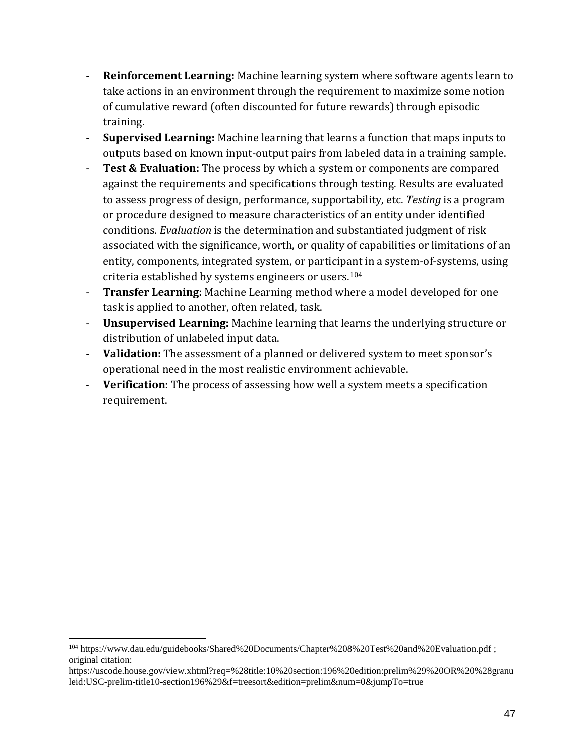- **Reinforcement Learning:** Machine learning system where software agents learn to take actions in an environment through the requirement to maximize some notion of cumulative reward (often discounted for future rewards) through episodic training.
- **Supervised Learning:** Machine learning that learns a function that maps inputs to outputs based on known input-output pairs from labeled data in a training sample.
- **Test & Evaluation:** The process by which a system or components are compared against the requirements and specifications through testing. Results are evaluated to assess progress of design, performance, supportability, etc. *Testing* is a program or procedure designed to measure characteristics of an entity under identified conditions. *Evaluation* is the determination and substantiated judgment of risk associated with the significance, worth, or quality of capabilities or limitations of an entity, components, integrated system, or participant in a system-of-systems, using criteria established by systems engineers or users.[104]
- **Transfer Learning:** Machine Learning method where a model developed for one task is applied to another, often related, task.
- **Unsupervised Learning:** Machine learning that learns the underlying structure or distribution of unlabeled input data.
- **Validation:** The assessment of a planned or delivered system to meet sponsor's operational need in the most realistic environment achievable.
- **Verification**: The process of assessing how well a system meets a specification requirement.

---

[104] https://www.dau.edu/guidebooks/Shared%20Documents/Chapter%208%20Test%20and%20Evaluation.pdf ; original citation: https://uscode.house.gov/view.xhtml?req=%28title:10%20section:196%20edition:prelim%29%20OR%20%28granuleid:USC-prelim-title10-section196%29&f=treesort&edition=prelim&num=0&jumpTo=true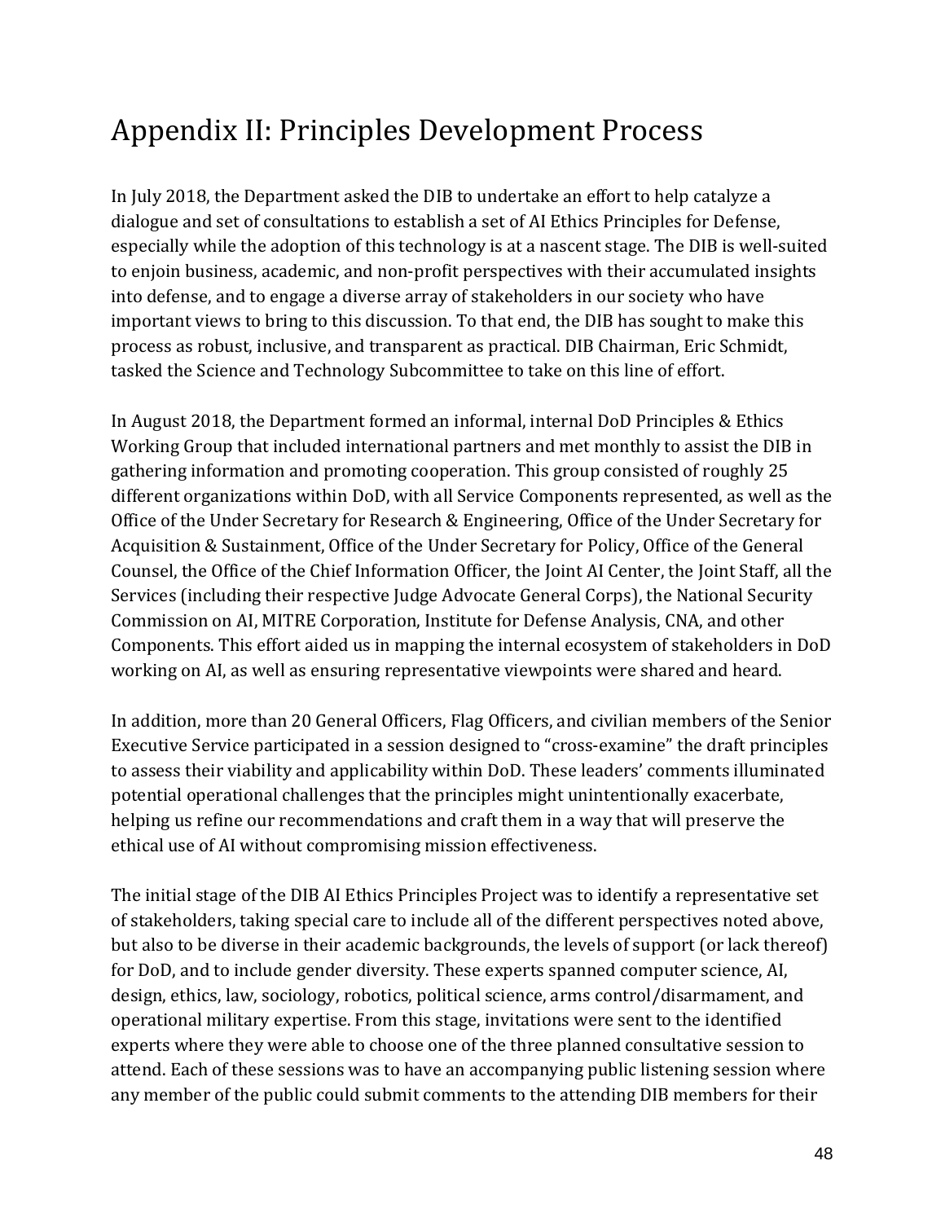# Appendix II: Principles Development Process

In July 2018, the Department asked the DIB to undertake an effort to help catalyze a dialogue and set of consultations to establish a set of AI Ethics Principles for Defense, especially while the adoption of this technology is at a nascent stage. The DIB is well-suited to enjoin business, academic, and non-profit perspectives with their accumulated insights into defense, and to engage a diverse array of stakeholders in our society who have important views to bring to this discussion. To that end, the DIB has sought to make this process as robust, inclusive, and transparent as practical. DIB Chairman, Eric Schmidt, tasked the Science and Technology Subcommittee to take on this line of effort.

In August 2018, the Department formed an informal, internal DoD Principles & Ethics Working Group that included international partners and met monthly to assist the DIB in gathering information and promoting cooperation. This group consisted of roughly 25 different organizations within DoD, with all Service Components represented, as well as the Office of the Under Secretary for Research & Engineering, Office of the Under Secretary for Acquisition & Sustainment, Office of the Under Secretary for Policy, Office of the General Counsel, the Office of the Chief Information Officer, the Joint AI Center, the Joint Staff, all the Services (including their respective Judge Advocate General Corps), the National Security Commission on AI, MITRE Corporation, Institute for Defense Analysis, CNA, and other Components. This effort aided us in mapping the internal ecosystem of stakeholders in DoD working on AI, as well as ensuring representative viewpoints were shared and heard.

In addition, more than 20 General Officers, Flag Officers, and civilian members of the Senior Executive Service participated in a session designed to "cross-examine" the draft principles to assess their viability and applicability within DoD. These leaders' comments illuminated potential operational challenges that the principles might unintentionally exacerbate, helping us refine our recommendations and craft them in a way that will preserve the ethical use of AI without compromising mission effectiveness.

The initial stage of the DIB AI Ethics Principles Project was to identify a representative set of stakeholders, taking special care to include all of the different perspectives noted above, but also to be diverse in their academic backgrounds, the levels of support (or lack thereof) for DoD, and to include gender diversity. These experts spanned computer science, AI, design, ethics, law, sociology, robotics, political science, arms control/disarmament, and operational military expertise. From this stage, invitations were sent to the identified experts where they were able to choose one of the three planned consultative session to attend. Each of these sessions was to have an accompanying public listening session where any member of the public could submit comments to the attending DIB members for their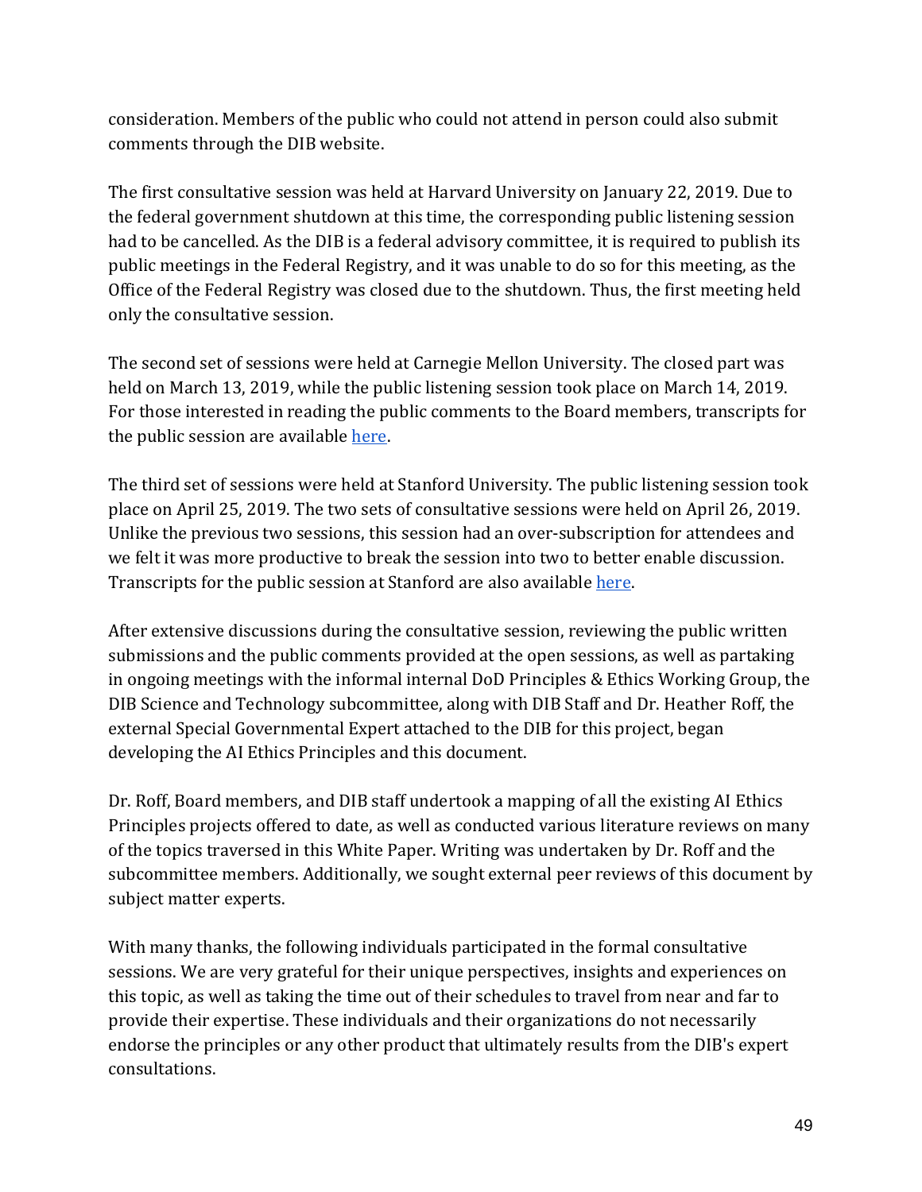consideration. Members of the public who could not attend in person could also submit comments through the DIB website.

The first consultative session was held at Harvard University on January 22, 2019. Due to the federal government shutdown at this time, the corresponding public listening session had to be cancelled. As the DIB is a federal advisory committee, it is required to publish its public meetings in the Federal Registry, and it was unable to do so for this meeting, as the Office of the Federal Registry was closed due to the shutdown. Thus, the first meeting held only the consultative session.

The second set of sessions were held at Carnegie Mellon University. The closed part was held on March 13, 2019, while the public listening session took place on March 14, 2019. For those interested in reading the public comments to the Board members, transcripts for the public session are available here.

The third set of sessions were held at Stanford University. The public listening session took place on April 25, 2019. The two sets of consultative sessions were held on April 26, 2019. Unlike the previous two sessions, this session had an over-subscription for attendees and we felt it was more productive to break the session into two to better enable discussion. Transcripts for the public session at Stanford are also available here.

After extensive discussions during the consultative session, reviewing the public written submissions and the public comments provided at the open sessions, as well as partaking in ongoing meetings with the informal internal DoD Principles & Ethics Working Group, the DIB Science and Technology subcommittee, along with DIB Staff and Dr. Heather Roff, the external Special Governmental Expert attached to the DIB for this project, began developing the AI Ethics Principles and this document.

Dr. Roff, Board members, and DIB staff undertook a mapping of all the existing AI Ethics Principles projects offered to date, as well as conducted various literature reviews on many of the topics traversed in this White Paper. Writing was undertaken by Dr. Roff and the subcommittee members. Additionally, we sought external peer reviews of this document by subject matter experts.

With many thanks, the following individuals participated in the formal consultative sessions. We are very grateful for their unique perspectives, insights and experiences on this topic, as well as taking the time out of their schedules to travel from near and far to provide their expertise. These individuals and their organizations do not necessarily endorse the principles or any other product that ultimately results from the DIB's expert consultations.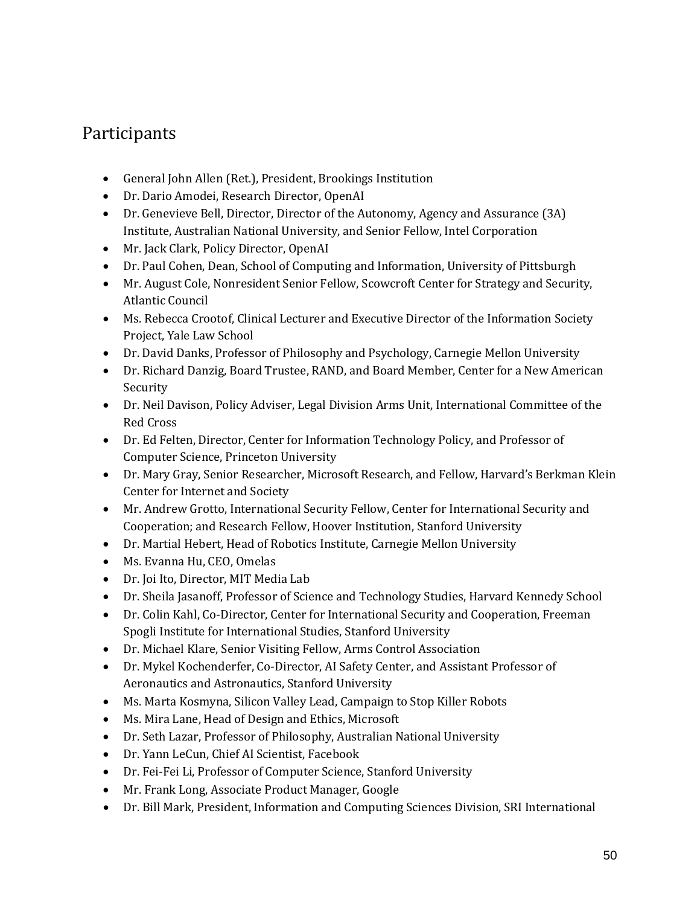## Participants

- General John Allen (Ret.), President, Brookings Institution
- Dr. Dario Amodei, Research Director, OpenAI
- Dr. Genevieve Bell, Director, Director of the Autonomy, Agency and Assurance (3A) Institute, Australian National University, and Senior Fellow, Intel Corporation
- Mr. Jack Clark, Policy Director, OpenAI
- Dr. Paul Cohen, Dean, School of Computing and Information, University of Pittsburgh
- Mr. August Cole, Nonresident Senior Fellow, Scowcroft Center for Strategy and Security, Atlantic Council
- Ms. Rebecca Crootof, Clinical Lecturer and Executive Director of the Information Society Project, Yale Law School
- Dr. David Danks, Professor of Philosophy and Psychology, Carnegie Mellon University
- Dr. Richard Danzig, Board Trustee, RAND, and Board Member, Center for a New American Security
- Dr. Neil Davison, Policy Adviser, Legal Division Arms Unit, International Committee of the Red Cross
- Dr. Ed Felten, Director, Center for Information Technology Policy, and Professor of Computer Science, Princeton University
- Dr. Mary Gray, Senior Researcher, Microsoft Research, and Fellow, Harvard's Berkman Klein Center for Internet and Society
- Mr. Andrew Grotto, International Security Fellow, Center for International Security and Cooperation; and Research Fellow, Hoover Institution, Stanford University
- Dr. Martial Hebert, Head of Robotics Institute, Carnegie Mellon University
- Ms. Evanna Hu, CEO, Omelas
- Dr. Joi Ito, Director, MIT Media Lab
- Dr. Sheila Jasanoff, Professor of Science and Technology Studies, Harvard Kennedy School
- Dr. Colin Kahl, Co-Director, Center for International Security and Cooperation, Freeman Spogli Institute for International Studies, Stanford University
- Dr. Michael Klare, Senior Visiting Fellow, Arms Control Association
- Dr. Mykel Kochenderfer, Co-Director, AI Safety Center, and Assistant Professor of Aeronautics and Astronautics, Stanford University
- Ms. Marta Kosmyna, Silicon Valley Lead, Campaign to Stop Killer Robots
- Ms. Mira Lane, Head of Design and Ethics, Microsoft
- Dr. Seth Lazar, Professor of Philosophy, Australian National University
- Dr. Yann LeCun, Chief AI Scientist, Facebook
- Dr. Fei-Fei Li, Professor of Computer Science, Stanford University
- Mr. Frank Long, Associate Product Manager, Google
- Dr. Bill Mark, President, Information and Computing Sciences Division, SRI International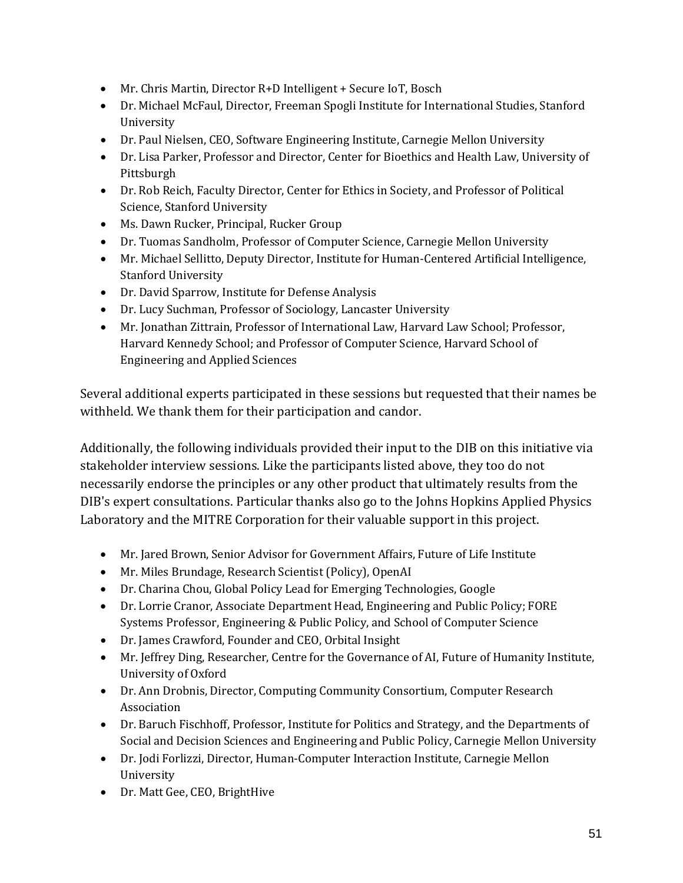- Mr. Chris Martin, Director R+D Intelligent + Secure IoT, Bosch
- Dr. Michael McFaul, Director, Freeman Spogli Institute for International Studies, Stanford University
- Dr. Paul Nielsen, CEO, Software Engineering Institute, Carnegie Mellon University
- Dr. Lisa Parker, Professor and Director, Center for Bioethics and Health Law, University of Pittsburgh
- Dr. Rob Reich, Faculty Director, Center for Ethics in Society, and Professor of Political Science, Stanford University
- Ms. Dawn Rucker, Principal, Rucker Group
- Dr. Tuomas Sandholm, Professor of Computer Science, Carnegie Mellon University
- Mr. Michael Sellitto, Deputy Director, Institute for Human-Centered Artificial Intelligence, Stanford University
- Dr. David Sparrow, Institute for Defense Analysis
- Dr. Lucy Suchman, Professor of Sociology, Lancaster University
- Mr. Jonathan Zittrain, Professor of International Law, Harvard Law School; Professor, Harvard Kennedy School; and Professor of Computer Science, Harvard School of Engineering and Applied Sciences

Several additional experts participated in these sessions but requested that their names be withheld. We thank them for their participation and candor.

Additionally, the following individuals provided their input to the DIB on this initiative via stakeholder interview sessions. Like the participants listed above, they too do not necessarily endorse the principles or any other product that ultimately results from the DIB's expert consultations. Particular thanks also go to the Johns Hopkins Applied Physics Laboratory and the MITRE Corporation for their valuable support in this project.

- Mr. Jared Brown, Senior Advisor for Government Affairs, Future of Life Institute
- Mr. Miles Brundage, Research Scientist (Policy), OpenAI
- Dr. Charina Chou, Global Policy Lead for Emerging Technologies, Google
- Dr. Lorrie Cranor, Associate Department Head, Engineering and Public Policy; FORE Systems Professor, Engineering & Public Policy, and School of Computer Science
- Dr. James Crawford, Founder and CEO, Orbital Insight
- Mr. Jeffrey Ding, Researcher, Centre for the Governance of AI, Future of Humanity Institute, University of Oxford
- Dr. Ann Drobnis, Director, Computing Community Consortium, Computer Research Association
- Dr. Baruch Fischhoff, Professor, Institute for Politics and Strategy, and the Departments of Social and Decision Sciences and Engineering and Public Policy, Carnegie Mellon University
- Dr. Jodi Forlizzi, Director, Human-Computer Interaction Institute, Carnegie Mellon University
- Dr. Matt Gee, CEO, BrightHive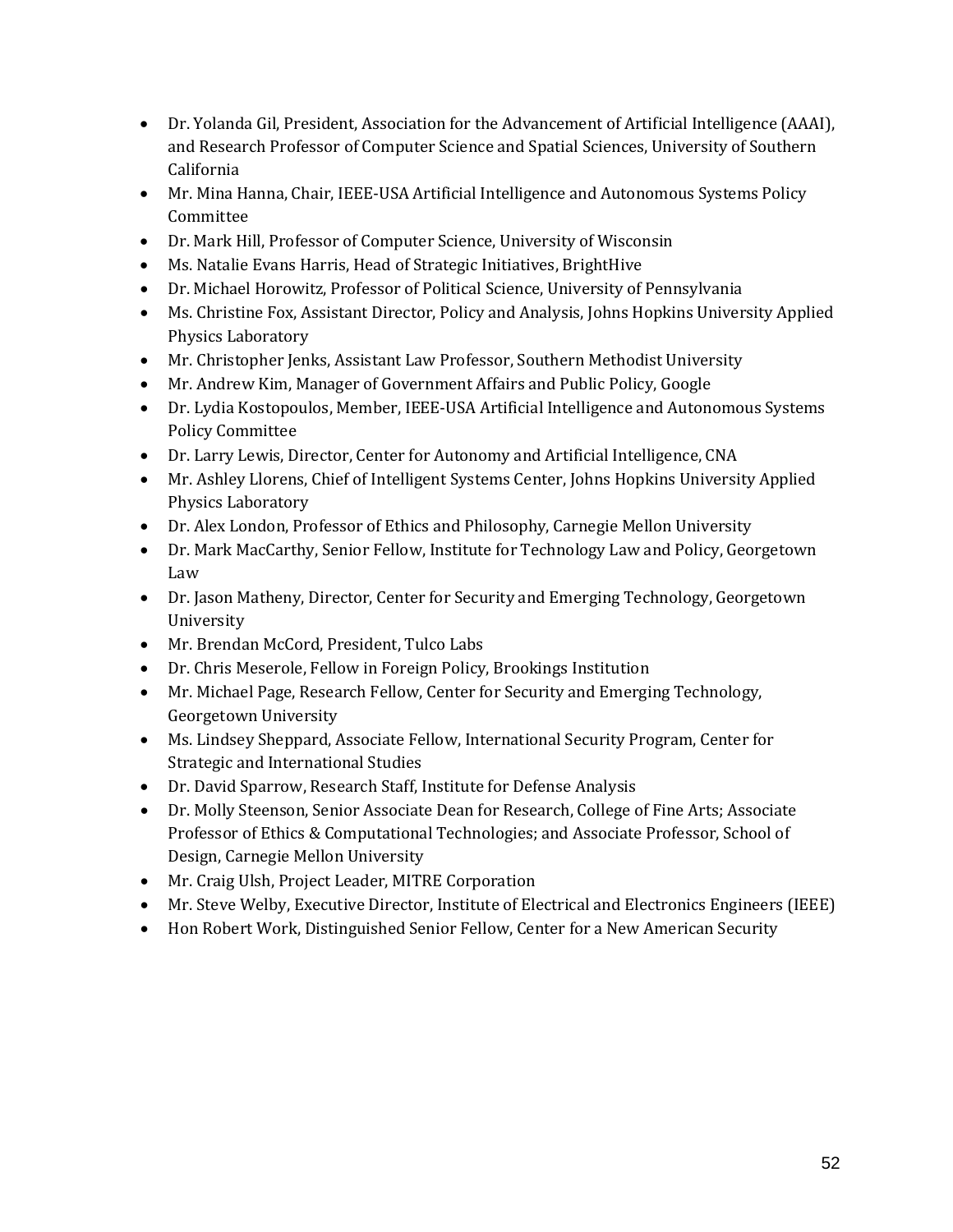- Dr. Yolanda Gil, President, Association for the Advancement of Artificial Intelligence (AAAI), and Research Professor of Computer Science and Spatial Sciences, University of Southern California
- Mr. Mina Hanna, Chair, IEEE-USA Artificial Intelligence and Autonomous Systems Policy Committee
- Dr. Mark Hill, Professor of Computer Science, University of Wisconsin
- Ms. Natalie Evans Harris, Head of Strategic Initiatives, BrightHive
- Dr. Michael Horowitz, Professor of Political Science, University of Pennsylvania
- Ms. Christine Fox, Assistant Director, Policy and Analysis, Johns Hopkins University Applied Physics Laboratory
- Mr. Christopher Jenks, Assistant Law Professor, Southern Methodist University
- Mr. Andrew Kim, Manager of Government Affairs and Public Policy, Google
- Dr. Lydia Kostopoulos, Member, IEEE-USA Artificial Intelligence and Autonomous Systems Policy Committee
- Dr. Larry Lewis, Director, Center for Autonomy and Artificial Intelligence, CNA
- Mr. Ashley Llorens, Chief of Intelligent Systems Center, Johns Hopkins University Applied Physics Laboratory
- Dr. Alex London, Professor of Ethics and Philosophy, Carnegie Mellon University
- Dr. Mark MacCarthy, Senior Fellow, Institute for Technology Law and Policy, Georgetown Law
- Dr. Jason Matheny, Director, Center for Security and Emerging Technology, Georgetown University
- Mr. Brendan McCord, President, Tulco Labs
- Dr. Chris Meserole, Fellow in Foreign Policy, Brookings Institution
- Mr. Michael Page, Research Fellow, Center for Security and Emerging Technology, Georgetown University
- Ms. Lindsey Sheppard, Associate Fellow, International Security Program, Center for Strategic and International Studies
- Dr. David Sparrow, Research Staff, Institute for Defense Analysis
- Dr. Molly Steenson, Senior Associate Dean for Research, College of Fine Arts; Associate Professor of Ethics & Computational Technologies; and Associate Professor, School of Design, Carnegie Mellon University
- Mr. Craig Ulsh, Project Leader, MITRE Corporation
- Mr. Steve Welby, Executive Director, Institute of Electrical and Electronics Engineers (IEEE)
- Hon Robert Work, Distinguished Senior Fellow, Center for a New American Security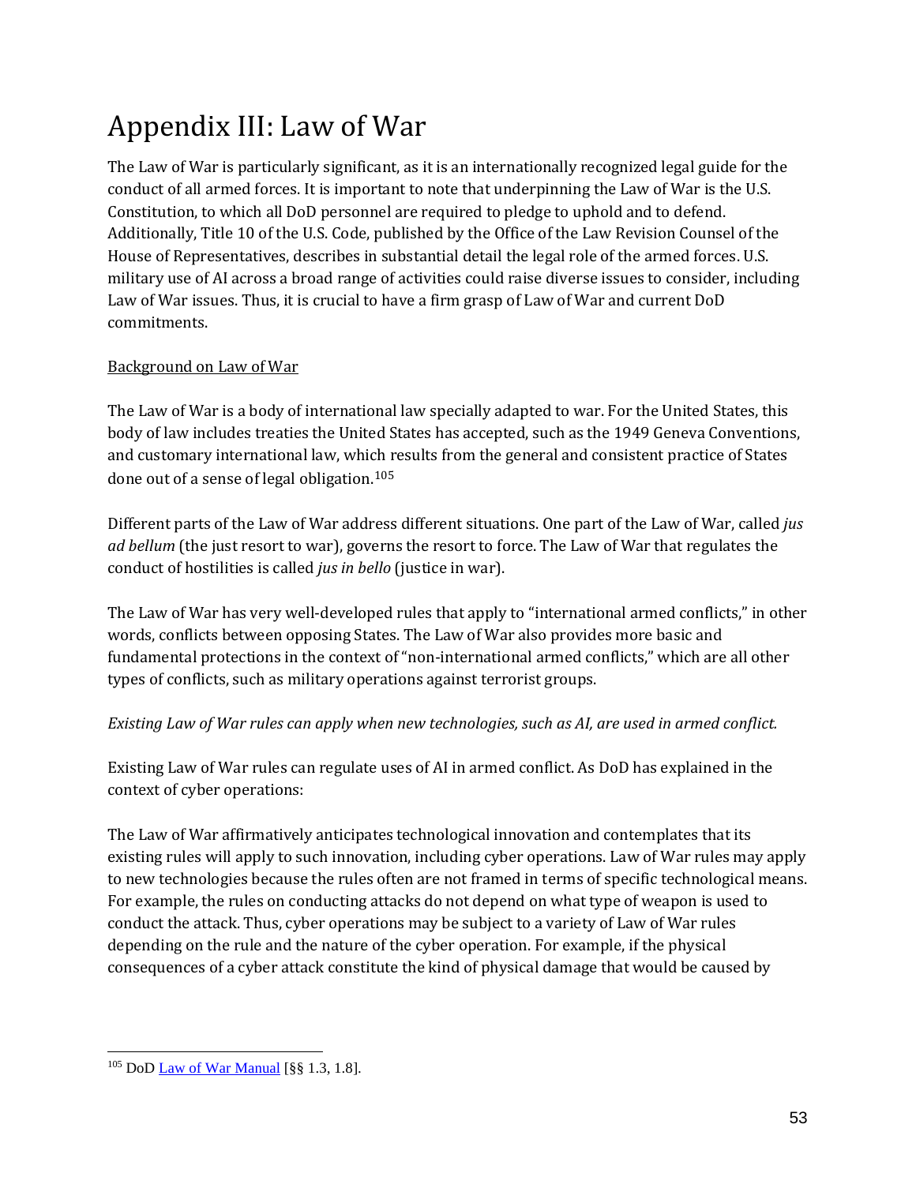# Appendix III: Law of War

The Law of War is particularly significant, as it is an internationally recognized legal guide for the conduct of all armed forces. It is important to note that underpinning the Law of War is the U.S. Constitution, to which all DoD personnel are required to pledge to uphold and to defend. Additionally, Title 10 of the U.S. Code, published by the Office of the Law Revision Counsel of the House of Representatives, describes in substantial detail the legal role of the armed forces. U.S. military use of AI across a broad range of activities could raise diverse issues to consider, including Law of War issues. Thus, it is crucial to have a firm grasp of Law of War and current DoD commitments.

<u>Background on Law of War</u>

The Law of War is a body of international law specially adapted to war. For the United States, this body of law includes treaties the United States has accepted, such as the 1949 Geneva Conventions, and customary international law, which results from the general and consistent practice of States done out of a sense of legal obligation.[105]

Different parts of the Law of War address different situations. One part of the Law of War, called *jus ad bellum* (the just resort to war), governs the resort to force. The Law of War that regulates the conduct of hostilities is called *jus in bello* (justice in war).

The Law of War has very well-developed rules that apply to "international armed conflicts," in other words, conflicts between opposing States. The Law of War also provides more basic and fundamental protections in the context of "non-international armed conflicts," which are all other types of conflicts, such as military operations against terrorist groups.

*Existing Law of War rules can apply when new technologies, such as AI, are used in armed conflict.*

Existing Law of War rules can regulate uses of AI in armed conflict. As DoD has explained in the context of cyber operations:

The Law of War affirmatively anticipates technological innovation and contemplates that its existing rules will apply to such innovation, including cyber operations. Law of War rules may apply to new technologies because the rules often are not framed in terms of specific technological means. For example, the rules on conducting attacks do not depend on what type of weapon is used to conduct the attack. Thus, cyber operations may be subject to a variety of Law of War rules depending on the rule and the nature of the cyber operation. For example, if the physical consequences of a cyber attack constitute the kind of physical damage that would be caused by

---

[105] DoD Law of War Manual [§§ 1.3, 1.8].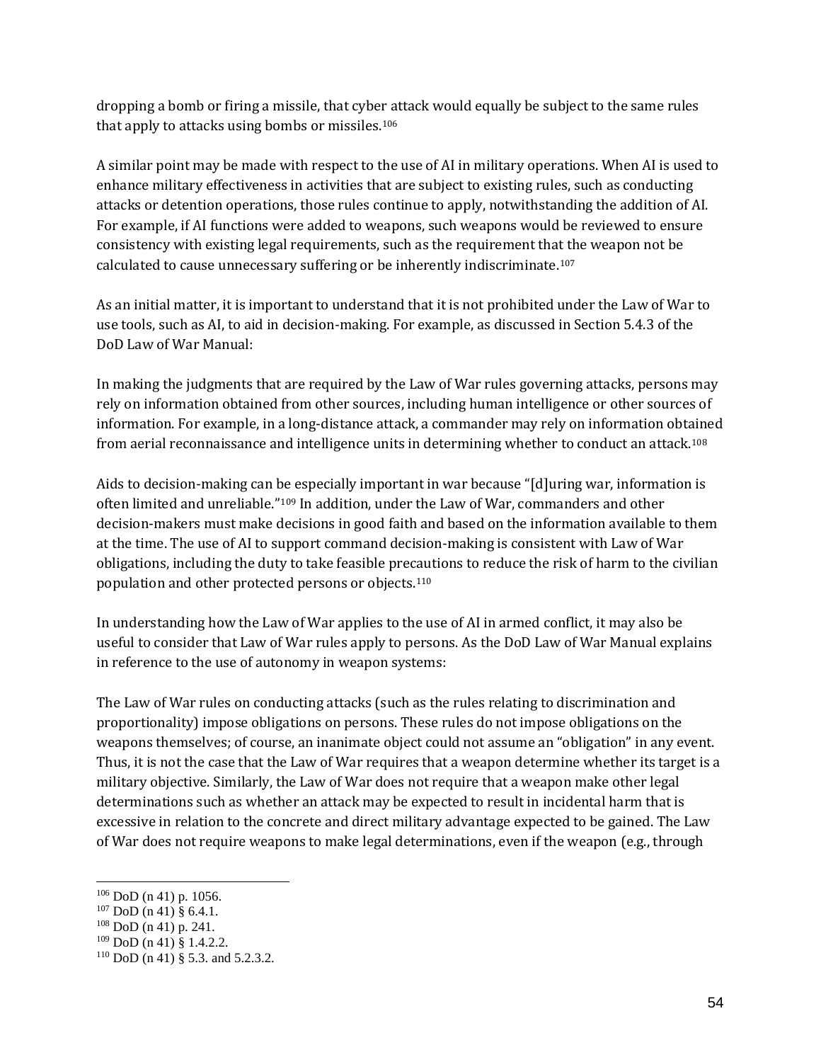dropping a bomb or firing a missile, that cyber attack would equally be subject to the same rules that apply to attacks using bombs or missiles.[106]

A similar point may be made with respect to the use of AI in military operations. When AI is used to enhance military effectiveness in activities that are subject to existing rules, such as conducting attacks or detention operations, those rules continue to apply, notwithstanding the addition of AI. For example, if AI functions were added to weapons, such weapons would be reviewed to ensure consistency with existing legal requirements, such as the requirement that the weapon not be calculated to cause unnecessary suffering or be inherently indiscriminate.[107]

As an initial matter, it is important to understand that it is not prohibited under the Law of War to use tools, such as AI, to aid in decision-making. For example, as discussed in Section 5.4.3 of the DoD Law of War Manual:

In making the judgments that are required by the Law of War rules governing attacks, persons may rely on information obtained from other sources, including human intelligence or other sources of information. For example, in a long-distance attack, a commander may rely on information obtained from aerial reconnaissance and intelligence units in determining whether to conduct an attack.[108]

Aids to decision-making can be especially important in war because "[d]uring war, information is often limited and unreliable."[109] In addition, under the Law of War, commanders and other decision-makers must make decisions in good faith and based on the information available to them at the time. The use of AI to support command decision-making is consistent with Law of War obligations, including the duty to take feasible precautions to reduce the risk of harm to the civilian population and other protected persons or objects.[110]

In understanding how the Law of War applies to the use of AI in armed conflict, it may also be useful to consider that Law of War rules apply to persons. As the DoD Law of War Manual explains in reference to the use of autonomy in weapon systems:

The Law of War rules on conducting attacks (such as the rules relating to discrimination and proportionality) impose obligations on persons. These rules do not impose obligations on the weapons themselves; of course, an inanimate object could not assume an "obligation" in any event. Thus, it is not the case that the Law of War requires that a weapon determine whether its target is a military objective. Similarly, the Law of War does not require that a weapon make other legal determinations such as whether an attack may be expected to result in incidental harm that is excessive in relation to the concrete and direct military advantage expected to be gained. The Law of War does not require weapons to make legal determinations, even if the weapon (e.g., through

[106] DoD (n 41) p. 1056.
[107] DoD (n 41) § 6.4.1.
[108] DoD (n 41) p. 241.
[109] DoD (n 41) § 1.4.2.2.
[110] DoD (n 41) § 5.3. and 5.2.3.2.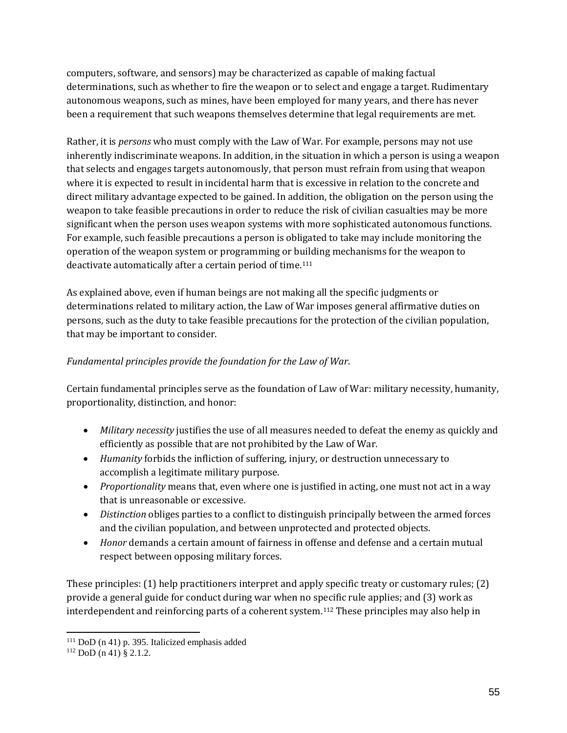computers, software, and sensors) may be characterized as capable of making factual determinations, such as whether to fire the weapon or to select and engage a target. Rudimentary autonomous weapons, such as mines, have been employed for many years, and there has never been a requirement that such weapons themselves determine that legal requirements are met.

Rather, it is *persons* who must comply with the Law of War. For example, persons may not use inherently indiscriminate weapons. In addition, in the situation in which a person is using a weapon that selects and engages targets autonomously, that person must refrain from using that weapon where it is expected to result in incidental harm that is excessive in relation to the concrete and direct military advantage expected to be gained. In addition, the obligation on the person using the weapon to take feasible precautions in order to reduce the risk of civilian casualties may be more significant when the person uses weapon systems with more sophisticated autonomous functions. For example, such feasible precautions a person is obligated to take may include monitoring the operation of the weapon system or programming or building mechanisms for the weapon to deactivate automatically after a certain period of time.[111]

As explained above, even if human beings are not making all the specific judgments or determinations related to military action, the Law of War imposes general affirmative duties on persons, such as the duty to take feasible precautions for the protection of the civilian population, that may be important to consider.

*Fundamental principles provide the foundation for the Law of War*.

Certain fundamental principles serve as the foundation of Law of War: military necessity, humanity, proportionality, distinction, and honor:

- *Military necessity* justifies the use of all measures needed to defeat the enemy as quickly and efficiently as possible that are not prohibited by the Law of War.
- *Humanity* forbids the infliction of suffering, injury, or destruction unnecessary to accomplish a legitimate military purpose.
- *Proportionality* means that, even where one is justified in acting, one must not act in a way that is unreasonable or excessive.
- *Distinction* obliges parties to a conflict to distinguish principally between the armed forces and the civilian population, and between unprotected and protected objects.
- *Honor* demands a certain amount of fairness in offense and defense and a certain mutual respect between opposing military forces.

These principles: (1) help practitioners interpret and apply specific treaty or customary rules; (2) provide a general guide for conduct during war when no specific rule applies; and (3) work as interdependent and reinforcing parts of a coherent system.[112] These principles may also help in

[111] DoD (n 41) p. 395. Italicized emphasis added

[112] DoD (n 41) § 2.1.2.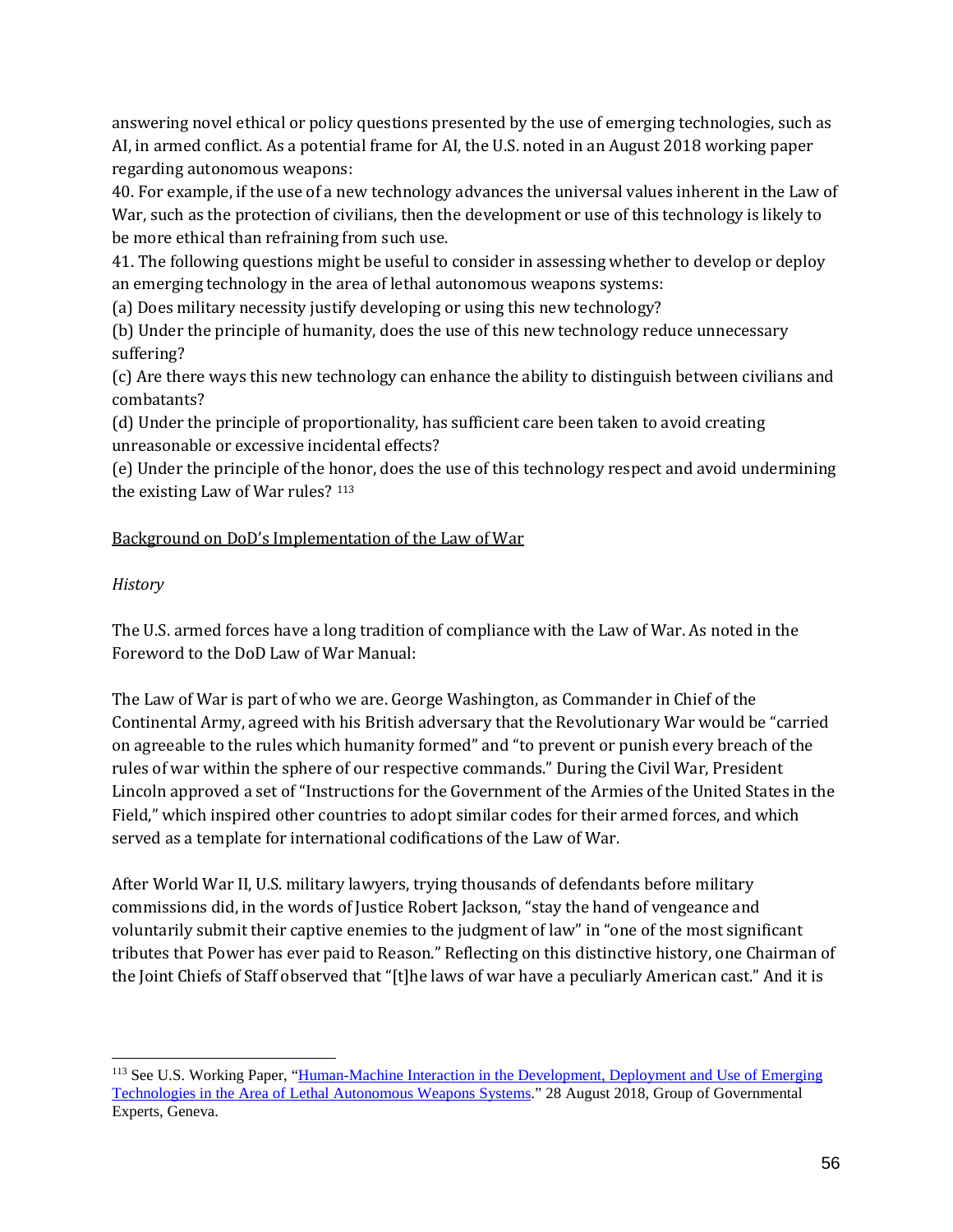answering novel ethical or policy questions presented by the use of emerging technologies, such as AI, in armed conflict. As a potential frame for AI, the U.S. noted in an August 2018 working paper regarding autonomous weapons:

40. For example, if the use of a new technology advances the universal values inherent in the Law of War, such as the protection of civilians, then the development or use of this technology is likely to be more ethical than refraining from such use.

41. The following questions might be useful to consider in assessing whether to develop or deploy an emerging technology in the area of lethal autonomous weapons systems:

(a) Does military necessity justify developing or using this new technology?

(b) Under the principle of humanity, does the use of this new technology reduce unnecessary suffering?

(c) Are there ways this new technology can enhance the ability to distinguish between civilians and combatants?

(d) Under the principle of proportionality, has sufficient care been taken to avoid creating unreasonable or excessive incidental effects?

(e) Under the principle of the honor, does the use of this technology respect and avoid undermining the existing Law of War rules? [113]

<u>Background on DoD's Implementation of the Law of War</u>

*History*

The U.S. armed forces have a long tradition of compliance with the Law of War. As noted in the Foreword to the DoD Law of War Manual:

The Law of War is part of who we are. George Washington, as Commander in Chief of the Continental Army, agreed with his British adversary that the Revolutionary War would be "carried on agreeable to the rules which humanity formed" and "to prevent or punish every breach of the rules of war within the sphere of our respective commands." During the Civil War, President Lincoln approved a set of "Instructions for the Government of the Armies of the United States in the Field," which inspired other countries to adopt similar codes for their armed forces, and which served as a template for international codifications of the Law of War.

After World War II, U.S. military lawyers, trying thousands of defendants before military commissions did, in the words of Justice Robert Jackson, "stay the hand of vengeance and voluntarily submit their captive enemies to the judgment of law" in "one of the most significant tributes that Power has ever paid to Reason." Reflecting on this distinctive history, one Chairman of the Joint Chiefs of Staff observed that "[t]he laws of war have a peculiarly American cast." And it is

---

[113] See U.S. Working Paper, "Human-Machine Interaction in the Development, Deployment and Use of Emerging Technologies in the Area of Lethal Autonomous Weapons Systems." 28 August 2018, Group of Governmental Experts, Geneva.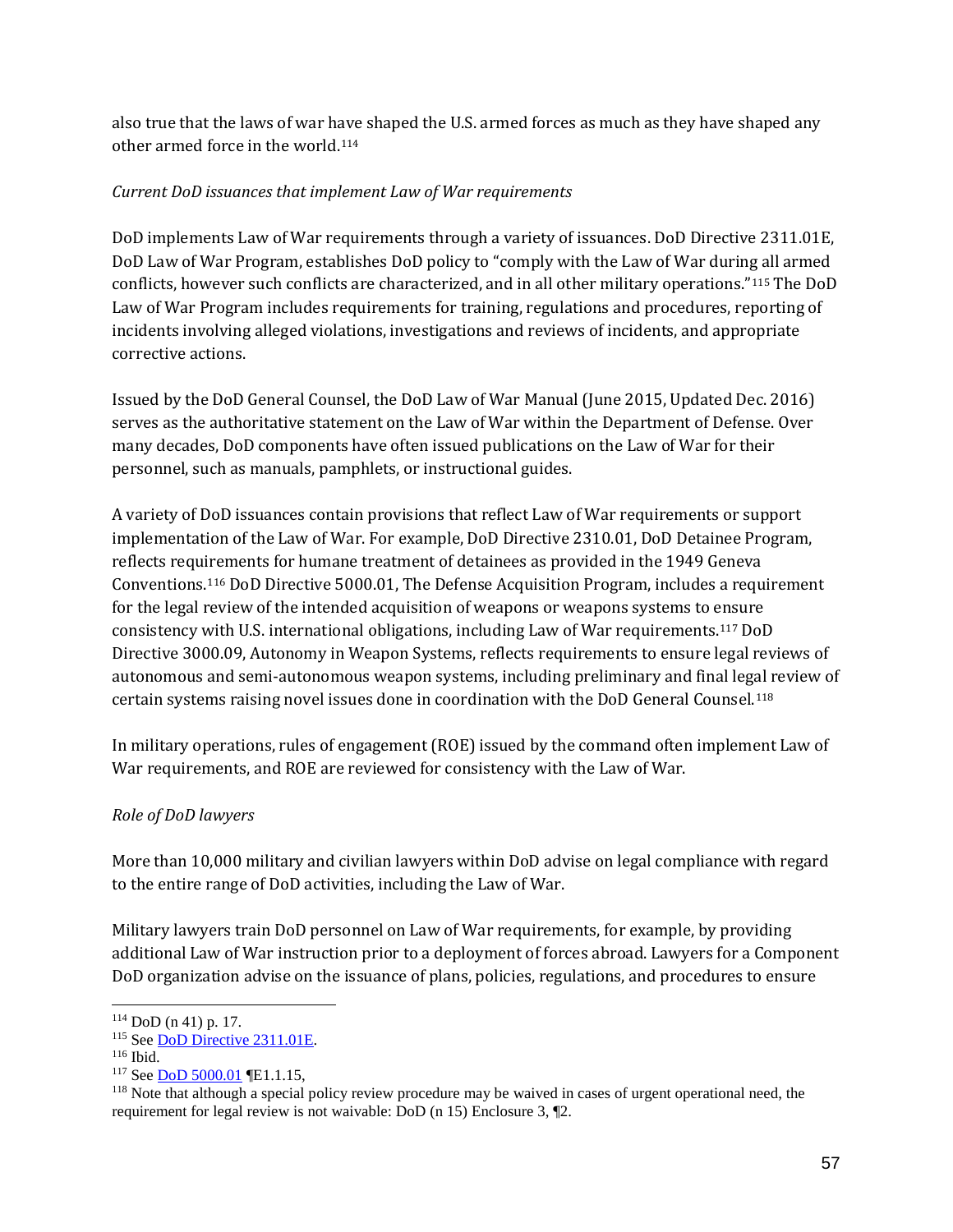also true that the laws of war have shaped the U.S. armed forces as much as they have shaped any other armed force in the world.[114]

*Current DoD issuances that implement Law of War requirements*

DoD implements Law of War requirements through a variety of issuances. DoD Directive 2311.01E, DoD Law of War Program, establishes DoD policy to "comply with the Law of War during all armed conflicts, however such conflicts are characterized, and in all other military operations."[115] The DoD Law of War Program includes requirements for training, regulations and procedures, reporting of incidents involving alleged violations, investigations and reviews of incidents, and appropriate corrective actions.

Issued by the DoD General Counsel, the DoD Law of War Manual (June 2015, Updated Dec. 2016) serves as the authoritative statement on the Law of War within the Department of Defense. Over many decades, DoD components have often issued publications on the Law of War for their personnel, such as manuals, pamphlets, or instructional guides.

A variety of DoD issuances contain provisions that reflect Law of War requirements or support implementation of the Law of War. For example, DoD Directive 2310.01, DoD Detainee Program, reflects requirements for humane treatment of detainees as provided in the 1949 Geneva Conventions.[116] DoD Directive 5000.01, The Defense Acquisition Program, includes a requirement for the legal review of the intended acquisition of weapons or weapons systems to ensure consistency with U.S. international obligations, including Law of War requirements.[117] DoD Directive 3000.09, Autonomy in Weapon Systems, reflects requirements to ensure legal reviews of autonomous and semi-autonomous weapon systems, including preliminary and final legal review of certain systems raising novel issues done in coordination with the DoD General Counsel.[118]

In military operations, rules of engagement (ROE) issued by the command often implement Law of War requirements, and ROE are reviewed for consistency with the Law of War.

*Role of DoD lawyers*

More than 10,000 military and civilian lawyers within DoD advise on legal compliance with regard to the entire range of DoD activities, including the Law of War.

Military lawyers train DoD personnel on Law of War requirements, for example, by providing additional Law of War instruction prior to a deployment of forces abroad. Lawyers for a Component DoD organization advise on the issuance of plans, policies, regulations, and procedures to ensure

---

[114] DoD (n 41) p. 17.

[115] See DoD Directive 2311.01E.

[116] Ibid.

[117] See DoD 5000.01 ¶E1.1.15,

[118] Note that although a special policy review procedure may be waived in cases of urgent operational need, the requirement for legal review is not waivable: DoD (n 15) Enclosure 3, ¶2.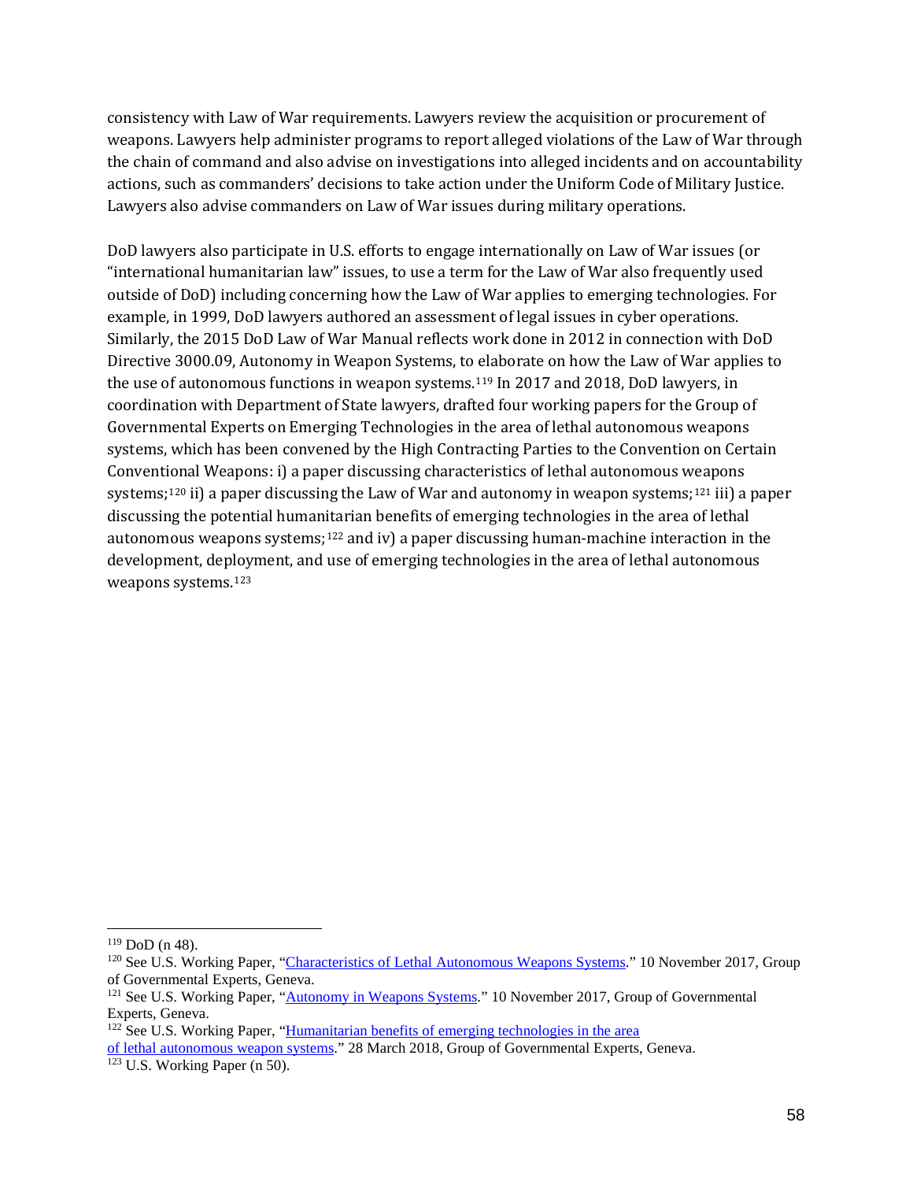consistency with Law of War requirements. Lawyers review the acquisition or procurement of weapons. Lawyers help administer programs to report alleged violations of the Law of War through the chain of command and also advise on investigations into alleged incidents and on accountability actions, such as commanders' decisions to take action under the Uniform Code of Military Justice. Lawyers also advise commanders on Law of War issues during military operations.

DoD lawyers also participate in U.S. efforts to engage internationally on Law of War issues (or "international humanitarian law" issues, to use a term for the Law of War also frequently used outside of DoD) including concerning how the Law of War applies to emerging technologies. For example, in 1999, DoD lawyers authored an assessment of legal issues in cyber operations. Similarly, the 2015 DoD Law of War Manual reflects work done in 2012 in connection with DoD Directive 3000.09, Autonomy in Weapon Systems, to elaborate on how the Law of War applies to the use of autonomous functions in weapon systems.[119] In 2017 and 2018, DoD lawyers, in coordination with Department of State lawyers, drafted four working papers for the Group of Governmental Experts on Emerging Technologies in the area of lethal autonomous weapons systems, which has been convened by the High Contracting Parties to the Convention on Certain Conventional Weapons: i) a paper discussing characteristics of lethal autonomous weapons systems;[120] ii) a paper discussing the Law of War and autonomy in weapon systems;[121] iii) a paper discussing the potential humanitarian benefits of emerging technologies in the area of lethal autonomous weapons systems;[122] and iv) a paper discussing human-machine interaction in the development, deployment, and use of emerging technologies in the area of lethal autonomous weapons systems.[123]

---

[119] DoD (n 48).

[120] See U.S. Working Paper, "Characteristics of Lethal Autonomous Weapons Systems." 10 November 2017, Group of Governmental Experts, Geneva.

[121] See U.S. Working Paper, "Autonomy in Weapons Systems." 10 November 2017, Group of Governmental Experts, Geneva.

[122] See U.S. Working Paper, "Humanitarian benefits of emerging technologies in the area of lethal autonomous weapon systems." 28 March 2018, Group of Governmental Experts, Geneva.

[123] U.S. Working Paper (n 50).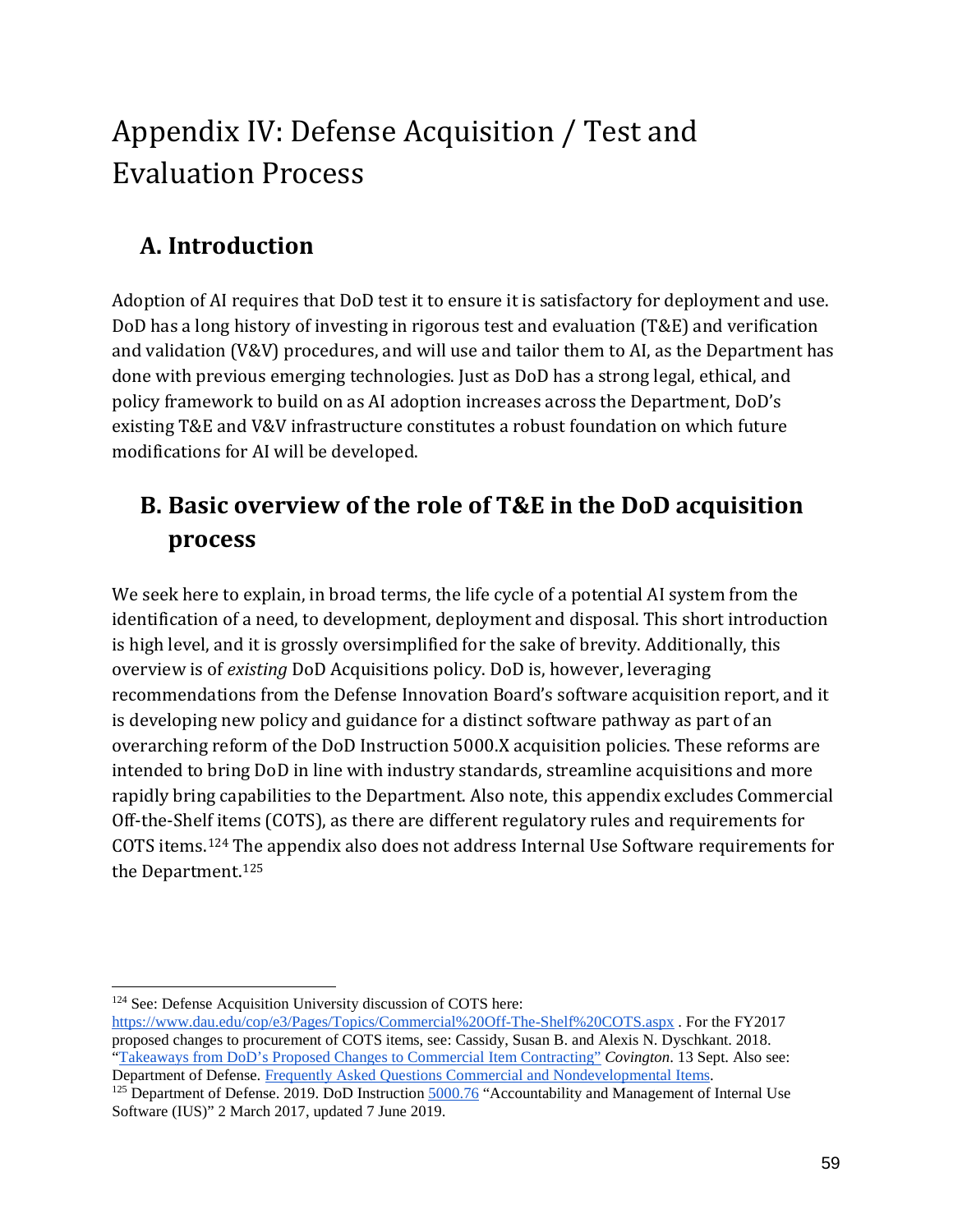# Appendix IV: Defense Acquisition / Test and Evaluation Process

## A. Introduction

Adoption of AI requires that DoD test it to ensure it is satisfactory for deployment and use. DoD has a long history of investing in rigorous test and evaluation (T&E) and verification and validation (V&V) procedures, and will use and tailor them to AI, as the Department has done with previous emerging technologies. Just as DoD has a strong legal, ethical, and policy framework to build on as AI adoption increases across the Department, DoD's existing T&E and V&V infrastructure constitutes a robust foundation on which future modifications for AI will be developed.

## B. Basic overview of the role of T&E in the DoD acquisition process

We seek here to explain, in broad terms, the life cycle of a potential AI system from the identification of a need, to development, deployment and disposal. This short introduction is high level, and it is grossly oversimplified for the sake of brevity. Additionally, this overview is of *existing* DoD Acquisitions policy. DoD is, however, leveraging recommendations from the Defense Innovation Board's software acquisition report, and it is developing new policy and guidance for a distinct software pathway as part of an overarching reform of the DoD Instruction 5000.X acquisition policies. These reforms are intended to bring DoD in line with industry standards, streamline acquisitions and more rapidly bring capabilities to the Department. Also note, this appendix excludes Commercial Off-the-Shelf items (COTS), as there are different regulatory rules and requirements for COTS items.[124] The appendix also does not address Internal Use Software requirements for the Department.[125]

---

[124] See: Defense Acquisition University discussion of COTS here: https://www.dau.edu/cop/e3/Pages/Topics/Commercial%20Off-The-Shelf%20COTS.aspx . For the FY2017 proposed changes to procurement of COTS items, see: Cassidy, Susan B. and Alexis N. Dyschkant. 2018. "Takeaways from DoD's Proposed Changes to Commercial Item Contracting" *Covington*. 13 Sept. Also see: Department of Defense. Frequently Asked Questions Commercial and Nondevelopmental Items.

[125] Department of Defense. 2019. DoD Instruction 5000.76 "Accountability and Management of Internal Use Software (IUS)" 2 March 2017, updated 7 June 2019.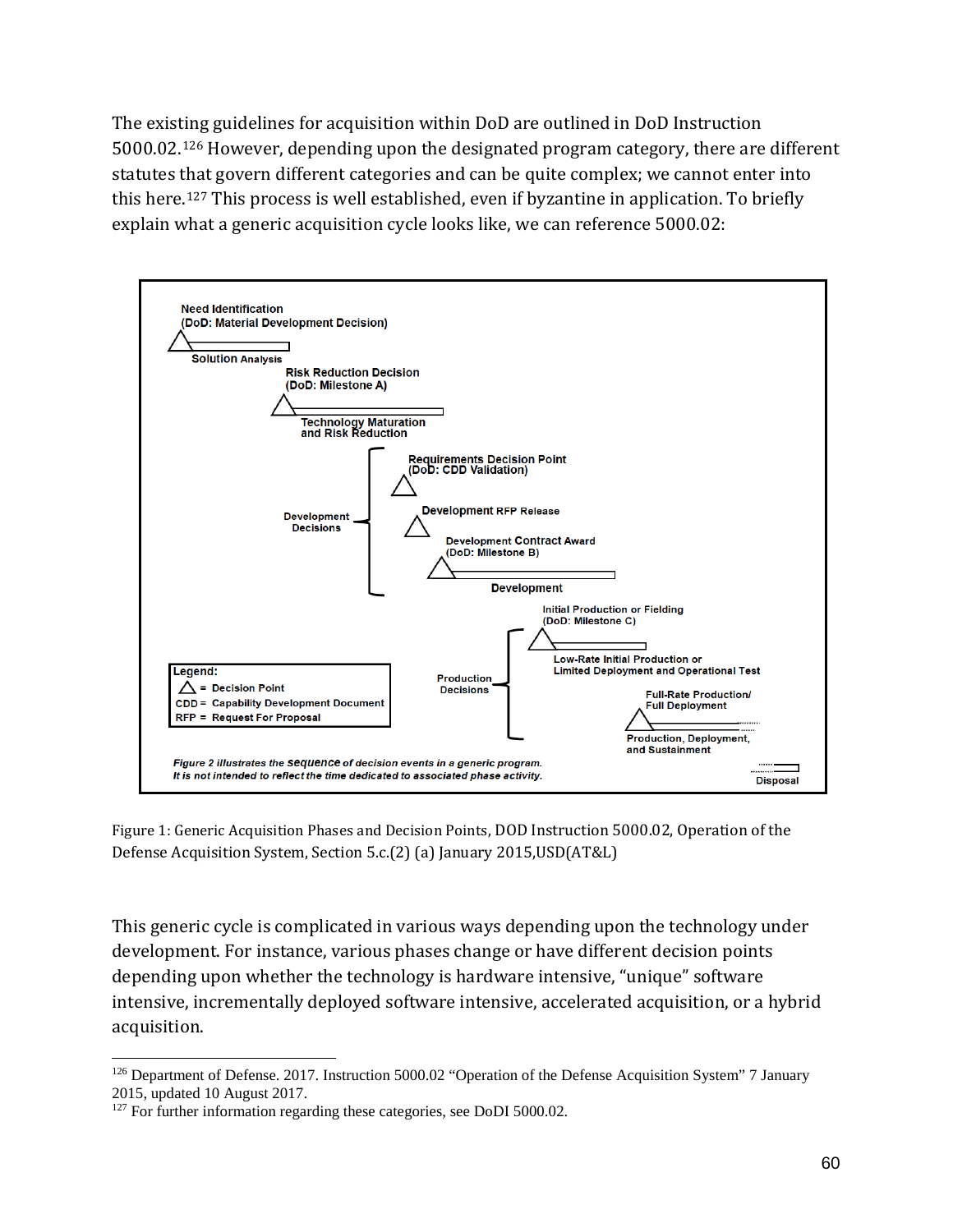The existing guidelines for acquisition within DoD are outlined in DoD Instruction 5000.02.[126] However, depending upon the designated program category, there are different statutes that govern different categories and can be quite complex; we cannot enter into this here.[127] This process is well established, even if byzantine in application. To briefly explain what a generic acquisition cycle looks like, we can reference 5000.02:

Need Identification
(DoD: Material Development Decision)

Solution Analysis

Risk Reduction Decision
(DoD: Milestone A)

Technology Maturation
and Risk Reduction

Development Decisions

Requirements Decision Point
(DoD: CDD Validation)

Development RFP Release

Development Contract Award
(DoD: Milestone B)

Development

Initial Production or Fielding
(DoD: Milestone C)

Production Decisions

Low-Rate Initial Production or
Limited Deployment and Operational Test

Full-Rate Production/
Full Deployment

Production, Deployment,
and Sustainment

Disposal

Legend:
△ = Decision Point
CDD = Capability Development Document
RFP = Request For Proposal

*Figure 2 illustrates the sequence of decision events in a generic program.*
*It is not intended to reflect the time dedicated to associated phase activity.*

Figure 1: Generic Acquisition Phases and Decision Points, DOD Instruction 5000.02, Operation of the Defense Acquisition System, Section 5.c.(2) (a) January 2015,USD(AT&L)

This generic cycle is complicated in various ways depending upon the technology under development. For instance, various phases change or have different decision points depending upon whether the technology is hardware intensive, "unique" software intensive, incrementally deployed software intensive, accelerated acquisition, or a hybrid acquisition.

---

[126] Department of Defense. 2017. Instruction 5000.02 "Operation of the Defense Acquisition System" 7 January 2015, updated 10 August 2017.

[127] For further information regarding these categories, see DoDI 5000.02.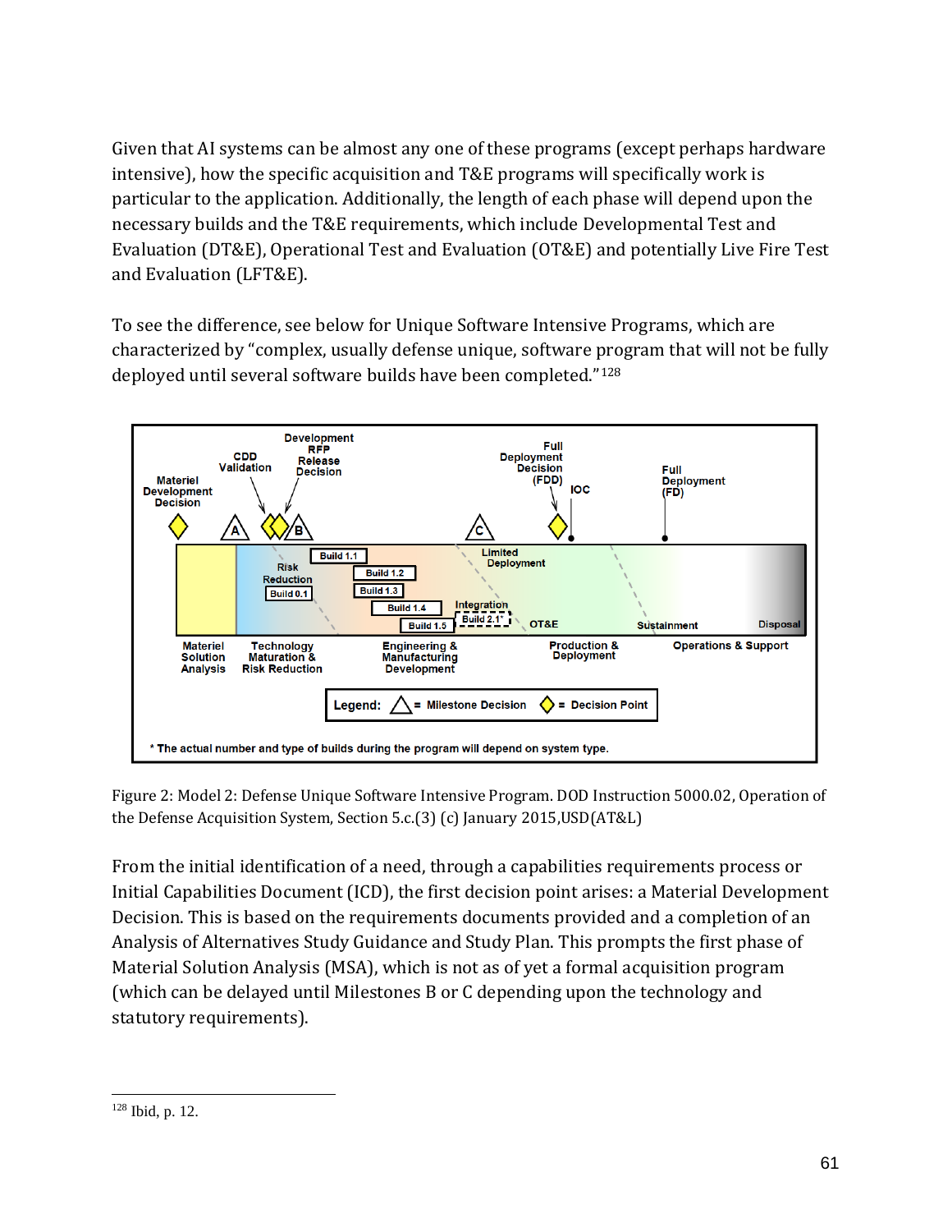Given that AI systems can be almost any one of these programs (except perhaps hardware intensive), how the specific acquisition and T&E programs will specifically work is particular to the application. Additionally, the length of each phase will depend upon the necessary builds and the T&E requirements, which include Developmental Test and Evaluation (DT&E), Operational Test and Evaluation (OT&E) and potentially Live Fire Test and Evaluation (LFT&E).

To see the difference, see below for Unique Software Intensive Programs, which are characterized by "complex, usually defense unique, software program that will not be fully deployed until several software builds have been completed."[128]

Figure 2: Model 2: Defense Unique Software Intensive Program. DOD Instruction 5000.02, Operation of the Defense Acquisition System, Section 5.c.(3) (c) January 2015,USD(AT&L)

From the initial identification of a need, through a capabilities requirements process or Initial Capabilities Document (ICD), the first decision point arises: a Material Development Decision. This is based on the requirements documents provided and a completion of an Analysis of Alternatives Study Guidance and Study Plan. This prompts the first phase of Material Solution Analysis (MSA), which is not as of yet a formal acquisition program (which can be delayed until Milestones B or C depending upon the technology and statutory requirements).

[128] Ibid, p. 12.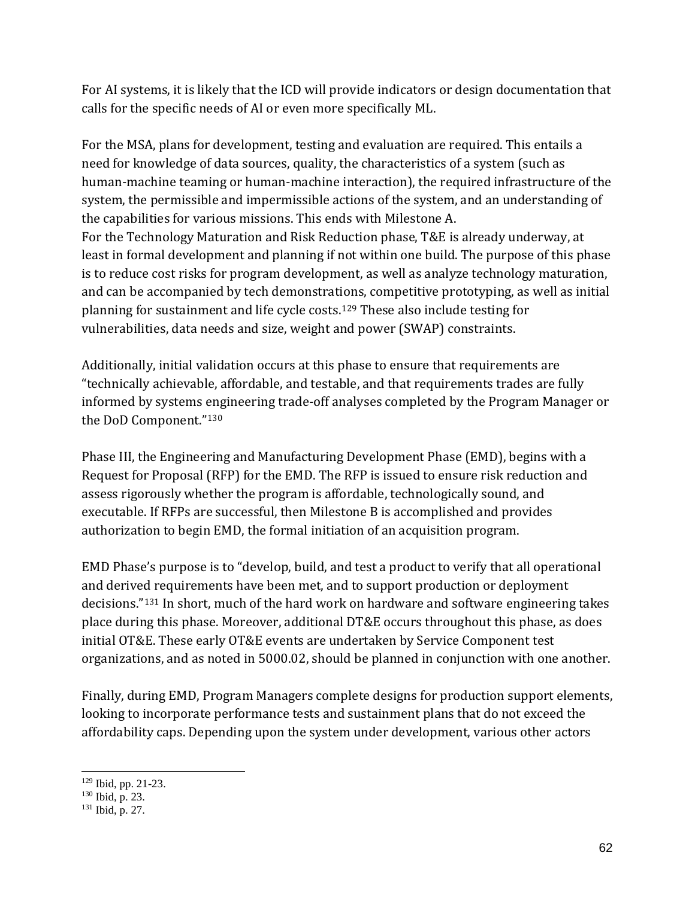For AI systems, it is likely that the ICD will provide indicators or design documentation that calls for the specific needs of AI or even more specifically ML.

For the MSA, plans for development, testing and evaluation are required. This entails a need for knowledge of data sources, quality, the characteristics of a system (such as human-machine teaming or human-machine interaction), the required infrastructure of the system, the permissible and impermissible actions of the system, and an understanding of the capabilities for various missions. This ends with Milestone A.
For the Technology Maturation and Risk Reduction phase, T&E is already underway, at least in formal development and planning if not within one build. The purpose of this phase is to reduce cost risks for program development, as well as analyze technology maturation, and can be accompanied by tech demonstrations, competitive prototyping, as well as initial planning for sustainment and life cycle costs.[129] These also include testing for vulnerabilities, data needs and size, weight and power (SWAP) constraints.

Additionally, initial validation occurs at this phase to ensure that requirements are "technically achievable, affordable, and testable, and that requirements trades are fully informed by systems engineering trade-off analyses completed by the Program Manager or the DoD Component."[130]

Phase III, the Engineering and Manufacturing Development Phase (EMD), begins with a Request for Proposal (RFP) for the EMD. The RFP is issued to ensure risk reduction and assess rigorously whether the program is affordable, technologically sound, and executable. If RFPs are successful, then Milestone B is accomplished and provides authorization to begin EMD, the formal initiation of an acquisition program.

EMD Phase's purpose is to "develop, build, and test a product to verify that all operational and derived requirements have been met, and to support production or deployment decisions."[131] In short, much of the hard work on hardware and software engineering takes place during this phase. Moreover, additional DT&E occurs throughout this phase, as does initial OT&E. These early OT&E events are undertaken by Service Component test organizations, and as noted in 5000.02, should be planned in conjunction with one another.

Finally, during EMD, Program Managers complete designs for production support elements, looking to incorporate performance tests and sustainment plans that do not exceed the affordability caps. Depending upon the system under development, various other actors

---

[129] Ibid, pp. 21-23.
[130] Ibid, p. 23.
[131] Ibid, p. 27.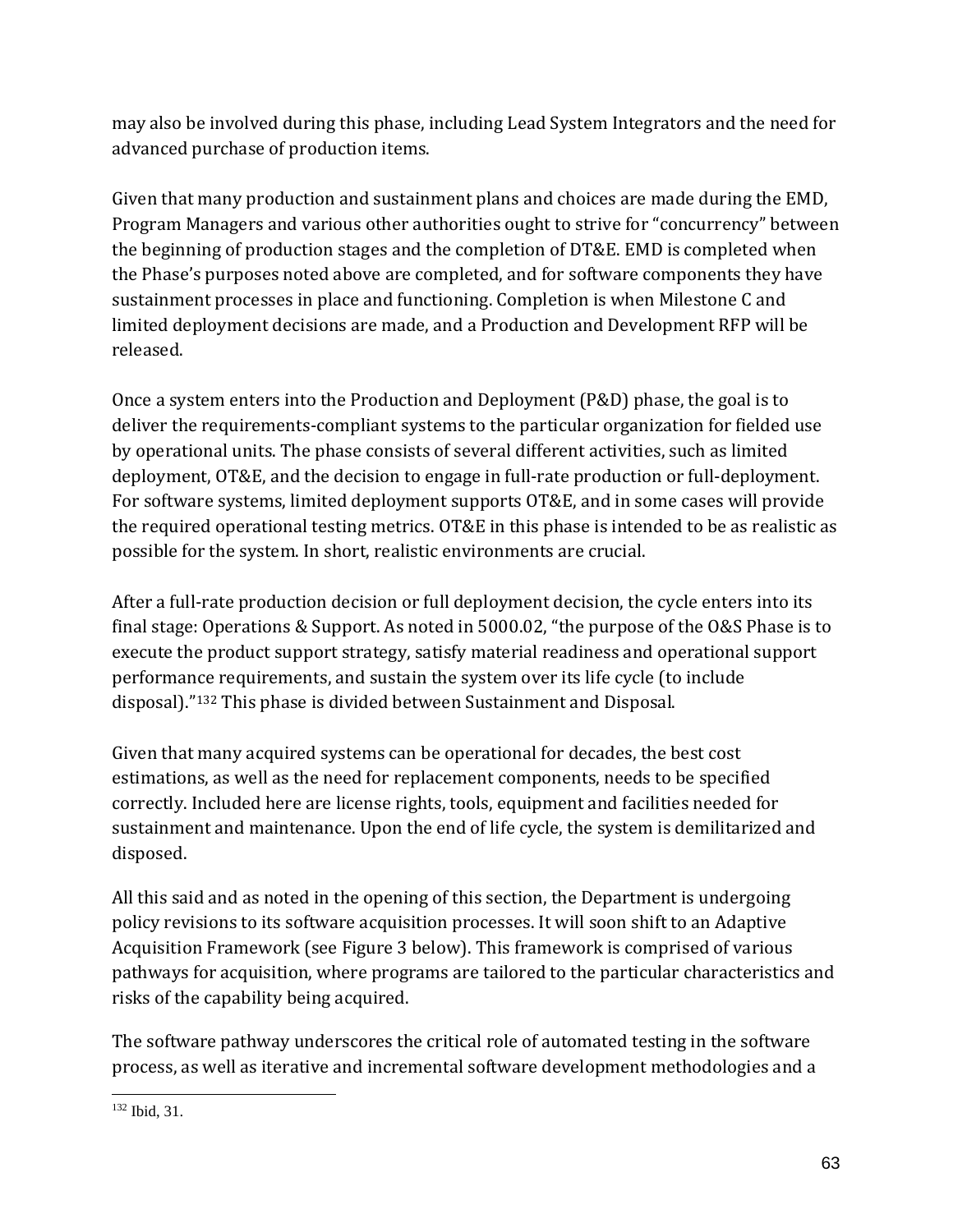may also be involved during this phase, including Lead System Integrators and the need for advanced purchase of production items.

Given that many production and sustainment plans and choices are made during the EMD, Program Managers and various other authorities ought to strive for "concurrency" between the beginning of production stages and the completion of DT&E. EMD is completed when the Phase's purposes noted above are completed, and for software components they have sustainment processes in place and functioning. Completion is when Milestone C and limited deployment decisions are made, and a Production and Development RFP will be released.

Once a system enters into the Production and Deployment (P&D) phase, the goal is to deliver the requirements-compliant systems to the particular organization for fielded use by operational units. The phase consists of several different activities, such as limited deployment, OT&E, and the decision to engage in full-rate production or full-deployment. For software systems, limited deployment supports OT&E, and in some cases will provide the required operational testing metrics. OT&E in this phase is intended to be as realistic as possible for the system. In short, realistic environments are crucial.

After a full-rate production decision or full deployment decision, the cycle enters into its final stage: Operations & Support. As noted in 5000.02, "the purpose of the O&S Phase is to execute the product support strategy, satisfy material readiness and operational support performance requirements, and sustain the system over its life cycle (to include disposal)."[132] This phase is divided between Sustainment and Disposal.

Given that many acquired systems can be operational for decades, the best cost estimations, as well as the need for replacement components, needs to be specified correctly. Included here are license rights, tools, equipment and facilities needed for sustainment and maintenance. Upon the end of life cycle, the system is demilitarized and disposed.

All this said and as noted in the opening of this section, the Department is undergoing policy revisions to its software acquisition processes. It will soon shift to an Adaptive Acquisition Framework (see Figure 3 below). This framework is comprised of various pathways for acquisition, where programs are tailored to the particular characteristics and risks of the capability being acquired.

The software pathway underscores the critical role of automated testing in the software process, as well as iterative and incremental software development methodologies and a

[132] Ibid, 31.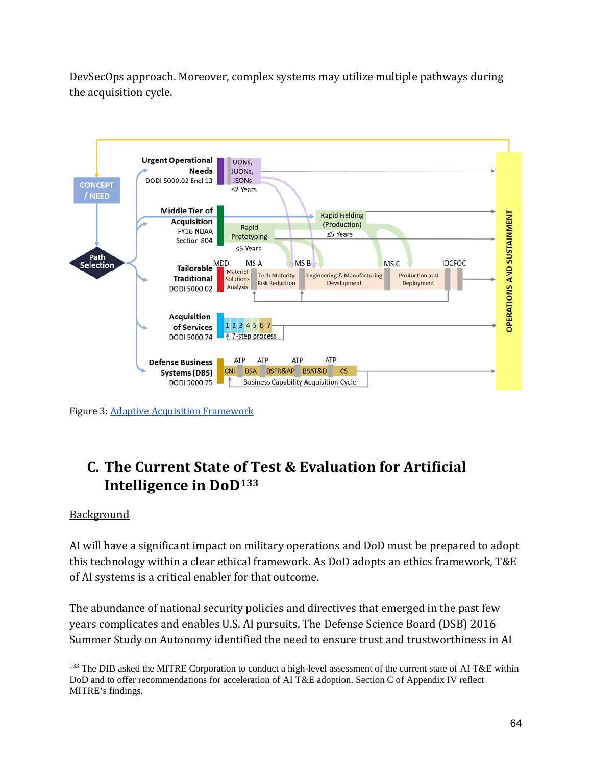DevSecOps approach. Moreover, complex systems may utilize multiple pathways during the acquisition cycle.

Figure 3: Adaptive Acquisition Framework

## C. The Current State of Test & Evaluation for Artificial Intelligence in DoD[133]

Background

AI will have a significant impact on military operations and DoD must be prepared to adopt this technology within a clear ethical framework. As DoD adopts an ethics framework, T&E of AI systems is a critical enabler for that outcome.

The abundance of national security policies and directives that emerged in the past few years complicates and enables U.S. AI pursuits. The Defense Science Board (DSB) 2016 Summer Study on Autonomy identified the need to ensure trust and trustworthiness in AI

---

[133] The DIB asked the MITRE Corporation to conduct a high-level assessment of the current state of AI T&E within DoD and to offer recommendations for acceleration of AI T&E adoption. Section C of Appendix IV reflect MITRE's findings.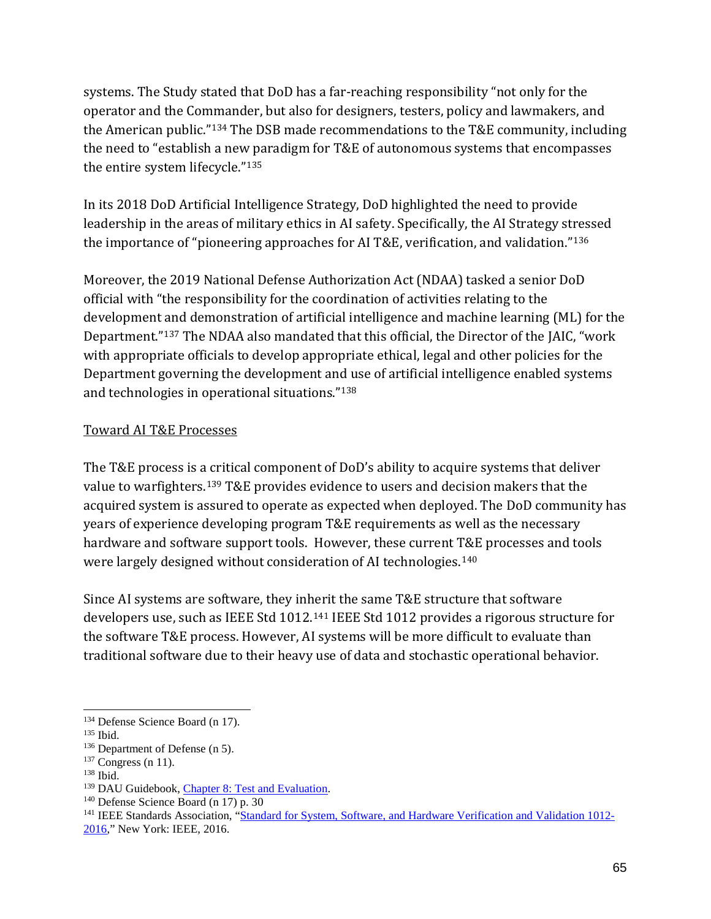systems. The Study stated that DoD has a far-reaching responsibility "not only for the operator and the Commander, but also for designers, testers, policy and lawmakers, and the American public."[134] The DSB made recommendations to the T&E community, including the need to "establish a new paradigm for T&E of autonomous systems that encompasses the entire system lifecycle."[135]

In its 2018 DoD Artificial Intelligence Strategy, DoD highlighted the need to provide leadership in the areas of military ethics in AI safety. Specifically, the AI Strategy stressed the importance of "pioneering approaches for AI T&E, verification, and validation."[136]

Moreover, the 2019 National Defense Authorization Act (NDAA) tasked a senior DoD official with "the responsibility for the coordination of activities relating to the development and demonstration of artificial intelligence and machine learning (ML) for the Department."[137] The NDAA also mandated that this official, the Director of the JAIC, "work with appropriate officials to develop appropriate ethical, legal and other policies for the Department governing the development and use of artificial intelligence enabled systems and technologies in operational situations."[138]

Toward AI T&E Processes

The T&E process is a critical component of DoD's ability to acquire systems that deliver value to warfighters.[139] T&E provides evidence to users and decision makers that the acquired system is assured to operate as expected when deployed. The DoD community has years of experience developing program T&E requirements as well as the necessary hardware and software support tools. However, these current T&E processes and tools were largely designed without consideration of AI technologies.[140]

Since AI systems are software, they inherit the same T&E structure that software developers use, such as IEEE Std 1012.[141] IEEE Std 1012 provides a rigorous structure for the software T&E process. However, AI systems will be more difficult to evaluate than traditional software due to their heavy use of data and stochastic operational behavior.

---

[134] Defense Science Board (n 17).

[135] Ibid.

[136] Department of Defense (n 5).

[137] Congress (n 11).

[138] Ibid.

[139] DAU Guidebook, Chapter 8: Test and Evaluation.

[140] Defense Science Board (n 17) p. 30

[141] IEEE Standards Association, "Standard for System, Software, and Hardware Verification and Validation 1012-2016," New York: IEEE, 2016.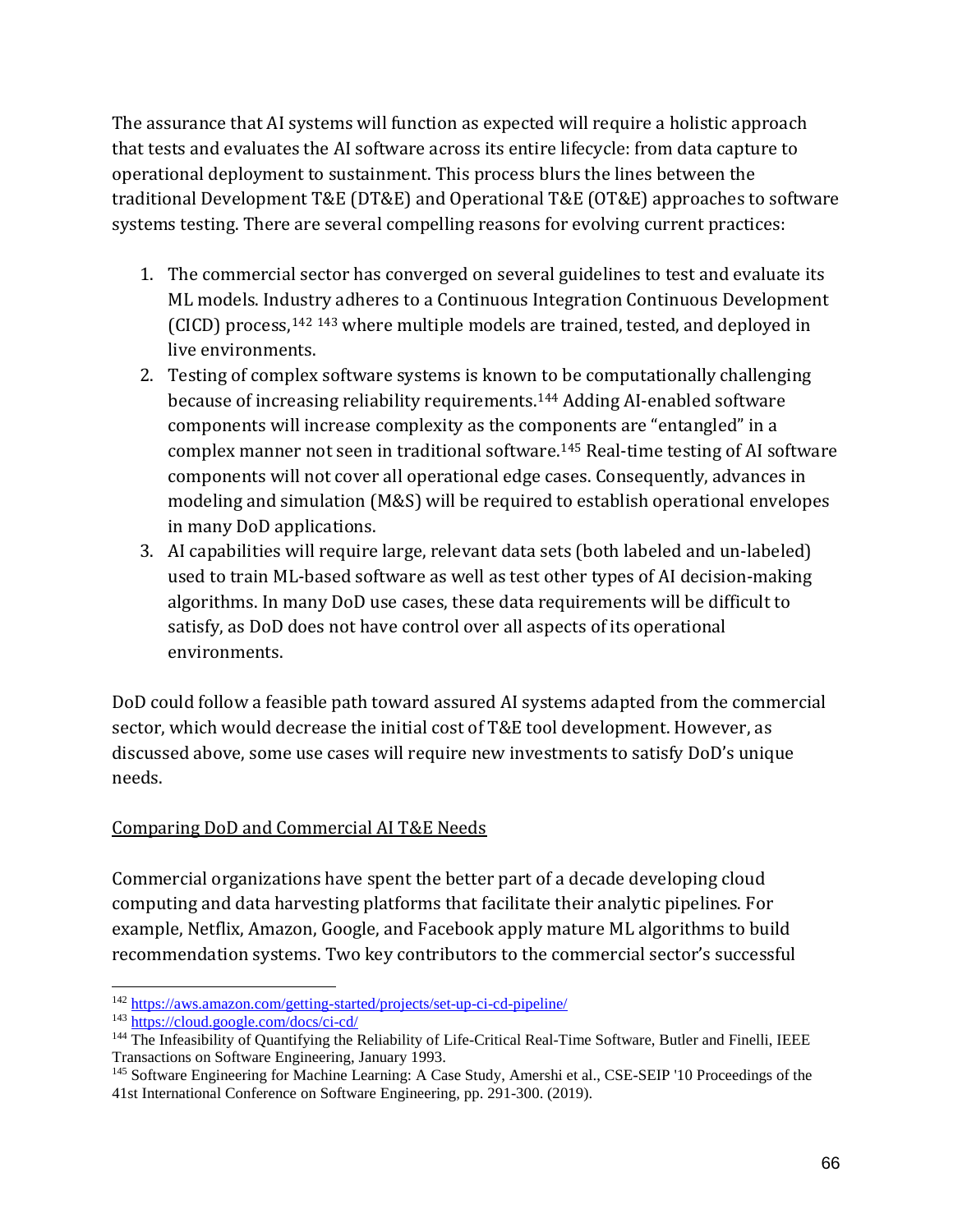The assurance that AI systems will function as expected will require a holistic approach that tests and evaluates the AI software across its entire lifecycle: from data capture to operational deployment to sustainment. This process blurs the lines between the traditional Development T&E (DT&E) and Operational T&E (OT&E) approaches to software systems testing. There are several compelling reasons for evolving current practices:

1. The commercial sector has converged on several guidelines to test and evaluate its ML models. Industry adheres to a Continuous Integration Continuous Development (CICD) process,[142] [143] where multiple models are trained, tested, and deployed in live environments.
2. Testing of complex software systems is known to be computationally challenging because of increasing reliability requirements.[144] Adding AI-enabled software components will increase complexity as the components are "entangled" in a complex manner not seen in traditional software.[145] Real-time testing of AI software components will not cover all operational edge cases. Consequently, advances in modeling and simulation (M&S) will be required to establish operational envelopes in many DoD applications.
3. AI capabilities will require large, relevant data sets (both labeled and un-labeled) used to train ML-based software as well as test other types of AI decision-making algorithms. In many DoD use cases, these data requirements will be difficult to satisfy, as DoD does not have control over all aspects of its operational environments.

DoD could follow a feasible path toward assured AI systems adapted from the commercial sector, which would decrease the initial cost of T&E tool development. However, as discussed above, some use cases will require new investments to satisfy DoD's unique needs.

<u>Comparing DoD and Commercial AI T&E Needs</u>

Commercial organizations have spent the better part of a decade developing cloud computing and data harvesting platforms that facilitate their analytic pipelines. For example, Netflix, Amazon, Google, and Facebook apply mature ML algorithms to build recommendation systems. Two key contributors to the commercial sector's successful

---

[142] https://aws.amazon.com/getting-started/projects/set-up-ci-cd-pipeline/

[143] https://cloud.google.com/docs/ci-cd/

[144] The Infeasibility of Quantifying the Reliability of Life-Critical Real-Time Software, Butler and Finelli, IEEE Transactions on Software Engineering, January 1993.

[145] Software Engineering for Machine Learning: A Case Study, Amershi et al., CSE-SEIP '10 Proceedings of the 41st International Conference on Software Engineering, pp. 291-300. (2019).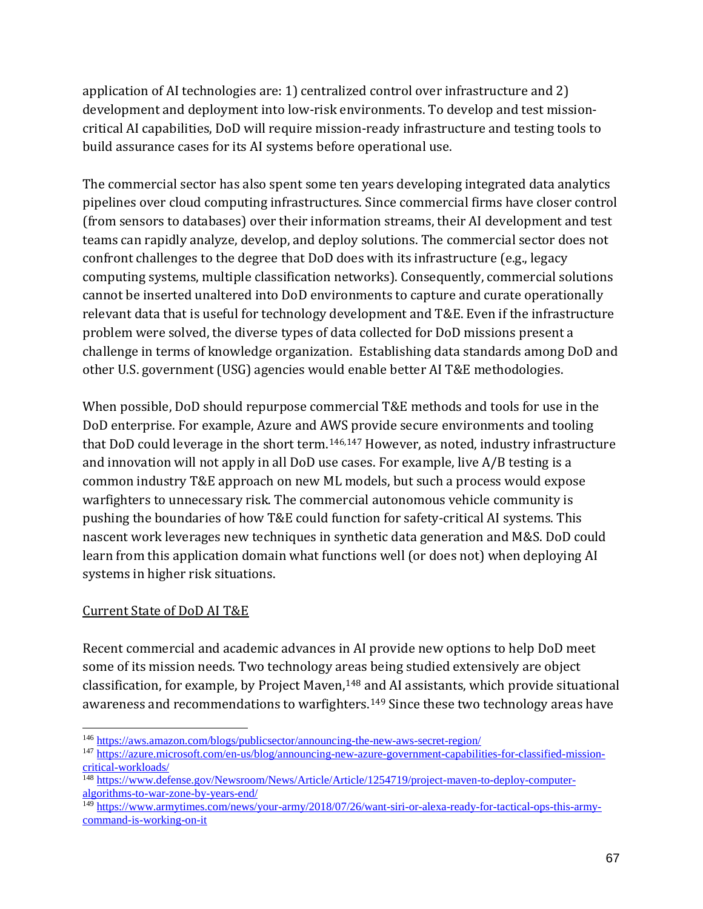application of AI technologies are: 1) centralized control over infrastructure and 2) development and deployment into low-risk environments. To develop and test mission-critical AI capabilities, DoD will require mission-ready infrastructure and testing tools to build assurance cases for its AI systems before operational use.

The commercial sector has also spent some ten years developing integrated data analytics pipelines over cloud computing infrastructures. Since commercial firms have closer control (from sensors to databases) over their information streams, their AI development and test teams can rapidly analyze, develop, and deploy solutions. The commercial sector does not confront challenges to the degree that DoD does with its infrastructure (e.g., legacy computing systems, multiple classification networks). Consequently, commercial solutions cannot be inserted unaltered into DoD environments to capture and curate operationally relevant data that is useful for technology development and T&E. Even if the infrastructure problem were solved, the diverse types of data collected for DoD missions present a challenge in terms of knowledge organization. Establishing data standards among DoD and other U.S. government (USG) agencies would enable better AI T&E methodologies.

When possible, DoD should repurpose commercial T&E methods and tools for use in the DoD enterprise. For example, Azure and AWS provide secure environments and tooling that DoD could leverage in the short term.[146,147] However, as noted, industry infrastructure and innovation will not apply in all DoD use cases. For example, live A/B testing is a common industry T&E approach on new ML models, but such a process would expose warfighters to unnecessary risk. The commercial autonomous vehicle community is pushing the boundaries of how T&E could function for safety-critical AI systems. This nascent work leverages new techniques in synthetic data generation and M&S. DoD could learn from this application domain what functions well (or does not) when deploying AI systems in higher risk situations.

## Current State of DoD AI T&E

Recent commercial and academic advances in AI provide new options to help DoD meet some of its mission needs. Two technology areas being studied extensively are object classification, for example, by Project Maven,[148] and AI assistants, which provide situational awareness and recommendations to warfighters.[149] Since these two technology areas have

---

[146] https://aws.amazon.com/blogs/publicsector/announcing-the-new-aws-secret-region/

[147] https://azure.microsoft.com/en-us/blog/announcing-new-azure-government-capabilities-for-classified-mission-critical-workloads/

[148] https://www.defense.gov/Newsroom/News/Article/Article/1254719/project-maven-to-deploy-computer-algorithms-to-war-zone-by-years-end/

[149] https://www.armytimes.com/news/your-army/2018/07/26/want-siri-or-alexa-ready-for-tactical-ops-this-army-command-is-working-on-it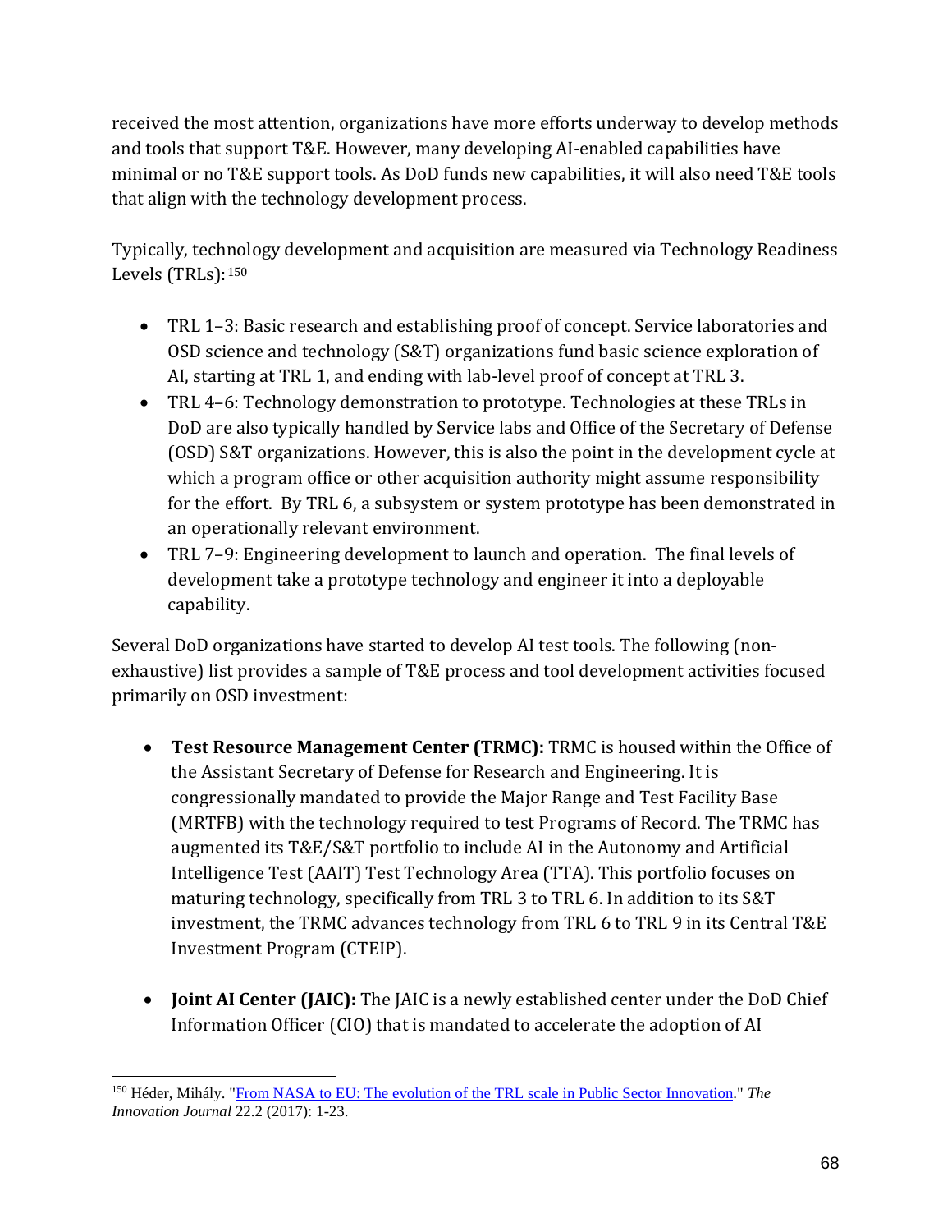received the most attention, organizations have more efforts underway to develop methods and tools that support T&E. However, many developing AI-enabled capabilities have minimal or no T&E support tools. As DoD funds new capabilities, it will also need T&E tools that align with the technology development process.

Typically, technology development and acquisition are measured via Technology Readiness Levels (TRLs):[150]

- TRL 1–3: Basic research and establishing proof of concept. Service laboratories and OSD science and technology (S&T) organizations fund basic science exploration of AI, starting at TRL 1, and ending with lab-level proof of concept at TRL 3.
- TRL 4–6: Technology demonstration to prototype. Technologies at these TRLs in DoD are also typically handled by Service labs and Office of the Secretary of Defense (OSD) S&T organizations. However, this is also the point in the development cycle at which a program office or other acquisition authority might assume responsibility for the effort. By TRL 6, a subsystem or system prototype has been demonstrated in an operationally relevant environment.
- TRL 7–9: Engineering development to launch and operation. The final levels of development take a prototype technology and engineer it into a deployable capability.

Several DoD organizations have started to develop AI test tools. The following (non-exhaustive) list provides a sample of T&E process and tool development activities focused primarily on OSD investment:

- **Test Resource Management Center (TRMC):** TRMC is housed within the Office of the Assistant Secretary of Defense for Research and Engineering. It is congressionally mandated to provide the Major Range and Test Facility Base (MRTFB) with the technology required to test Programs of Record. The TRMC has augmented its T&E/S&T portfolio to include AI in the Autonomy and Artificial Intelligence Test (AAIT) Test Technology Area (TTA). This portfolio focuses on maturing technology, specifically from TRL 3 to TRL 6. In addition to its S&T investment, the TRMC advances technology from TRL 6 to TRL 9 in its Central T&E Investment Program (CTEIP).

- **Joint AI Center (JAIC):** The JAIC is a newly established center under the DoD Chief Information Officer (CIO) that is mandated to accelerate the adoption of AI

---

[150] Héder, Mihály. "From NASA to EU: The evolution of the TRL scale in Public Sector Innovation." *The Innovation Journal* 22.2 (2017): 1-23.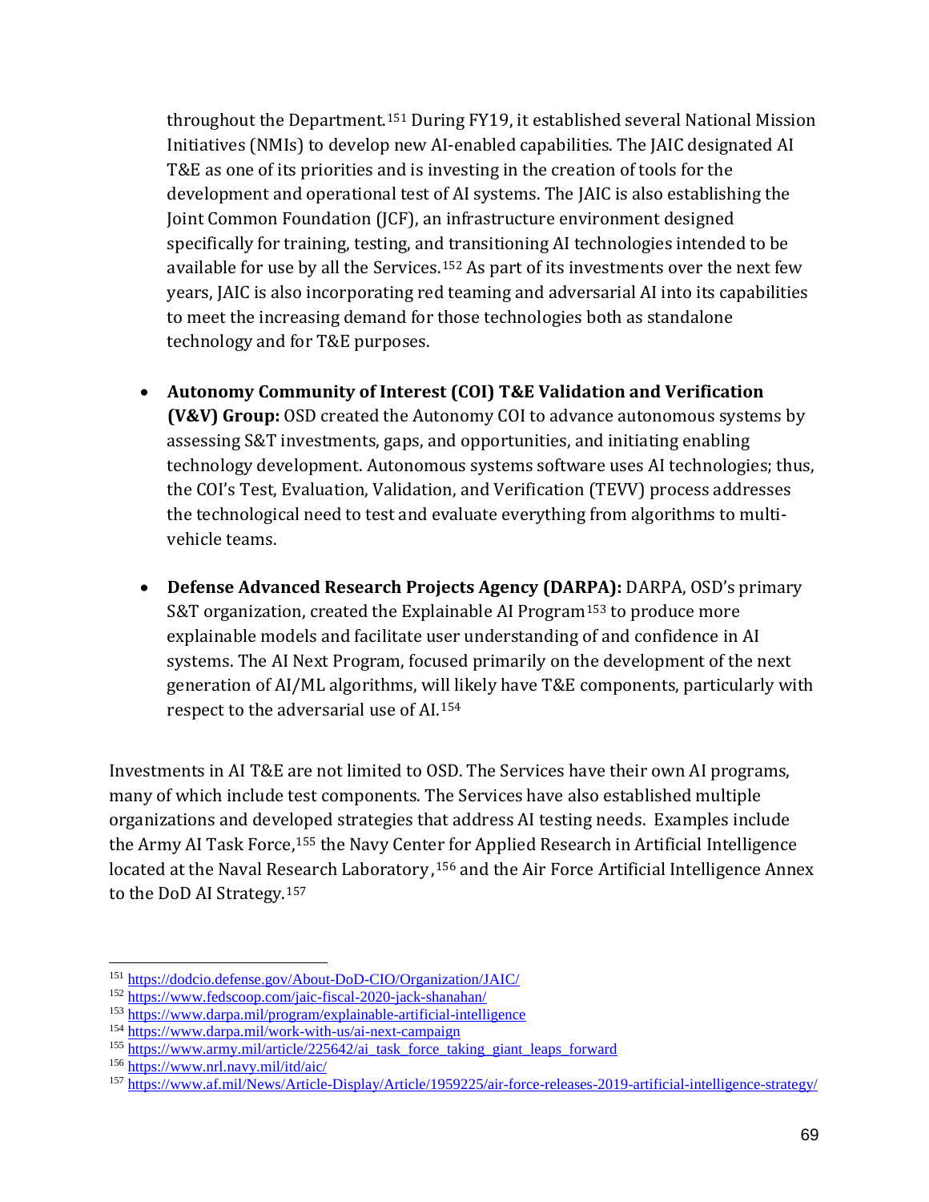throughout the Department.[151] During FY19, it established several National Mission Initiatives (NMIs) to develop new AI-enabled capabilities. The JAIC designated AI T&E as one of its priorities and is investing in the creation of tools for the development and operational test of AI systems. The JAIC is also establishing the Joint Common Foundation (JCF), an infrastructure environment designed specifically for training, testing, and transitioning AI technologies intended to be available for use by all the Services.[152] As part of its investments over the next few years, JAIC is also incorporating red teaming and adversarial AI into its capabilities to meet the increasing demand for those technologies both as standalone technology and for T&E purposes.

- **Autonomy Community of Interest (COI) T&E Validation and Verification (V&V) Group:** OSD created the Autonomy COI to advance autonomous systems by assessing S&T investments, gaps, and opportunities, and initiating enabling technology development. Autonomous systems software uses AI technologies; thus, the COI's Test, Evaluation, Validation, and Verification (TEVV) process addresses the technological need to test and evaluate everything from algorithms to multi-vehicle teams.

- **Defense Advanced Research Projects Agency (DARPA):** DARPA, OSD's primary S&T organization, created the Explainable AI Program[153] to produce more explainable models and facilitate user understanding of and confidence in AI systems. The AI Next Program, focused primarily on the development of the next generation of AI/ML algorithms, will likely have T&E components, particularly with respect to the adversarial use of AI.[154]

Investments in AI T&E are not limited to OSD. The Services have their own AI programs, many of which include test components. The Services have also established multiple organizations and developed strategies that address AI testing needs. Examples include the Army AI Task Force,[155] the Navy Center for Applied Research in Artificial Intelligence located at the Naval Research Laboratory,[156] and the Air Force Artificial Intelligence Annex to the DoD AI Strategy.[157]

---

[151] https://dodcio.defense.gov/About-DoD-CIO/Organization/JAIC/

[152] https://www.fedscoop.com/jaic-fiscal-2020-jack-shanahan/

[153] https://www.darpa.mil/program/explainable-artificial-intelligence

[154] https://www.darpa.mil/work-with-us/ai-next-campaign

[155] https://www.army.mil/article/225642/ai_task_force_taking_giant_leaps_forward

[156] https://www.nrl.navy.mil/itd/aic/

[157] https://www.af.mil/News/Article-Display/Article/1959225/air-force-releases-2019-artificial-intelligence-strategy/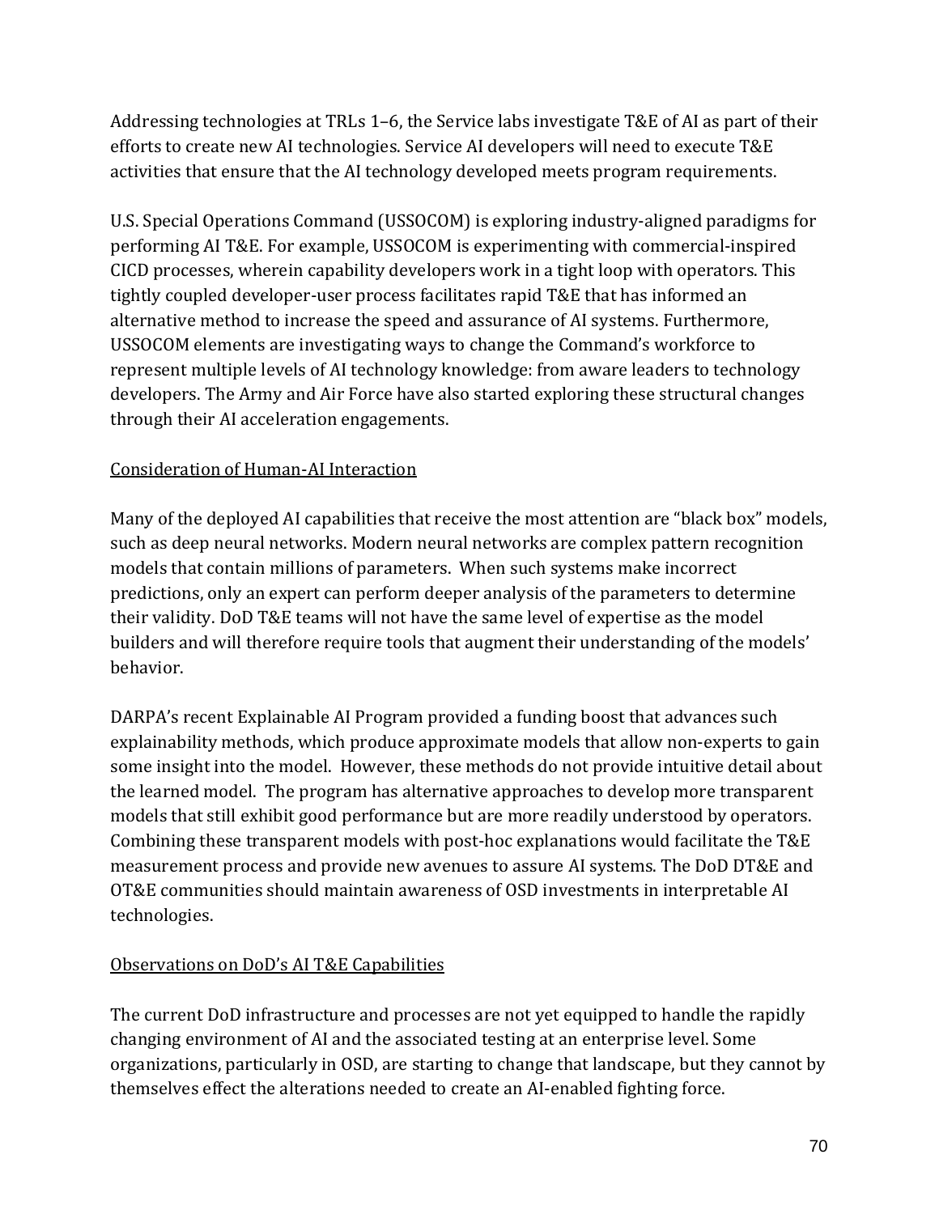Addressing technologies at TRLs 1–6, the Service labs investigate T&E of AI as part of their efforts to create new AI technologies. Service AI developers will need to execute T&E activities that ensure that the AI technology developed meets program requirements.

U.S. Special Operations Command (USSOCOM) is exploring industry-aligned paradigms for performing AI T&E. For example, USSOCOM is experimenting with commercial-inspired CICD processes, wherein capability developers work in a tight loop with operators. This tightly coupled developer-user process facilitates rapid T&E that has informed an alternative method to increase the speed and assurance of AI systems. Furthermore, USSOCOM elements are investigating ways to change the Command's workforce to represent multiple levels of AI technology knowledge: from aware leaders to technology developers. The Army and Air Force have also started exploring these structural changes through their AI acceleration engagements.

<u>Consideration of Human-AI Interaction</u>

Many of the deployed AI capabilities that receive the most attention are "black box" models, such as deep neural networks. Modern neural networks are complex pattern recognition models that contain millions of parameters. When such systems make incorrect predictions, only an expert can perform deeper analysis of the parameters to determine their validity. DoD T&E teams will not have the same level of expertise as the model builders and will therefore require tools that augment their understanding of the models' behavior.

DARPA's recent Explainable AI Program provided a funding boost that advances such explainability methods, which produce approximate models that allow non-experts to gain some insight into the model. However, these methods do not provide intuitive detail about the learned model. The program has alternative approaches to develop more transparent models that still exhibit good performance but are more readily understood by operators. Combining these transparent models with post-hoc explanations would facilitate the T&E measurement process and provide new avenues to assure AI systems. The DoD DT&E and OT&E communities should maintain awareness of OSD investments in interpretable AI technologies.

<u>Observations on DoD's AI T&E Capabilities</u>

The current DoD infrastructure and processes are not yet equipped to handle the rapidly changing environment of AI and the associated testing at an enterprise level. Some organizations, particularly in OSD, are starting to change that landscape, but they cannot by themselves effect the alterations needed to create an AI-enabled fighting force.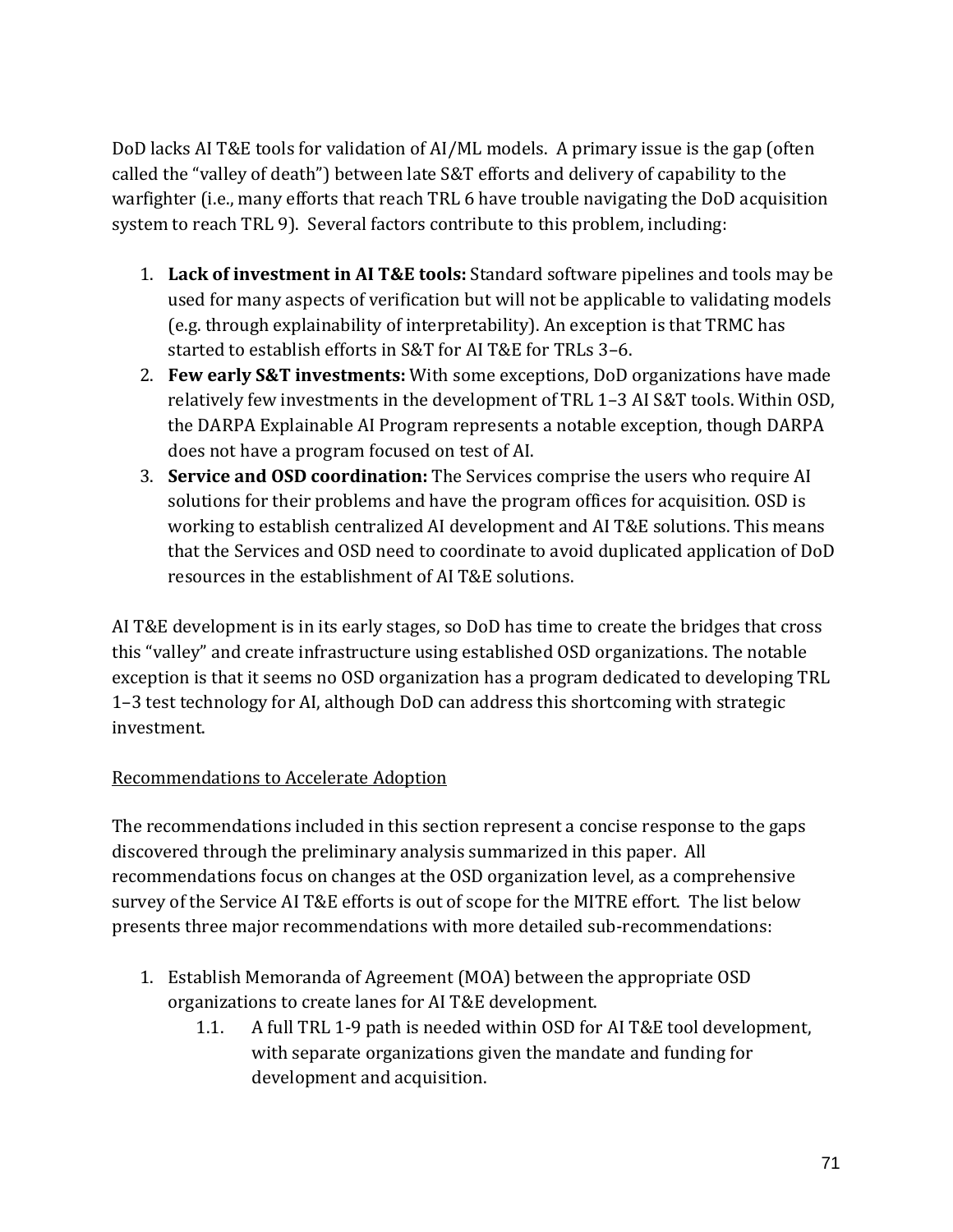DoD lacks AI T&E tools for validation of AI/ML models. A primary issue is the gap (often called the "valley of death") between late S&T efforts and delivery of capability to the warfighter (i.e., many efforts that reach TRL 6 have trouble navigating the DoD acquisition system to reach TRL 9). Several factors contribute to this problem, including:

1. **Lack of investment in AI T&E tools:** Standard software pipelines and tools may be used for many aspects of verification but will not be applicable to validating models (e.g. through explainability of interpretability). An exception is that TRMC has started to establish efforts in S&T for AI T&E for TRLs 3–6.
2. **Few early S&T investments:** With some exceptions, DoD organizations have made relatively few investments in the development of TRL 1–3 AI S&T tools. Within OSD, the DARPA Explainable AI Program represents a notable exception, though DARPA does not have a program focused on test of AI.
3. **Service and OSD coordination:** The Services comprise the users who require AI solutions for their problems and have the program offices for acquisition. OSD is working to establish centralized AI development and AI T&E solutions. This means that the Services and OSD need to coordinate to avoid duplicated application of DoD resources in the establishment of AI T&E solutions.

AI T&E development is in its early stages, so DoD has time to create the bridges that cross this "valley" and create infrastructure using established OSD organizations. The notable exception is that it seems no OSD organization has a program dedicated to developing TRL 1–3 test technology for AI, although DoD can address this shortcoming with strategic investment.

Recommendations to Accelerate Adoption

The recommendations included in this section represent a concise response to the gaps discovered through the preliminary analysis summarized in this paper. All recommendations focus on changes at the OSD organization level, as a comprehensive survey of the Service AI T&E efforts is out of scope for the MITRE effort. The list below presents three major recommendations with more detailed sub-recommendations:

1. Establish Memoranda of Agreement (MOA) between the appropriate OSD organizations to create lanes for AI T&E development.
   - 1.1. A full TRL 1-9 path is needed within OSD for AI T&E tool development, with separate organizations given the mandate and funding for development and acquisition.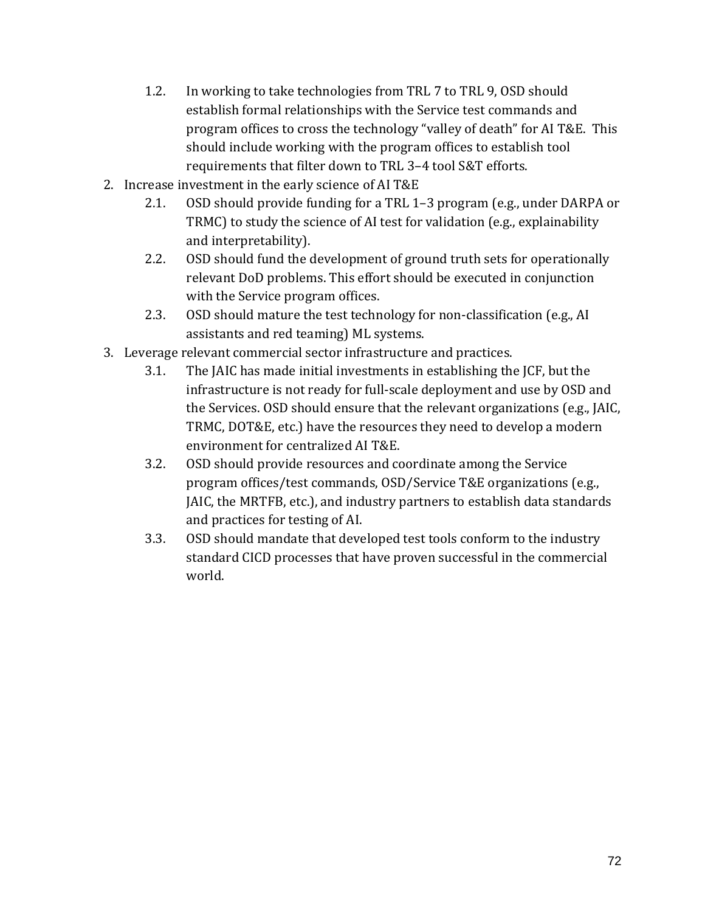1.2. In working to take technologies from TRL 7 to TRL 9, OSD should establish formal relationships with the Service test commands and program offices to cross the technology "valley of death" for AI T&E. This should include working with the program offices to establish tool requirements that filter down to TRL 3–4 tool S&T efforts.

2. Increase investment in the early science of AI T&E
   2.1. OSD should provide funding for a TRL 1–3 program (e.g., under DARPA or TRMC) to study the science of AI test for validation (e.g., explainability and interpretability).
   2.2. OSD should fund the development of ground truth sets for operationally relevant DoD problems. This effort should be executed in conjunction with the Service program offices.
   2.3. OSD should mature the test technology for non-classification (e.g., AI assistants and red teaming) ML systems.

3. Leverage relevant commercial sector infrastructure and practices.
   3.1. The JAIC has made initial investments in establishing the JCF, but the infrastructure is not ready for full-scale deployment and use by OSD and the Services. OSD should ensure that the relevant organizations (e.g., JAIC, TRMC, DOT&E, etc.) have the resources they need to develop a modern environment for centralized AI T&E.
   3.2. OSD should provide resources and coordinate among the Service program offices/test commands, OSD/Service T&E organizations (e.g., JAIC, the MRTFB, etc.), and industry partners to establish data standards and practices for testing of AI.
   3.3. OSD should mandate that developed test tools conform to the industry standard CICD processes that have proven successful in the commercial world.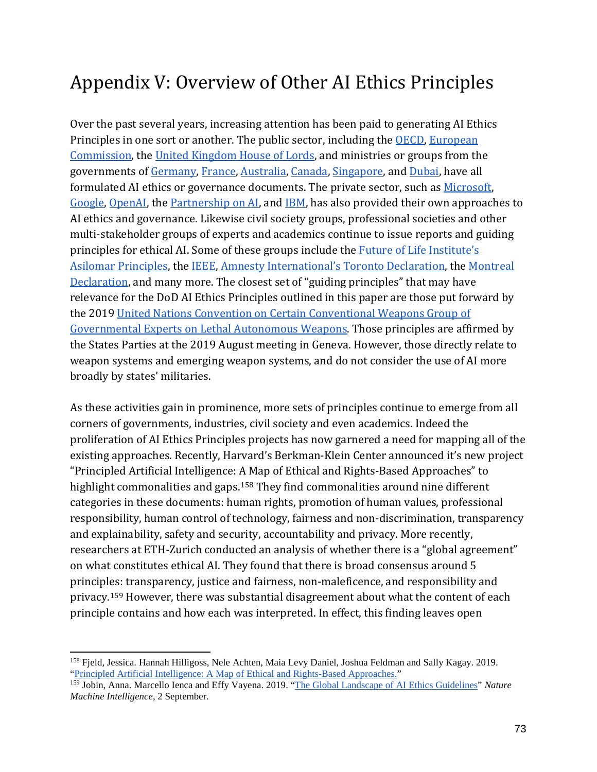# Appendix V: Overview of Other AI Ethics Principles

Over the past several years, increasing attention has been paid to generating AI Ethics Principles in one sort or another. The public sector, including the OECD, European Commission, the United Kingdom House of Lords, and ministries or groups from the governments of Germany, France, Australia, Canada, Singapore, and Dubai, have all formulated AI ethics or governance documents. The private sector, such as Microsoft, Google, OpenAI, the Partnership on AI, and IBM, has also provided their own approaches to AI ethics and governance. Likewise civil society groups, professional societies and other multi-stakeholder groups of experts and academics continue to issue reports and guiding principles for ethical AI. Some of these groups include the Future of Life Institute's Asilomar Principles, the IEEE, Amnesty International's Toronto Declaration, the Montreal Declaration, and many more. The closest set of "guiding principles" that may have relevance for the DoD AI Ethics Principles outlined in this paper are those put forward by the 2019 United Nations Convention on Certain Conventional Weapons Group of Governmental Experts on Lethal Autonomous Weapons. Those principles are affirmed by the States Parties at the 2019 August meeting in Geneva. However, those directly relate to weapon systems and emerging weapon systems, and do not consider the use of AI more broadly by states' militaries.

As these activities gain in prominence, more sets of principles continue to emerge from all corners of governments, industries, civil society and even academics. Indeed the proliferation of AI Ethics Principles projects has now garnered a need for mapping all of the existing approaches. Recently, Harvard's Berkman-Klein Center announced it's new project "Principled Artificial Intelligence: A Map of Ethical and Rights-Based Approaches" to highlight commonalities and gaps.[158] They find commonalities around nine different categories in these documents: human rights, promotion of human values, professional responsibility, human control of technology, fairness and non-discrimination, transparency and explainability, safety and security, accountability and privacy. More recently, researchers at ETH-Zurich conducted an analysis of whether there is a "global agreement" on what constitutes ethical AI. They found that there is broad consensus around 5 principles: transparency, justice and fairness, non-maleficence, and responsibility and privacy.[159] However, there was substantial disagreement about what the content of each principle contains and how each was interpreted. In effect, this finding leaves open

---

[158] Fjeld, Jessica. Hannah Hilligoss, Nele Achten, Maia Levy Daniel, Joshua Feldman and Sally Kagay. 2019. "Principled Artificial Intelligence: A Map of Ethical and Rights-Based Approaches."

[159] Jobin, Anna. Marcello Ienca and Effy Vayena. 2019. "The Global Landscape of AI Ethics Guidelines" *Nature Machine Intelligence*, 2 September.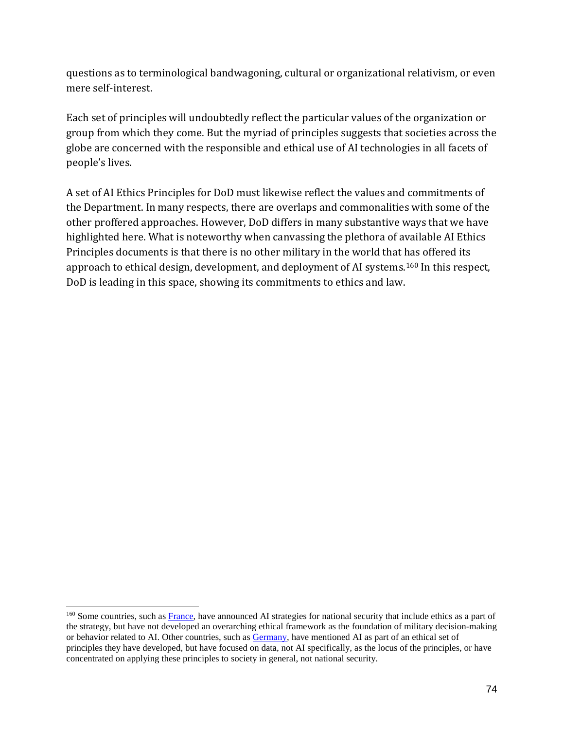questions as to terminological bandwagoning, cultural or organizational relativism, or even mere self-interest.

Each set of principles will undoubtedly reflect the particular values of the organization or group from which they come. But the myriad of principles suggests that societies across the globe are concerned with the responsible and ethical use of AI technologies in all facets of people's lives.

A set of AI Ethics Principles for DoD must likewise reflect the values and commitments of the Department. In many respects, there are overlaps and commonalities with some of the other proffered approaches. However, DoD differs in many substantive ways that we have highlighted here. What is noteworthy when canvassing the plethora of available AI Ethics Principles documents is that there is no other military in the world that has offered its approach to ethical design, development, and deployment of AI systems.[160] In this respect, DoD is leading in this space, showing its commitments to ethics and law.

---

[160] Some countries, such as France, have announced AI strategies for national security that include ethics as a part of the strategy, but have not developed an overarching ethical framework as the foundation of military decision-making or behavior related to AI. Other countries, such as Germany, have mentioned AI as part of an ethical set of principles they have developed, but have focused on data, not AI specifically, as the locus of the principles, or have concentrated on applying these principles to society in general, not national security.